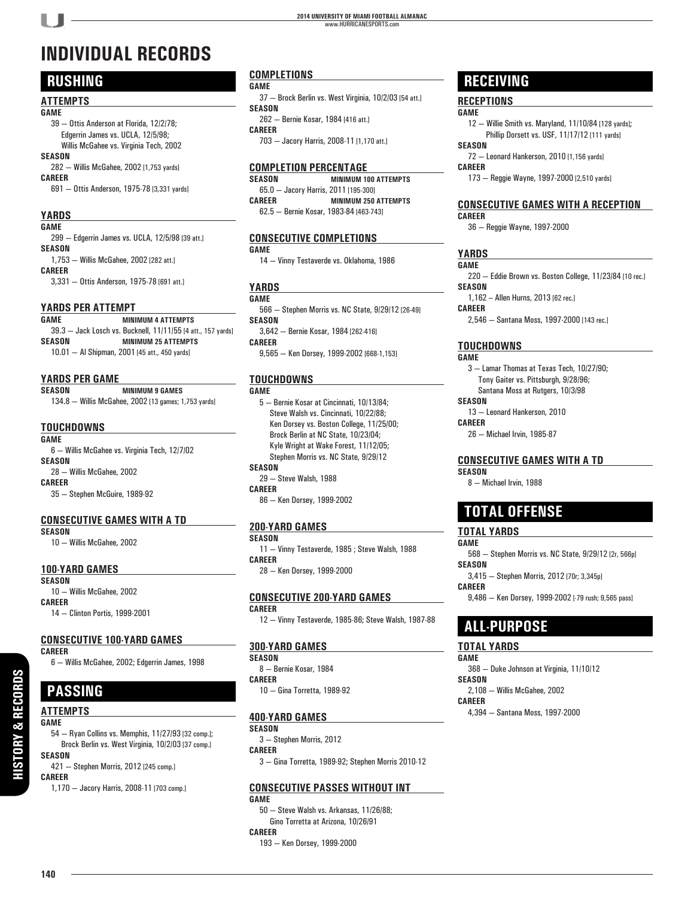# INDIVIDUAL RECORDS

## RUSHING

### ATTEMPTS

**GAME**

39 — Ottis Anderson at Florida, 12/2/78;
Edgerrin James vs. UCLA, 12/5/98;
Willis McGahee vs. Virginia Tech, 2002

**SEASON**

282 — Willis McGahee, 2002 [1,753 yards]

**CAREER**

691 — Ottis Anderson, 1975-78 [3,331 yards]

### YARDS

**GAME**

299 — Edgerrin James vs. UCLA, 12/5/98 [39 att.]

**SEASON**

1,753 — Willis McGahee, 2002 [282 att.]

**CAREER**

3,331 — Ottis Anderson, 1975-78 [691 att.]

### YARDS PER ATTEMPT

**GAME** — **MINIMUM 4 ATTEMPTS**

39.3 — Jack Losch vs. Bucknell, 11/11/55 [4 att., 157 yards]

**SEASON** — **MINIMUM 25 ATTEMPTS**

10.01 — Al Shipman, 2001 [45 att., 450 yards]

### YARDS PER GAME

**SEASON** — **MINIMUM 9 GAMES**

134.8 — Willis McGahee, 2002 [13 games; 1,753 yards]

### TOUCHDOWNS

**GAME**

6 — Willis McGahee vs. Virginia Tech, 12/7/02

**SEASON**

28 — Willis McGahee, 2002

**CAREER**

35 — Stephen McGuire, 1989-92

### CONSECUTIVE GAMES WITH A TD

**SEASON**

10 — Willis McGahee, 2002

### 100-YARD GAMES

**SEASON**

10 — Willis McGahee, 2002

**CAREER**

14 — Clinton Portis, 1999-2001

### CONSECUTIVE 100-YARD GAMES

**CAREER**

6 — Willis McGahee, 2002; Edgerrin James, 1998

## PASSING

### ATTEMPTS

**GAME**

54 — Ryan Collins vs. Memphis, 11/27/93 [32 comp.];
Brock Berlin vs. West Virginia, 10/2/03 [37 comp.]

**SEASON**

421 — Stephen Morris, 2012 [245 comp.]

**CAREER**

1,170 — Jacory Harris, 2008-11 [703 comp.]

### COMPLETIONS

**GAME**

37 — Brock Berlin vs. West Virginia, 10/2/03 [54 att.]

**SEASON**

262 — Bernie Kosar, 1984 [416 att.]

**CAREER**

703 — Jacory Harris, 2008-11 [1,170 att.]

### COMPLETION PERCENTAGE

**SEASON** — **MINIMUM 100 ATTEMPTS**

65.0 — Jacory Harris, 2011 [195-300]

**CAREER** — **MINIMUM 250 ATTEMPTS**

62.5 — Bernie Kosar, 1983-84 [463-743]

### CONSECUTIVE COMPLETIONS

**GAME**

14 — Vinny Testaverde vs. Oklahoma, 1986

### YARDS

**GAME**

566 — Stephen Morris vs. NC State, 9/29/12 [26-49]

**SEASON**

3,642 — Bernie Kosar, 1984 [262-416]

**CAREER**

9,565 — Ken Dorsey, 1999-2002 [668-1,153]

### TOUCHDOWNS

**GAME**

5 — Bernie Kosar at Cincinnati, 10/13/84;
Steve Walsh vs. Cincinnati, 10/22/88;
Ken Dorsey vs. Boston College, 11/25/00;
Brock Berlin at NC State, 10/23/04;
Kyle Wright at Wake Forest, 11/12/05;
Stephen Morris vs. NC State, 9/29/12

**SEASON**

29 — Steve Walsh, 1988

**CAREER**

86 — Ken Dorsey, 1999-2002

### 200-YARD GAMES

**SEASON**

11 — Vinny Testaverde, 1985 ; Steve Walsh, 1988

**CAREER**

28 — Ken Dorsey, 1999-2000

### CONSECUTIVE 200-YARD GAMES

**CAREER**

12 — Vinny Testaverde, 1985-86; Steve Walsh, 1987-88

### 300-YARD GAMES

**SEASON**

8 — Bernie Kosar, 1984

**CAREER**

10 — Gina Torretta, 1989-92

### 400-YARD GAMES

**SEASON**

3 — Stephen Morris, 2012

**CAREER**

3 — Gina Torretta, 1989-92; Stephen Morris 2010-12

### CONSECUTIVE PASSES WITHOUT INT

**GAME**

50 — Steve Walsh vs. Arkansas, 11/26/88;
Gino Torretta at Arizona, 10/26/91

**CAREER**

193 — Ken Dorsey, 1999-2000

## RECEIVING

### RECEPTIONS

**GAME**

12 — Willie Smith vs. Maryland, 11/10/84 [128 yards];
Phillip Dorsett vs. USF, 11/17/12 [111 yards]

**SEASON**

72 — Leonard Hankerson, 2010 [1,156 yards]

**CAREER**

173 — Reggie Wayne, 1997-2000 [2,510 yards]

### CONSECUTIVE GAMES WITH A RECEPTION

**CAREER**

36 — Reggie Wayne, 1997-2000

### YARDS

**GAME**

220 — Eddie Brown vs. Boston College, 11/23/84 [10 rec.]

**SEASON**

1,162 – Allen Hurns, 2013 [62 rec.]

**CAREER**

2,546 — Santana Moss, 1997-2000 [143 rec.]

### TOUCHDOWNS

**GAME**

3 — Lamar Thomas at Texas Tech, 10/27/90;
Tony Gaiter vs. Pittsburgh, 9/28/96;
Santana Moss at Rutgers, 10/3/98

**SEASON**

13 — Leonard Hankerson, 2010

**CAREER**

26 — Michael Irvin, 1985-87

### CONSECUTIVE GAMES WITH A TD

**SEASON**

8 — Michael Irvin, 1988

## TOTAL OFFENSE

### TOTAL YARDS

**GAME**

568 — Stephen Morris vs. NC State, 9/29/12 [2r, 566p]

**SEASON**

3,415 — Stephen Morris, 2012 [70r; 3,345p]

**CAREER**

9,486 — Ken Dorsey, 1999-2002 [-79 rush; 9,565 pass]

## ALL-PURPOSE

### TOTAL YARDS

**GAME**

368 — Duke Johnson at Virginia, 11/10/12

**SEASON**

2,108 — Willis McGahee, 2002

**CAREER**

4,394 — Santana Moss, 1997-2000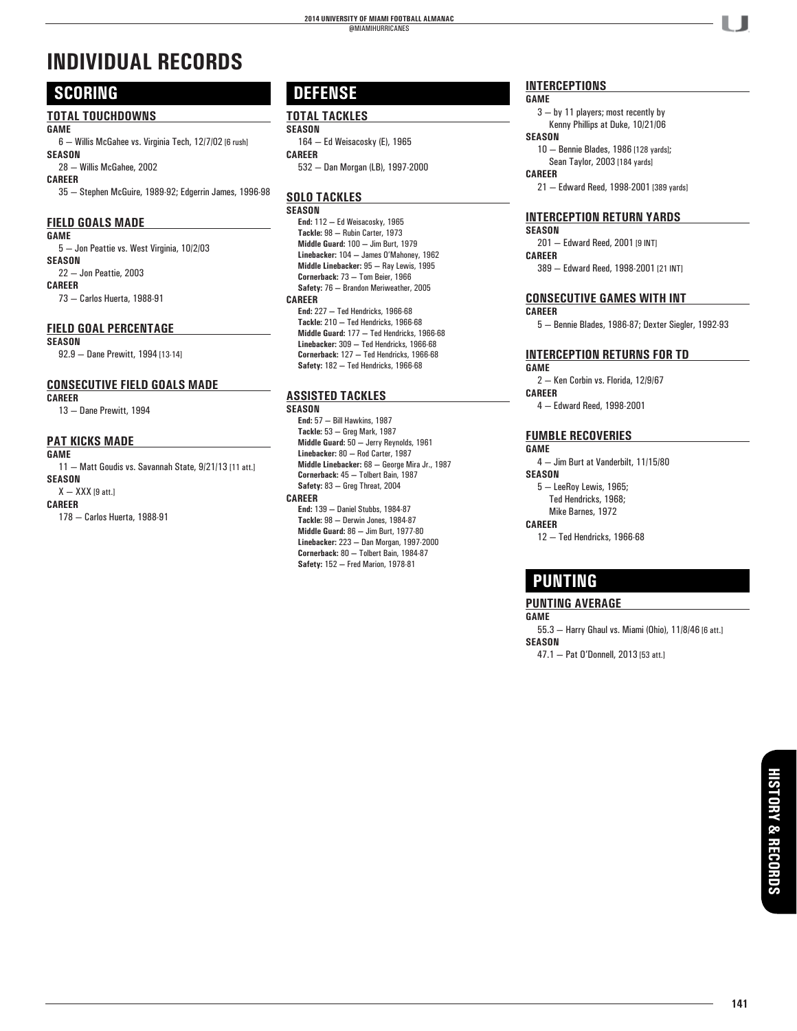# INDIVIDUAL RECORDS

## SCORING

### TOTAL TOUCHDOWNS

**GAME**

6 — Willis McGahee vs. Virginia Tech, 12/7/02 [6 rush]

**SEASON**

28 — Willis McGahee, 2002

**CAREER**

35 — Stephen McGuire, 1989-92; Edgerrin James, 1996-98

### FIELD GOALS MADE

**GAME**

5 — Jon Peattie vs. West Virginia, 10/2/03

**SEASON**

22 — Jon Peattie, 2003

**CAREER**

73 — Carlos Huerta, 1988-91

### FIELD GOAL PERCENTAGE

**SEASON**

92.9 — Dane Prewitt, 1994 [13-14]

### CONSECUTIVE FIELD GOALS MADE

**CAREER**

13 — Dane Prewitt, 1994

### PAT KICKS MADE

**GAME**

11 — Matt Goudis vs. Savannah State, 9/21/13 [11 att.]

**SEASON**

X — XXX [9 att.]

**CAREER**

178 — Carlos Huerta, 1988-91

## DEFENSE

### TOTAL TACKLES

**SEASON**

164 — Ed Weisacosky (E), 1965

**CAREER**

532 — Dan Morgan (LB), 1997-2000

### SOLO TACKLES

**SEASON**

- **End:** 112 — Ed Weisacosky, 1965
- **Tackle:** 98 — Rubin Carter, 1973
- **Middle Guard:** 100 — Jim Burt, 1979
- **Linebacker:** 104 — James O'Mahoney, 1962
- **Middle Linebacker:** 95 — Ray Lewis, 1995
- **Cornerback:** 73 — Tom Beier, 1966
- **Safety:** 76 — Brandon Meriweather, 2005

**CAREER**

- **End:** 227 — Ted Hendricks, 1966-68
- **Tackle:** 210 — Ted Hendricks, 1966-68
- **Middle Guard:** 177 — Ted Hendricks, 1966-68
- **Linebacker:** 309 — Ted Hendricks, 1966-68
- **Cornerback:** 127 — Ted Hendricks, 1966-68
- **Safety:** 182 — Ted Hendricks, 1966-68

### ASSISTED TACKLES

**SEASON**

- **End:** 57 — Bill Hawkins, 1987
- **Tackle:** 53 — Greg Mark, 1987
- **Middle Guard:** 50 — Jerry Reynolds, 1961
- **Linebacker:** 80 — Rod Carter, 1987
- **Middle Linebacker:** 68 — George Mira Jr., 1987
- **Cornerback:** 45 — Tolbert Bain, 1987
- **Safety:** 83 — Greg Threat, 2004

**CAREER**

- **End:** 139 — Daniel Stubbs, 1984-87
- **Tackle:** 98 — Derwin Jones, 1984-87
- **Middle Guard:** 86 — Jim Burt, 1977-80
- **Linebacker:** 223 — Dan Morgan, 1997-2000
- **Cornerback:** 80 — Tolbert Bain, 1984-87
- **Safety:** 152 — Fred Marion, 1978-81

### INTERCEPTIONS

**GAME**

3 — by 11 players; most recently by Kenny Phillips at Duke, 10/21/06

**SEASON**

10 — Bennie Blades, 1986 [128 yards]; Sean Taylor, 2003 [184 yards]

**CAREER**

21 — Edward Reed, 1998-2001 [389 yards]

### INTERCEPTION RETURN YARDS

**SEASON**

201 — Edward Reed, 2001 [9 INT]

**CAREER**

389 — Edward Reed, 1998-2001 [21 INT]

### CONSECUTIVE GAMES WITH INT

**CAREER**

5 — Bennie Blades, 1986-87; Dexter Siegler, 1992-93

### INTERCEPTION RETURNS FOR TD

**GAME**

2 — Ken Corbin vs. Florida, 12/9/67

**CAREER**

4 — Edward Reed, 1998-2001

### FUMBLE RECOVERIES

**GAME**

4 — Jim Burt at Vanderbilt, 11/15/80

**SEASON**

5 — LeeRoy Lewis, 1965;
Ted Hendricks, 1968;
Mike Barnes, 1972

**CAREER**

12 — Ted Hendricks, 1966-68

## PUNTING

### PUNTING AVERAGE

**GAME**

55.3 — Harry Ghaul vs. Miami (Ohio), 11/8/46 [6 att.]

**SEASON**

47.1 — Pat O'Donnell, 2013 [53 att.]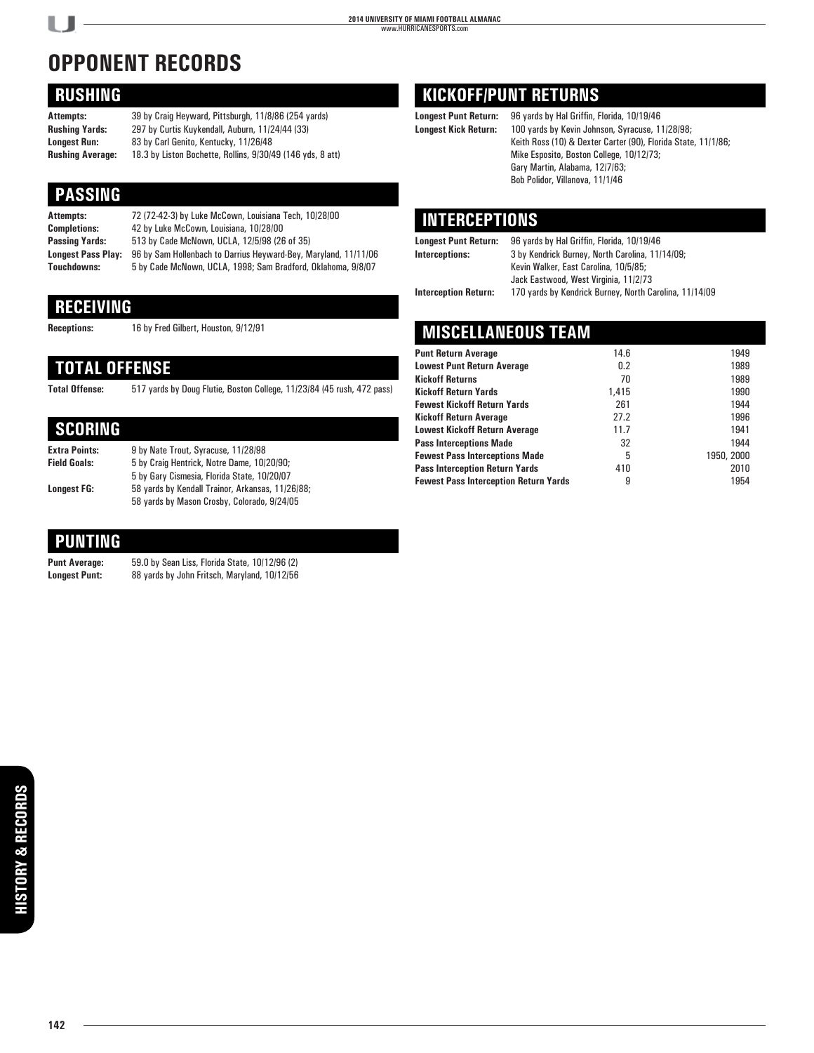# OPPONENT RECORDS

## RUSHING

**Attempts:** 39 by Craig Heyward, Pittsburgh, 11/8/86 (254 yards)
**Rushing Yards:** 297 by Curtis Kuykendall, Auburn, 11/24/44 (33)
**Longest Run:** 83 by Carl Genito, Kentucky, 11/26/48
**Rushing Average:** 18.3 by Liston Bochette, Rollins, 9/30/49 (146 yds, 8 att)

## PASSING

**Attempts:** 72 (72-42-3) by Luke McCown, Louisiana Tech, 10/28/00
**Completions:** 42 by Luke McCown, Louisiana, 10/28/00
**Passing Yards:** 513 by Cade McNown, UCLA, 12/5/98 (26 of 35)
**Longest Pass Play:** 96 by Sam Hollenbach to Darrius Heyward-Bey, Maryland, 11/11/06
**Touchdowns:** 5 by Cade McNown, UCLA, 1998; Sam Bradford, Oklahoma, 9/8/07

## RECEIVING

**Receptions:** 16 by Fred Gilbert, Houston, 9/12/91

## TOTAL OFFENSE

**Total Offense:** 517 yards by Doug Flutie, Boston College, 11/23/84 (45 rush, 472 pass)

## SCORING

**Extra Points:** 9 by Nate Trout, Syracuse, 11/28/98
**Field Goals:** 5 by Craig Hentrick, Notre Dame, 10/20/90;
5 by Gary Cismesia, Florida State, 10/20/07
**Longest FG:** 58 yards by Kendall Trainor, Arkansas, 11/26/88;
58 yards by Mason Crosby, Colorado, 9/24/05

## PUNTING

**Punt Average:** 59.0 by Sean Liss, Florida State, 10/12/96 (2)
**Longest Punt:** 88 yards by John Fritsch, Maryland, 10/12/56

## KICKOFF/PUNT RETURNS

**Longest Punt Return:** 96 yards by Hal Griffin, Florida, 10/19/46
**Longest Kick Return:** 100 yards by Kevin Johnson, Syracuse, 11/28/98;
Keith Ross (10) & Dexter Carter (90), Florida State, 11/1/86;
Mike Esposito, Boston College, 10/12/73;
Gary Martin, Alabama, 12/7/63;
Bob Polidor, Villanova, 11/1/46

## INTERCEPTIONS

**Longest Punt Return:** 96 yards by Hal Griffin, Florida, 10/19/46
**Interceptions:** 3 by Kendrick Burney, North Carolina, 11/14/09;
Kevin Walker, East Carolina, 10/5/85;
Jack Eastwood, West Virginia, 11/2/73
**Interception Return:** 170 yards by Kendrick Burney, North Carolina, 11/14/09

## MISCELLANEOUS TEAM

| | | |
|---|---|---|
| **Punt Return Average** | 14.6 | 1949 |
| **Lowest Punt Return Average** | 0.2 | 1989 |
| **Kickoff Returns** | 70 | 1989 |
| **Kickoff Return Yards** | 1,415 | 1990 |
| **Fewest Kickoff Return Yards** | 261 | 1944 |
| **Kickoff Return Average** | 27.2 | 1996 |
| **Lowest Kickoff Return Average** | 11.7 | 1941 |
| **Pass Interceptions Made** | 32 | 1944 |
| **Fewest Pass Interceptions Made** | 5 | 1950, 2000 |
| **Pass Interception Return Yards** | 410 | 2010 |
| **Fewest Pass Interception Return Yards** | 9 | 1954 |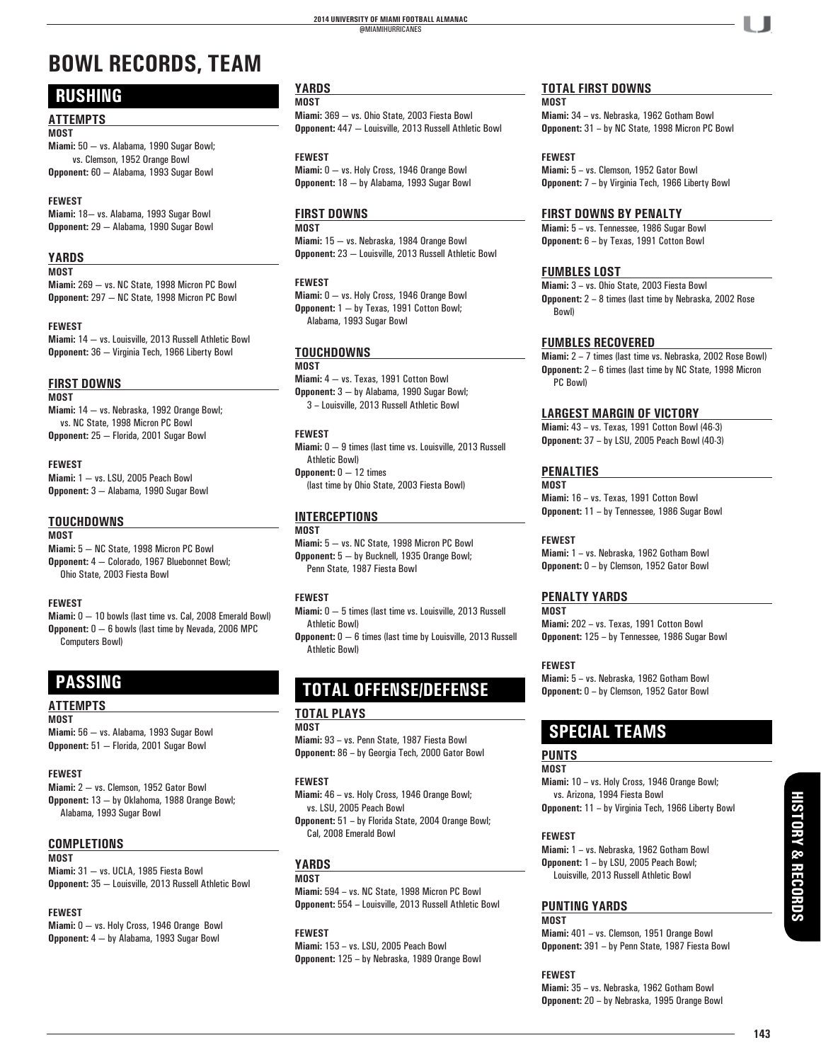# BOWL RECORDS, TEAM

## RUSHING

### ATTEMPTS

**MOST**

**Miami:** 50 — vs. Alabama, 1990 Sugar Bowl;
vs. Clemson, 1952 Orange Bowl
**Opponent:** 60 — Alabama, 1993 Sugar Bowl

**FEWEST**

**Miami:** 18— vs. Alabama, 1993 Sugar Bowl
**Opponent:** 29 — Alabama, 1990 Sugar Bowl

### YARDS

**MOST**

**Miami:** 269 — vs. NC State, 1998 Micron PC Bowl
**Opponent:** 297 — NC State, 1998 Micron PC Bowl

**FEWEST**

**Miami:** 14 — vs. Louisville, 2013 Russell Athletic Bowl
**Opponent:** 36 — Virginia Tech, 1966 Liberty Bowl

### FIRST DOWNS

**MOST**

**Miami:** 14 — vs. Nebraska, 1992 Orange Bowl;
vs. NC State, 1998 Micron PC Bowl
**Opponent:** 25 — Florida, 2001 Sugar Bowl

**FEWEST**

**Miami:** 1 — vs. LSU, 2005 Peach Bowl
**Opponent:** 3 — Alabama, 1990 Sugar Bowl

### TOUCHDOWNS

**MOST**

**Miami:** 5 — NC State, 1998 Micron PC Bowl
**Opponent:** 4 — Colorado, 1967 Bluebonnet Bowl;
Ohio State, 2003 Fiesta Bowl

**FEWEST**

**Miami:** 0 — 10 bowls (last time vs. Cal, 2008 Emerald Bowl)
**Opponent:** 0 — 6 bowls (last time by Nevada, 2006 MPC Computers Bowl)

## PASSING

### ATTEMPTS

**MOST**

**Miami:** 56 — vs. Alabama, 1993 Sugar Bowl
**Opponent:** 51 — Florida, 2001 Sugar Bowl

**FEWEST**

**Miami:** 2 — vs. Clemson, 1952 Gator Bowl
**Opponent:** 13 — by Oklahoma, 1988 Orange Bowl;
Alabama, 1993 Sugar Bowl

### COMPLETIONS

**MOST**

**Miami:** 31 — vs. UCLA, 1985 Fiesta Bowl
**Opponent:** 35 — Louisville, 2013 Russell Athletic Bowl

**FEWEST**

**Miami:** 0 — vs. Holy Cross, 1946 Orange Bowl
**Opponent:** 4 — by Alabama, 1993 Sugar Bowl

### YARDS

**MOST**

**Miami:** 369 — vs. Ohio State, 2003 Fiesta Bowl
**Opponent:** 447 — Louisville, 2013 Russell Athletic Bowl

**FEWEST**

**Miami:** 0 — vs. Holy Cross, 1946 Orange Bowl
**Opponent:** 18 — by Alabama, 1993 Sugar Bowl

### FIRST DOWNS

**MOST**

**Miami:** 15 — vs. Nebraska, 1984 Orange Bowl
**Opponent:** 23 — Louisville, 2013 Russell Athletic Bowl

**FEWEST**

**Miami:** 0 — vs. Holy Cross, 1946 Orange Bowl
**Opponent:** 1 — by Texas, 1991 Cotton Bowl;
Alabama, 1993 Sugar Bowl

### TOUCHDOWNS

**MOST**

**Miami:** 4 — vs. Texas, 1991 Cotton Bowl
**Opponent:** 3 — by Alabama, 1990 Sugar Bowl;
3 – Louisville, 2013 Russell Athletic Bowl

**FEWEST**

**Miami:** 0 — 9 times (last time vs. Louisville, 2013 Russell Athletic Bowl)
**Opponent:** 0 — 12 times
(last time by Ohio State, 2003 Fiesta Bowl)

### INTERCEPTIONS

**MOST**

**Miami:** 5 — vs. NC State, 1998 Micron PC Bowl
**Opponent:** 5 — by Bucknell, 1935 Orange Bowl;
Penn State, 1987 Fiesta Bowl

**FEWEST**

**Miami:** 0 — 5 times (last time vs. Louisville, 2013 Russell Athletic Bowl)
**Opponent:** 0 — 6 times (last time by Louisville, 2013 Russell Athletic Bowl)

## TOTAL OFFENSE/DEFENSE

### TOTAL PLAYS

**MOST**

**Miami:** 93 – vs. Penn State, 1987 Fiesta Bowl
**Opponent:** 86 – by Georgia Tech, 2000 Gator Bowl

**FEWEST**

**Miami:** 46 – vs. Holy Cross, 1946 Orange Bowl;
vs. LSU, 2005 Peach Bowl
**Opponent:** 51 – by Florida State, 2004 Orange Bowl;
Cal, 2008 Emerald Bowl

### YARDS

**MOST**

**Miami:** 594 – vs. NC State, 1998 Micron PC Bowl
**Opponent:** 554 – Louisville, 2013 Russell Athletic Bowl

**FEWEST**

**Miami:** 153 – vs. LSU, 2005 Peach Bowl
**Opponent:** 125 – by Nebraska, 1989 Orange Bowl

### TOTAL FIRST DOWNS

**MOST**

**Miami:** 34 – vs. Nebraska, 1962 Gotham Bowl
**Opponent:** 31 – by NC State, 1998 Micron PC Bowl

**FEWEST**

**Miami:** 5 – vs. Clemson, 1952 Gator Bowl
**Opponent:** 7 – by Virginia Tech, 1966 Liberty Bowl

### FIRST DOWNS BY PENALTY

**Miami:** 5 – vs. Tennessee, 1986 Sugar Bowl
**Opponent:** 6 – by Texas, 1991 Cotton Bowl

### FUMBLES LOST

**Miami:** 3 – vs. Ohio State, 2003 Fiesta Bowl
**Opponent:** 2 – 8 times (last time by Nebraska, 2002 Rose Bowl)

### FUMBLES RECOVERED

**Miami:** 2 – 7 times (last time vs. Nebraska, 2002 Rose Bowl)
**Opponent:** 2 – 6 times (last time by NC State, 1998 Micron PC Bowl)

### LARGEST MARGIN OF VICTORY

**Miami:** 43 – vs. Texas, 1991 Cotton Bowl (46-3)
**Opponent:** 37 – by LSU, 2005 Peach Bowl (40-3)

### PENALTIES

**MOST**

**Miami:** 16 – vs. Texas, 1991 Cotton Bowl
**Opponent:** 11 – by Tennessee, 1986 Sugar Bowl

**FEWEST**

**Miami:** 1 – vs. Nebraska, 1962 Gotham Bowl
**Opponent:** 0 – by Clemson, 1952 Gator Bowl

### PENALTY YARDS

**MOST**

**Miami:** 202 – vs. Texas, 1991 Cotton Bowl
**Opponent:** 125 – by Tennessee, 1986 Sugar Bowl

**FEWEST**

**Miami:** 5 – vs. Nebraska, 1962 Gotham Bowl
**Opponent:** 0 – by Clemson, 1952 Gator Bowl

## SPECIAL TEAMS

### PUNTS

**MOST**

**Miami:** 10 – vs. Holy Cross, 1946 Orange Bowl;
vs. Arizona, 1994 Fiesta Bowl
**Opponent:** 11 – by Virginia Tech, 1966 Liberty Bowl

**FEWEST**

**Miami:** 1 – vs. Nebraska, 1962 Gotham Bowl
**Opponent:** 1 – by LSU, 2005 Peach Bowl;
Louisville, 2013 Russell Athletic Bowl

### PUNTING YARDS

**MOST**

**Miami:** 401 – vs. Clemson, 1951 Orange Bowl
**Opponent:** 391 – by Penn State, 1987 Fiesta Bowl

**FEWEST**

**Miami:** 35 – vs. Nebraska, 1962 Gotham Bowl
**Opponent:** 20 – by Nebraska, 1995 Orange Bowl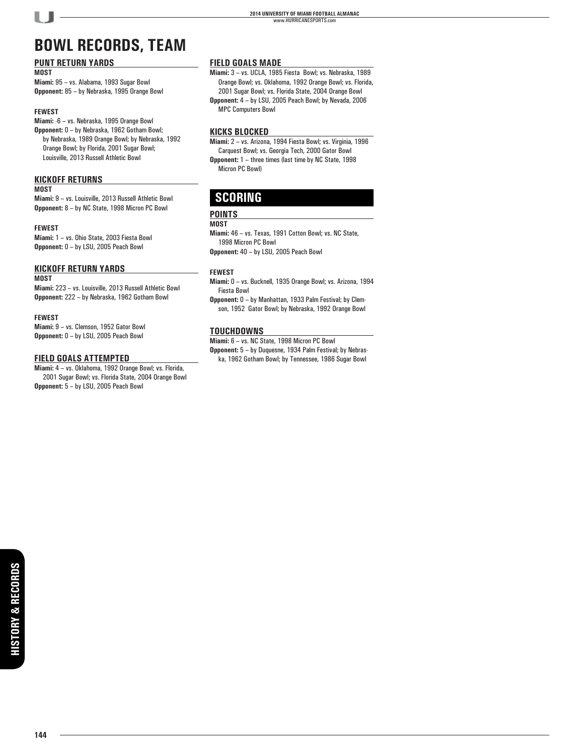# BOWL RECORDS, TEAM

## PUNT RETURN YARDS

**MOST**

**Miami:** 95 – vs. Alabama, 1993 Sugar Bowl
**Opponent:** 85 – by Nebraska, 1995 Orange Bowl

**FEWEST**

**Miami:** -6 – vs. Nebraska, 1995 Orange Bowl
**Opponent:** 0 – by Nebraska, 1962 Gotham Bowl; by Nebraska, 1989 Orange Bowl; by Nebraska, 1992 Orange Bowl; by Florida, 2001 Sugar Bowl; Louisville, 2013 Russell Athletic Bowl

## KICKOFF RETURNS

**MOST**

**Miami:** 9 – vs. Louisville, 2013 Russell Athletic Bowl
**Opponent:** 8 – by NC State, 1998 Micron PC Bowl

**FEWEST**

**Miami:** 1 – vs. Ohio State, 2003 Fiesta Bowl
**Opponent:** 0 – by LSU, 2005 Peach Bowl

## KICKOFF RETURN YARDS

**MOST**

**Miami:** 223 – vs. Louisville, 2013 Russell Athletic Bowl
**Opponent:** 222 – by Nebraska, 1962 Gotham Bowl

**FEWEST**

**Miami:** 9 – vs. Clemson, 1952 Gator Bowl
**Opponent:** 0 – by LSU, 2005 Peach Bowl

## FIELD GOALS ATTEMPTED

**Miami:** 4 – vs. Oklahoma, 1992 Orange Bowl; vs. Florida, 2001 Sugar Bowl; vs. Florida State, 2004 Orange Bowl
**Opponent:** 5 – by LSU, 2005 Peach Bowl

## FIELD GOALS MADE

**Miami:** 3 – vs. UCLA, 1985 Fiesta Bowl; vs. Nebraska, 1989 Orange Bowl; vs. Oklahoma, 1992 Orange Bowl; vs. Florida, 2001 Sugar Bowl; vs. Florida State, 2004 Orange Bowl
**Opponent:** 4 – by LSU, 2005 Peach Bowl; by Nevada, 2006 MPC Computers Bowl

## KICKS BLOCKED

**Miami:** 2 – vs. Arizona, 1994 Fiesta Bowl; vs. Virginia, 1996 Carquest Bowl; vs. Georgia Tech, 2000 Gator Bowl
**Opponent:** 1 – three times (last time by NC State, 1998 Micron PC Bowl)

# SCORING

## POINTS

**MOST**

**Miami:** 46 – vs. Texas, 1991 Cotton Bowl; vs. NC State, 1998 Micron PC Bowl
**Opponent:** 40 – by LSU, 2005 Peach Bowl

**FEWEST**

**Miami:** 0 – vs. Bucknell, 1935 Orange Bowl; vs. Arizona, 1994 Fiesta Bowl
**Opponent:** 0 – by Manhattan, 1933 Palm Festival; by Clemson, 1952 Gator Bowl; by Nebraska, 1992 Orange Bowl

## TOUCHDOWNS

**Miami:** 6 – vs. NC State, 1998 Micron PC Bowl
**Opponent:** 5 – by Duquesne, 1934 Palm Festival; by Nebraska, 1962 Gotham Bowl; by Tennessee, 1986 Sugar Bowl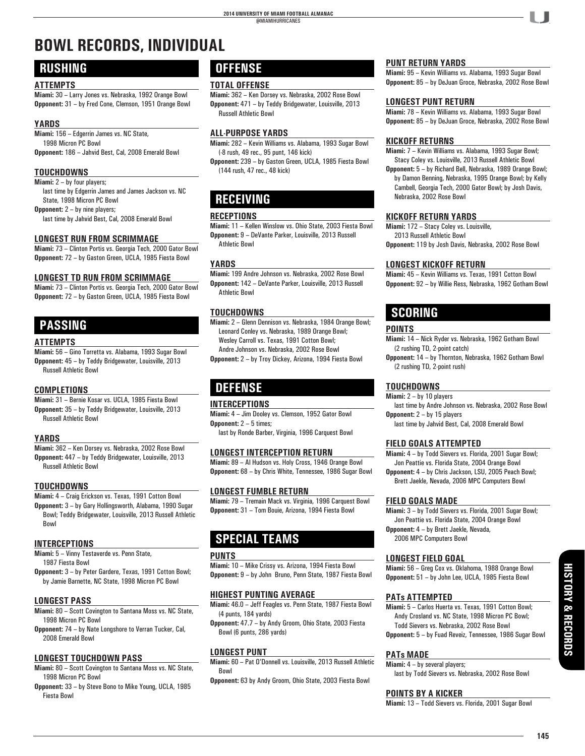# BOWL RECORDS, INDIVIDUAL

## RUSHING

### ATTEMPTS

**Miami:** 30 – Larry Jones vs. Nebraska, 1992 Orange Bowl
**Opponent:** 31 – by Fred Cone, Clemson, 1951 Orange Bowl

### YARDS

**Miami:** 156 – Edgerrin James vs. NC State, 1998 Micron PC Bowl
**Opponent:** 186 – Jahvid Best, Cal, 2008 Emerald Bowl

### TOUCHDOWNS

**Miami:** 2 – by four players;
last time by Edgerrin James and James Jackson vs. NC State, 1998 Micron PC Bowl
**Opponent:** 2 – by nine players;
last time by Jahvid Best, Cal, 2008 Emerald Bowl

### LONGEST RUN FROM SCRIMMAGE

**Miami:** 73 – Clinton Portis vs. Georgia Tech, 2000 Gator Bowl
**Opponent:** 72 – by Gaston Green, UCLA, 1985 Fiesta Bowl

### LONGEST TD RUN FROM SCRIMMAGE

**Miami:** 73 – Clinton Portis vs. Georgia Tech, 2000 Gator Bowl
**Opponent:** 72 – by Gaston Green, UCLA, 1985 Fiesta Bowl

## PASSING

### ATTEMPTS

**Miami:** 56 – Gino Torretta vs. Alabama, 1993 Sugar Bowl
**Opponent:** 45 – by Teddy Bridgewater, Louisville, 2013 Russell Athletic Bowl

### COMPLETIONS

**Miami:** 31 – Bernie Kosar vs. UCLA, 1985 Fiesta Bowl
**Opponent:** 35 – by Teddy Bridgewater, Louisville, 2013 Russell Athletic Bowl

### YARDS

**Miami:** 362 – Ken Dorsey vs. Nebraska, 2002 Rose Bowl
**Opponent:** 447 – by Teddy Bridgewater, Louisville, 2013 Russell Athletic Bowl

### TOUCHDOWNS

**Miami:** 4 – Craig Erickson vs. Texas, 1991 Cotton Bowl
**Opponent:** 3 – by Gary Hollingsworth, Alabama, 1990 Sugar Bowl; Teddy Bridgewater, Louisville, 2013 Russell Athletic Bowl

### INTERCEPTIONS

**Miami:** 5 – Vinny Testaverde vs. Penn State, 1987 Fiesta Bowl
**Opponent:** 3 – by Peter Gardere, Texas, 1991 Cotton Bowl; by Jamie Barnette, NC State, 1998 Micron PC Bowl

### LONGEST PASS

**Miami:** 80 – Scott Covington to Santana Moss vs. NC State, 1998 Micron PC Bowl
**Opponent:** 74 – by Nate Longshore to Verran Tucker, Cal, 2008 Emerald Bowl

### LONGEST TOUCHDOWN PASS

**Miami:** 80 – Scott Covington to Santana Moss vs. NC State, 1998 Micron PC Bowl
**Opponent:** 33 – by Steve Bono to Mike Young, UCLA, 1985 Fiesta Bowl

## OFFENSE

### TOTAL OFFENSE

**Miami:** 362 – Ken Dorsey vs. Nebraska, 2002 Rose Bowl
**Opponent:** 471 – by Teddy Bridgewater, Louisville, 2013 Russell Athletic Bowl

### ALL-PURPOSE YARDS

**Miami:** 282 – Kevin Williams vs. Alabama, 1993 Sugar Bowl (-8 rush, 49 rec., 95 punt, 146 kick)
**Opponent:** 239 – by Gaston Green, UCLA, 1985 Fiesta Bowl (144 rush, 47 rec., 48 kick)

## RECEIVING

### RECEPTIONS

**Miami:** 11 – Kellen Winslow vs. Ohio State, 2003 Fiesta Bowl
**Opponent:** 9 – DeVante Parker, Louisville, 2013 Russell Athletic Bowl

### YARDS

**Miami:** 199 Andre Johnson vs. Nebraska, 2002 Rose Bowl
**Opponent:** 142 – DeVante Parker, Louisville, 2013 Russell Athletic Bowl

### TOUCHDOWNS

**Miami:** 2 – Glenn Dennison vs. Nebraska, 1984 Orange Bowl; Leonard Conley vs. Nebraska, 1989 Orange Bowl; Wesley Carroll vs. Texas, 1991 Cotton Bowl; Andre Johnson vs. Nebraska, 2002 Rose Bowl
**Opponent:** 2 – by Troy Dickey, Arizona, 1994 Fiesta Bowl

## DEFENSE

### INTERCEPTIONS

**Miami:** 4 – Jim Dooley vs. Clemson, 1952 Gator Bowl
**Opponent:** 2 – 5 times;
last by Ronde Barber, Virginia, 1996 Carquest Bowl

### LONGEST INTERCEPTION RETURN

**Miami:** 89 – Al Hudson vs. Holy Cross, 1946 Orange Bowl
**Opponent:** 68 – by Chris White, Tennessee, 1986 Sugar Bowl

### LONGEST FUMBLE RETURN

**Miami:** 79 – Tremain Mack vs. Virginia, 1996 Carquest Bowl
**Opponent:** 31 – Tom Bouie, Arizona, 1994 Fiesta Bowl

## SPECIAL TEAMS

### PUNTS

**Miami:** 10 – Mike Crissy vs. Arizona, 1994 Fiesta Bowl
**Opponent:** 9 – by John Bruno, Penn State, 1987 Fiesta Bowl

### HIGHEST PUNTING AVERAGE

**Miami:** 46.0 – Jeff Feagles vs. Penn State, 1987 Fiesta Bowl (4 punts, 184 yards)
**Opponent:** 47.7 – by Andy Groom, Ohio State, 2003 Fiesta Bowl (6 punts, 286 yards)

### LONGEST PUNT

**Miami:** 60 – Pat O'Donnell vs. Louisville, 2013 Russell Athletic Bowl
**Opponent:** 63 by Andy Groom, Ohio State, 2003 Fiesta Bowl

### PUNT RETURN YARDS

**Miami:** 95 – Kevin Williams vs. Alabama, 1993 Sugar Bowl
**Opponent:** 85 – by DeJuan Groce, Nebraska, 2002 Rose Bowl

### LONGEST PUNT RETURN

**Miami:** 78 – Kevin Williams vs. Alabama, 1993 Sugar Bowl
**Opponent:** 85 – by DeJuan Groce, Nebraska, 2002 Rose Bowl

### KICKOFF RETURNS

**Miami:** 7 – Kevin Williams vs. Alabama, 1993 Sugar Bowl; Stacy Coley vs. Louisville, 2013 Russell Athletic Bowl
**Opponent:** 5 – by Richard Bell, Nebraska, 1989 Orange Bowl; by Damon Benning, Nebraska, 1995 Orange Bowl; by Kelly Cambell, Georgia Tech, 2000 Gator Bowl; by Josh Davis, Nebraska, 2002 Rose Bowl

### KICKOFF RETURN YARDS

**Miami:** 172 – Stacy Coley vs. Louisville, 2013 Russell Athletic Bowl
**Opponent:** 119 by Josh Davis, Nebraska, 2002 Rose Bowl

### LONGEST KICKOFF RETURN

**Miami:** 45 – Kevin Williams vs. Texas, 1991 Cotton Bowl
**Opponent:** 92 – by Willie Ress, Nebraska, 1962 Gotham Bowl

## SCORING

### POINTS

**Miami:** 14 – Nick Ryder vs. Nebraska, 1962 Gotham Bowl (2 rushing TD, 2-point catch)
**Opponent:** 14 – by Thornton, Nebraska, 1962 Gotham Bowl (2 rushing TD, 2-point rush)

### TOUCHDOWNS

**Miami:** 2 – by 10 players
last time by Andre Johnson vs. Nebraska, 2002 Rose Bowl
**Opponent:** 2 – by 15 players
last time by Jahvid Best, Cal, 2008 Emerald Bowl

### FIELD GOALS ATTEMPTED

**Miami:** 4 – by Todd Sievers vs. Florida, 2001 Sugar Bowl; Jon Peattie vs. Florida State, 2004 Orange Bowl
**Opponent:** 4 – by Chris Jackson, LSU, 2005 Peach Bowl; Brett Jaekle, Nevada, 2006 MPC Computers Bowl

### FIELD GOALS MADE

**Miami:** 3 – by Todd Sievers vs. Florida, 2001 Sugar Bowl; Jon Peattie vs. Florida State, 2004 Orange Bowl
**Opponent:** 4 – by Brett Jaekle, Nevada, 2006 MPC Computers Bowl

### LONGEST FIELD GOAL

**Miami:** 56 – Greg Cox vs. Oklahoma, 1988 Orange Bowl
**Opponent:** 51 – by John Lee, UCLA, 1985 Fiesta Bowl

### PATs ATTEMPTED

**Miami:** 5 – Carlos Huerta vs. Texas, 1991 Cotton Bowl; Andy Crosland vs. NC State, 1998 Micron PC Bowl; Todd Sievers vs. Nebraska, 2002 Rose Bowl
**Opponent:** 5 – by Fuad Reveiz, Tennessee, 1986 Sugar Bowl

### PATs MADE

**Miami:** 4 – by several players;
last by Todd Sievers vs. Nebraska, 2002 Rose Bowl

### POINTS BY A KICKER

**Miami:** 13 – Todd Sievers vs. Florida, 2001 Sugar Bowl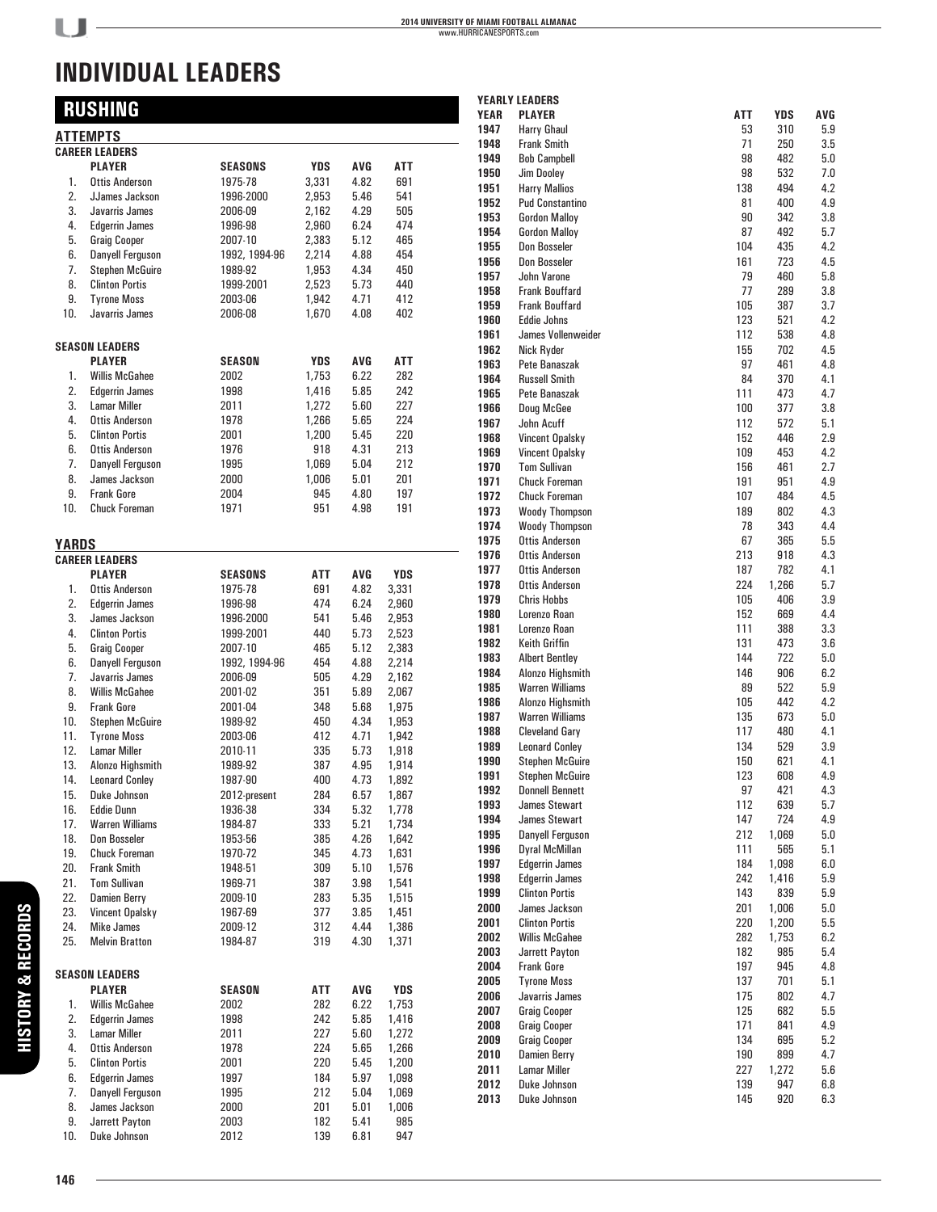# INDIVIDUAL LEADERS

## RUSHING

### ATTEMPTS

**CAREER LEADERS**

| | PLAYER | SEASONS | YDS | AVG | ATT |
|---|---|---|---|---|---|
| 1. | Ottis Anderson | 1975-78 | 3,331 | 4.82 | 691 |
| 2. | JJames Jackson | 1996-2000 | 2,953 | 5.46 | 541 |
| 3. | Javarris James | 2006-09 | 2,162 | 4.29 | 505 |
| 4. | Edgerrin James | 1996-98 | 2,960 | 6.24 | 474 |
| 5. | Graig Cooper | 2007-10 | 2,383 | 5.12 | 465 |
| 6. | Danyell Ferguson | 1992, 1994-96 | 2,214 | 4.88 | 454 |
| 7. | Stephen McGuire | 1989-92 | 1,953 | 4.34 | 450 |
| 8. | Clinton Portis | 1999-2001 | 2,523 | 5.73 | 440 |
| 9. | Tyrone Moss | 2003-06 | 1,942 | 4.71 | 412 |
| 10. | Javarris James | 2006-08 | 1,670 | 4.08 | 402 |

**SEASON LEADERS**

| | PLAYER | SEASON | YDS | AVG | ATT |
|---|---|---|---|---|---|
| 1. | Willis McGahee | 2002 | 1,753 | 6.22 | 282 |
| 2. | Edgerrin James | 1998 | 1,416 | 5.85 | 242 |
| 3. | Lamar Miller | 2011 | 1,272 | 5.60 | 227 |
| 4. | Ottis Anderson | 1978 | 1,266 | 5.65 | 224 |
| 5. | Clinton Portis | 2001 | 1,200 | 5.45 | 220 |
| 6. | Ottis Anderson | 1976 | 918 | 4.31 | 213 |
| 7. | Danyell Ferguson | 1995 | 1,069 | 5.04 | 212 |
| 8. | James Jackson | 2000 | 1,006 | 5.01 | 201 |
| 9. | Frank Gore | 2004 | 945 | 4.80 | 197 |
| 10. | Chuck Foreman | 1971 | 951 | 4.98 | 191 |

### YARDS

**CAREER LEADERS**

| | PLAYER | SEASONS | ATT | AVG | YDS |
|---|---|---|---|---|---|
| 1. | Ottis Anderson | 1975-78 | 691 | 4.82 | 3,331 |
| 2. | Edgerrin James | 1996-98 | 474 | 6.24 | 2,960 |
| 3. | James Jackson | 1996-2000 | 541 | 5.46 | 2,953 |
| 4. | Clinton Portis | 1999-2001 | 440 | 5.73 | 2,523 |
| 5. | Graig Cooper | 2007-10 | 465 | 5.12 | 2,383 |
| 6. | Danyell Ferguson | 1992, 1994-96 | 454 | 4.88 | 2,214 |
| 7. | Javarris James | 2006-09 | 505 | 4.29 | 2,162 |
| 8. | Willis McGahee | 2001-02 | 351 | 5.89 | 2,067 |
| 9. | Frank Gore | 2001-04 | 348 | 5.68 | 1,975 |
| 10. | Stephen McGuire | 1989-92 | 450 | 4.34 | 1,953 |
| 11. | Tyrone Moss | 2003-06 | 412 | 4.71 | 1,942 |
| 12. | Lamar Miller | 2010-11 | 335 | 5.73 | 1,918 |
| 13. | Alonzo Highsmith | 1989-92 | 387 | 4.95 | 1,914 |
| 14. | Leonard Conley | 1987-90 | 400 | 4.73 | 1,892 |
| 15. | Duke Johnson | 2012-present | 284 | 6.57 | 1,867 |
| 16. | Eddie Dunn | 1936-38 | 334 | 5.32 | 1,778 |
| 17. | Warren Williams | 1984-87 | 333 | 5.21 | 1,734 |
| 18. | Don Bosseler | 1953-56 | 385 | 4.26 | 1,642 |
| 19. | Chuck Foreman | 1970-72 | 345 | 4.73 | 1,631 |
| 20. | Frank Smith | 1948-51 | 309 | 5.10 | 1,576 |
| 21. | Tom Sullivan | 1969-71 | 387 | 3.98 | 1,541 |
| 22. | Damien Berry | 2009-10 | 283 | 5.35 | 1,515 |
| 23. | Vincent Opalsky | 1967-69 | 377 | 3.85 | 1,451 |
| 24. | Mike James | 2009-12 | 312 | 4.44 | 1,386 |
| 25. | Melvin Bratton | 1984-87 | 319 | 4.30 | 1,371 |

**SEASON LEADERS**

| | PLAYER | SEASON | ATT | AVG | YDS |
|---|---|---|---|---|---|
| 1. | Willis McGahee | 2002 | 282 | 6.22 | 1,753 |
| 2. | Edgerrin James | 1998 | 242 | 5.85 | 1,416 |
| 3. | Lamar Miller | 2011 | 227 | 5.60 | 1,272 |
| 4. | Ottis Anderson | 1978 | 224 | 5.65 | 1,266 |
| 5. | Clinton Portis | 2001 | 220 | 5.45 | 1,200 |
| 6. | Edgerrin James | 1997 | 184 | 5.97 | 1,098 |
| 7. | Danyell Ferguson | 1995 | 212 | 5.04 | 1,069 |
| 8. | James Jackson | 2000 | 201 | 5.01 | 1,006 |
| 9. | Jarrett Payton | 2003 | 182 | 5.41 | 985 |
| 10. | Duke Johnson | 2012 | 139 | 6.81 | 947 |

**YEARLY LEADERS**

| YEAR | PLAYER | ATT | YDS | AVG |
|---|---|---|---|---|
| 1947 | Harry Ghaul | 53 | 310 | 5.9 |
| 1948 | Frank Smith | 71 | 250 | 3.5 |
| 1949 | Bob Campbell | 98 | 482 | 5.0 |
| 1950 | Jim Dooley | 98 | 532 | 7.0 |
| 1951 | Harry Mallios | 138 | 494 | 4.2 |
| 1952 | Pud Constantino | 81 | 400 | 4.9 |
| 1953 | Gordon Malloy | 90 | 342 | 3.8 |
| 1954 | Gordon Malloy | 87 | 492 | 5.7 |
| 1955 | Don Bosseler | 104 | 435 | 4.2 |
| 1956 | Don Bosseler | 161 | 723 | 4.5 |
| 1957 | John Varone | 79 | 460 | 5.8 |
| 1958 | Frank Bouffard | 77 | 289 | 3.8 |
| 1959 | Frank Bouffard | 105 | 387 | 3.7 |
| 1960 | Eddie Johns | 123 | 521 | 4.2 |
| 1961 | James Vollenweider | 112 | 538 | 4.8 |
| 1962 | Nick Ryder | 155 | 702 | 4.5 |
| 1963 | Pete Banaszak | 97 | 461 | 4.8 |
| 1964 | Russell Smith | 84 | 370 | 4.1 |
| 1965 | Pete Banaszak | 111 | 473 | 4.7 |
| 1966 | Doug McGee | 100 | 377 | 3.8 |
| 1967 | John Acuff | 112 | 572 | 5.1 |
| 1968 | Vincent Opalsky | 152 | 446 | 2.9 |
| 1969 | Vincent Opalsky | 109 | 453 | 4.2 |
| 1970 | Tom Sullivan | 156 | 461 | 2.7 |
| 1971 | Chuck Foreman | 191 | 951 | 4.9 |
| 1972 | Chuck Foreman | 107 | 484 | 4.5 |
| 1973 | Woody Thompson | 189 | 802 | 4.3 |
| 1974 | Woody Thompson | 78 | 343 | 4.4 |
| 1975 | Ottis Anderson | 67 | 365 | 5.5 |
| 1976 | Ottis Anderson | 213 | 918 | 4.3 |
| 1977 | Ottis Anderson | 187 | 782 | 4.1 |
| 1978 | Ottis Anderson | 224 | 1,266 | 5.7 |
| 1979 | Chris Hobbs | 105 | 406 | 3.9 |
| 1980 | Lorenzo Roan | 152 | 669 | 4.4 |
| 1981 | Lorenzo Roan | 111 | 388 | 3.3 |
| 1982 | Keith Griffin | 131 | 473 | 3.6 |
| 1983 | Albert Bentley | 144 | 722 | 5.0 |
| 1984 | Alonzo Highsmith | 146 | 906 | 6.2 |
| 1985 | Warren Williams | 89 | 522 | 5.9 |
| 1986 | Alonzo Highsmith | 105 | 442 | 4.2 |
| 1987 | Warren Williams | 135 | 673 | 5.0 |
| 1988 | Cleveland Gary | 117 | 480 | 4.1 |
| 1989 | Leonard Conley | 134 | 529 | 3.9 |
| 1990 | Stephen McGuire | 150 | 621 | 4.1 |
| 1991 | Stephen McGuire | 123 | 608 | 4.9 |
| 1992 | Donnell Bennett | 97 | 421 | 4.3 |
| 1993 | James Stewart | 112 | 639 | 5.7 |
| 1994 | James Stewart | 147 | 724 | 4.9 |
| 1995 | Danyell Ferguson | 212 | 1,069 | 5.0 |
| 1996 | Dyral McMillan | 111 | 565 | 5.1 |
| 1997 | Edgerrin James | 184 | 1,098 | 6.0 |
| 1998 | Edgerrin James | 242 | 1,416 | 5.9 |
| 1999 | Clinton Portis | 143 | 839 | 5.9 |
| 2000 | James Jackson | 201 | 1,006 | 5.0 |
| 2001 | Clinton Portis | 220 | 1,200 | 5.5 |
| 2002 | Willis McGahee | 282 | 1,753 | 6.2 |
| 2003 | Jarrett Payton | 182 | 985 | 5.4 |
| 2004 | Frank Gore | 197 | 945 | 4.8 |
| 2005 | Tyrone Moss | 137 | 701 | 5.1 |
| 2006 | Javarris James | 175 | 802 | 4.7 |
| 2007 | Graig Cooper | 125 | 682 | 5.5 |
| 2008 | Graig Cooper | 171 | 841 | 4.9 |
| 2009 | Graig Cooper | 134 | 695 | 5.2 |
| 2010 | Damien Berry | 190 | 899 | 4.7 |
| 2011 | Lamar Miller | 227 | 1,272 | 5.6 |
| 2012 | Duke Johnson | 139 | 947 | 6.8 |
| 2013 | Duke Johnson | 145 | 920 | 6.3 |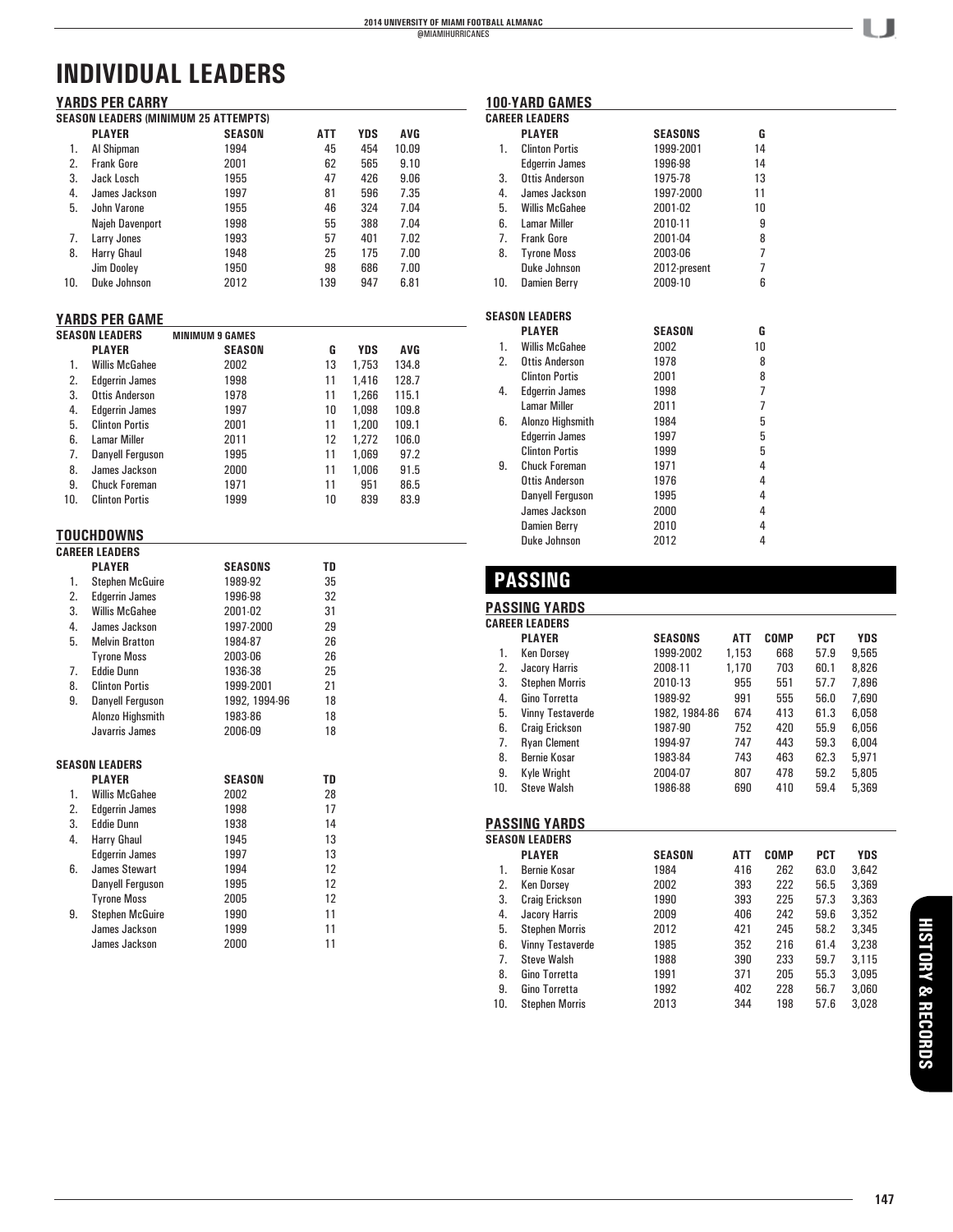# INDIVIDUAL LEADERS

## YARDS PER CARRY

**SEASON LEADERS (MINIMUM 25 ATTEMPTS)**

| | PLAYER | SEASON | ATT | YDS | AVG |
|---|---|---|---|---|---|
| 1. | Al Shipman | 1994 | 45 | 454 | 10.09 |
| 2. | Frank Gore | 2001 | 62 | 565 | 9.10 |
| 3. | Jack Losch | 1955 | 47 | 426 | 9.06 |
| 4. | James Jackson | 1997 | 81 | 596 | 7.35 |
| 5. | John Varone | 1955 | 46 | 324 | 7.04 |
| | Najeh Davenport | 1998 | 55 | 388 | 7.04 |
| 7. | Larry Jones | 1993 | 57 | 401 | 7.02 |
| 8. | Harry Ghaul | 1948 | 25 | 175 | 7.00 |
| | Jim Dooley | 1950 | 98 | 686 | 7.00 |
| 10. | Duke Johnson | 2012 | 139 | 947 | 6.81 |

## YARDS PER GAME

**SEASON LEADERS** — MINIMUM 9 GAMES

| | PLAYER | SEASON | G | YDS | AVG |
|---|---|---|---|---|---|
| 1. | Willis McGahee | 2002 | 13 | 1,753 | 134.8 |
| 2. | Edgerrin James | 1998 | 11 | 1,416 | 128.7 |
| 3. | Ottis Anderson | 1978 | 11 | 1,266 | 115.1 |
| 4. | Edgerrin James | 1997 | 10 | 1,098 | 109.8 |
| 5. | Clinton Portis | 2001 | 11 | 1,200 | 109.1 |
| 6. | Lamar Miller | 2011 | 12 | 1,272 | 106.0 |
| 7. | Danyell Ferguson | 1995 | 11 | 1,069 | 97.2 |
| 8. | James Jackson | 2000 | 11 | 1,006 | 91.5 |
| 9. | Chuck Foreman | 1971 | 11 | 951 | 86.5 |
| 10. | Clinton Portis | 1999 | 10 | 839 | 83.9 |

## TOUCHDOWNS

**CAREER LEADERS**

| | PLAYER | SEASONS | TD |
|---|---|---|---|
| 1. | Stephen McGuire | 1989-92 | 35 |
| 2. | Edgerrin James | 1996-98 | 32 |
| 3. | Willis McGahee | 2001-02 | 31 |
| 4. | James Jackson | 1997-2000 | 29 |
| 5. | Melvin Bratton | 1984-87 | 26 |
| | Tyrone Moss | 2003-06 | 26 |
| 7. | Eddie Dunn | 1936-38 | 25 |
| 8. | Clinton Portis | 1999-2001 | 21 |
| 9. | Danyell Ferguson | 1992, 1994-96 | 18 |
| | Alonzo Highsmith | 1983-86 | 18 |
| | Javarris James | 2006-09 | 18 |

**SEASON LEADERS**

| | PLAYER | SEASON | TD |
|---|---|---|---|
| 1. | Willis McGahee | 2002 | 28 |
| 2. | Edgerrin James | 1998 | 17 |
| 3. | Eddie Dunn | 1938 | 14 |
| 4. | Harry Ghaul | 1945 | 13 |
| | Edgerrin James | 1997 | 13 |
| 6. | James Stewart | 1994 | 12 |
| | Danyell Ferguson | 1995 | 12 |
| | Tyrone Moss | 2005 | 12 |
| 9. | Stephen McGuire | 1990 | 11 |
| | James Jackson | 1999 | 11 |
| | James Jackson | 2000 | 11 |

## 100-YARD GAMES

**CAREER LEADERS**

| | PLAYER | SEASONS | G |
|---|---|---|---|
| 1. | Clinton Portis | 1999-2001 | 14 |
| | Edgerrin James | 1996-98 | 14 |
| 3. | Ottis Anderson | 1975-78 | 13 |
| 4. | James Jackson | 1997-2000 | 11 |
| 5. | Willis McGahee | 2001-02 | 10 |
| 6. | Lamar Miller | 2010-11 | 9 |
| 7. | Frank Gore | 2001-04 | 8 |
| 8. | Tyrone Moss | 2003-06 | 7 |
| | Duke Johnson | 2012-present | 7 |
| 10. | Damien Berry | 2009-10 | 6 |

**SEASON LEADERS**

| | PLAYER | SEASON | G |
|---|---|---|---|
| 1. | Willis McGahee | 2002 | 10 |
| 2. | Ottis Anderson | 1978 | 8 |
| | Clinton Portis | 2001 | 8 |
| 4. | Edgerrin James | 1998 | 7 |
| | Lamar Miller | 2011 | 7 |
| 6. | Alonzo Highsmith | 1984 | 5 |
| | Edgerrin James | 1997 | 5 |
| | Clinton Portis | 1999 | 5 |
| 9. | Chuck Foreman | 1971 | 4 |
| | Ottis Anderson | 1976 | 4 |
| | Danyell Ferguson | 1995 | 4 |
| | James Jackson | 2000 | 4 |
| | Damien Berry | 2010 | 4 |
| | Duke Johnson | 2012 | 4 |

# PASSING

## PASSING YARDS

**CAREER LEADERS**

| | PLAYER | SEASONS | ATT | COMP | PCT | YDS |
|---|---|---|---|---|---|---|
| 1. | Ken Dorsey | 1999-2002 | 1,153 | 668 | 57.9 | 9,565 |
| 2. | Jacory Harris | 2008-11 | 1,170 | 703 | 60.1 | 8,826 |
| 3. | Stephen Morris | 2010-13 | 955 | 551 | 57.7 | 7,896 |
| 4. | Gino Torretta | 1989-92 | 991 | 555 | 56.0 | 7,690 |
| 5. | Vinny Testaverde | 1982, 1984-86 | 674 | 413 | 61.3 | 6,058 |
| 6. | Craig Erickson | 1987-90 | 752 | 420 | 55.9 | 6,056 |
| 7. | Ryan Clement | 1994-97 | 747 | 443 | 59.3 | 6,004 |
| 8. | Bernie Kosar | 1983-84 | 743 | 463 | 62.3 | 5,971 |
| 9. | Kyle Wright | 2004-07 | 807 | 478 | 59.2 | 5,805 |
| 10. | Steve Walsh | 1986-88 | 690 | 410 | 59.4 | 5,369 |

## PASSING YARDS

**SEASON LEADERS**

| | PLAYER | SEASON | ATT | COMP | PCT | YDS |
|---|---|---|---|---|---|---|
| 1. | Bernie Kosar | 1984 | 416 | 262 | 63.0 | 3,642 |
| 2. | Ken Dorsey | 2002 | 393 | 222 | 56.5 | 3,369 |
| 3. | Craig Erickson | 1990 | 393 | 225 | 57.3 | 3,363 |
| 4. | Jacory Harris | 2009 | 406 | 242 | 59.6 | 3,352 |
| 5. | Stephen Morris | 2012 | 421 | 245 | 58.2 | 3,345 |
| 6. | Vinny Testaverde | 1985 | 352 | 216 | 61.4 | 3,238 |
| 7. | Steve Walsh | 1988 | 390 | 233 | 59.7 | 3,115 |
| 8. | Gino Torretta | 1991 | 371 | 205 | 55.3 | 3,095 |
| 9. | Gino Torretta | 1992 | 402 | 228 | 56.7 | 3,060 |
| 10. | Stephen Morris | 2013 | 344 | 198 | 57.6 | 3,028 |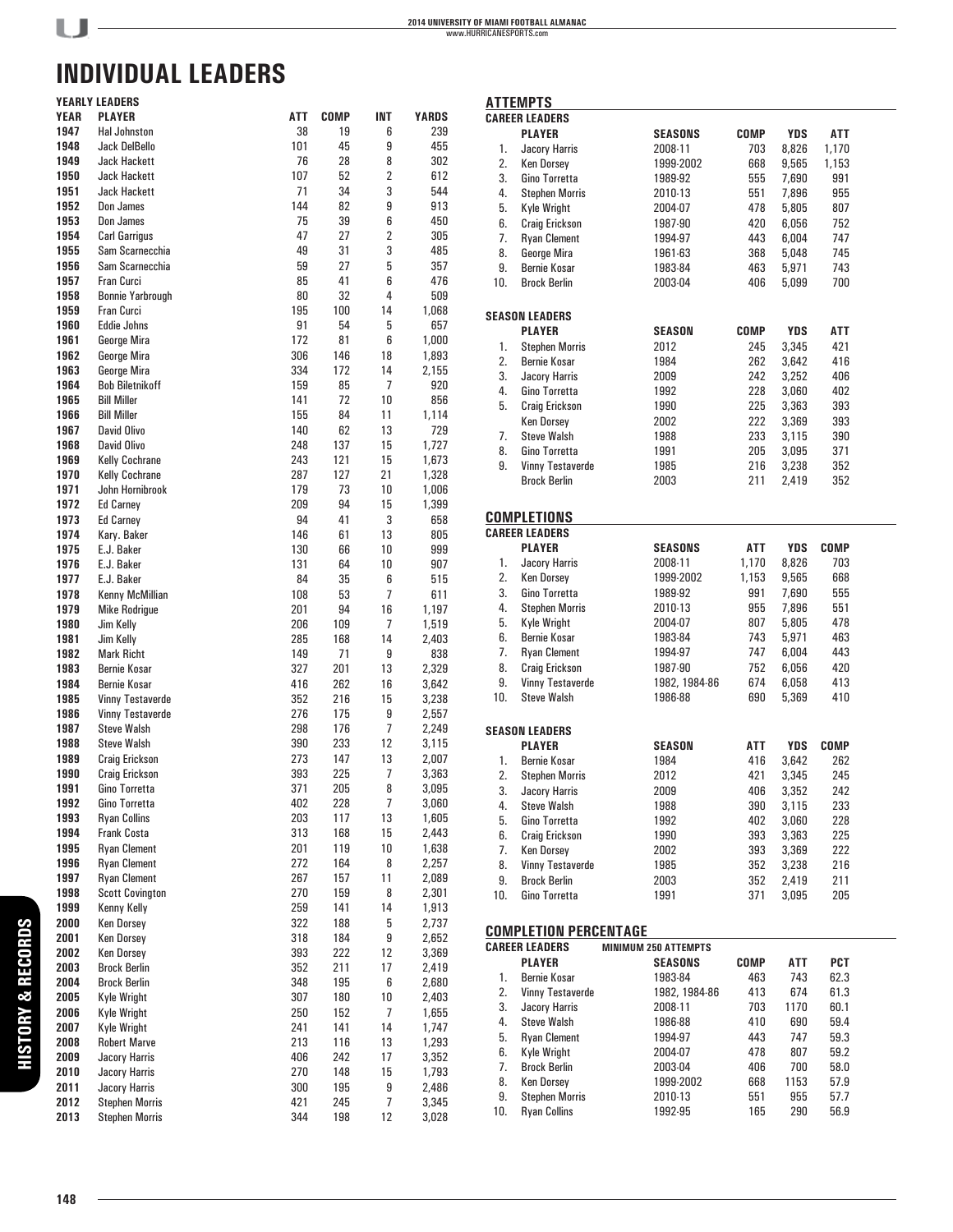# INDIVIDUAL LEADERS

### YEARLY LEADERS

| YEAR | PLAYER | ATT | COMP | INT | YARDS |
|---|---|---|---|---|---|
| 1947 | Hal Johnston | 38 | 19 | 6 | 239 |
| 1948 | Jack DelBello | 101 | 45 | 9 | 455 |
| 1949 | Jack Hackett | 76 | 28 | 8 | 302 |
| 1950 | Jack Hackett | 107 | 52 | 2 | 612 |
| 1951 | Jack Hackett | 71 | 34 | 3 | 544 |
| 1952 | Don James | 144 | 82 | 9 | 913 |
| 1953 | Don James | 75 | 39 | 6 | 450 |
| 1954 | Carl Garrigus | 47 | 27 | 2 | 305 |
| 1955 | Sam Scarnecchia | 49 | 31 | 3 | 485 |
| 1956 | Sam Scarnecchia | 59 | 27 | 5 | 357 |
| 1957 | Fran Curci | 85 | 41 | 6 | 476 |
| 1958 | Bonnie Yarbrough | 80 | 32 | 4 | 509 |
| 1959 | Fran Curci | 195 | 100 | 14 | 1,068 |
| 1960 | Eddie Johns | 91 | 54 | 5 | 657 |
| 1961 | George Mira | 172 | 81 | 6 | 1,000 |
| 1962 | George Mira | 306 | 146 | 18 | 1,893 |
| 1963 | George Mira | 334 | 172 | 14 | 2,155 |
| 1964 | Bob Biletnikoff | 159 | 85 | 7 | 920 |
| 1965 | Bill Miller | 141 | 72 | 10 | 856 |
| 1966 | Bill Miller | 155 | 84 | 11 | 1,114 |
| 1967 | David Olivo | 140 | 62 | 13 | 729 |
| 1968 | David Olivo | 248 | 137 | 15 | 1,727 |
| 1969 | Kelly Cochrane | 243 | 121 | 15 | 1,673 |
| 1970 | Kelly Cochrane | 287 | 127 | 21 | 1,328 |
| 1971 | John Hornibrook | 179 | 73 | 10 | 1,006 |
| 1972 | Ed Carney | 209 | 94 | 15 | 1,399 |
| 1973 | Ed Carney | 94 | 41 | 3 | 658 |
| 1974 | Kary. Baker | 146 | 61 | 13 | 805 |
| 1975 | E.J. Baker | 130 | 66 | 10 | 999 |
| 1976 | E.J. Baker | 131 | 64 | 10 | 907 |
| 1977 | E.J. Baker | 84 | 35 | 6 | 515 |
| 1978 | Kenny McMillian | 108 | 53 | 7 | 611 |
| 1979 | Mike Rodrigue | 201 | 94 | 16 | 1,197 |
| 1980 | Jim Kelly | 206 | 109 | 7 | 1,519 |
| 1981 | Jim Kelly | 285 | 168 | 14 | 2,403 |
| 1982 | Mark Richt | 149 | 71 | 9 | 838 |
| 1983 | Bernie Kosar | 327 | 201 | 13 | 2,329 |
| 1984 | Bernie Kosar | 416 | 262 | 16 | 3,642 |
| 1985 | Vinny Testaverde | 352 | 216 | 15 | 3,238 |
| 1986 | Vinny Testaverde | 276 | 175 | 9 | 2,557 |
| 1987 | Steve Walsh | 298 | 176 | 7 | 2,249 |
| 1988 | Steve Walsh | 390 | 233 | 12 | 3,115 |
| 1989 | Craig Erickson | 273 | 147 | 13 | 2,007 |
| 1990 | Craig Erickson | 393 | 225 | 7 | 3,363 |
| 1991 | Gino Torretta | 371 | 205 | 8 | 3,095 |
| 1992 | Gino Torretta | 402 | 228 | 7 | 3,060 |
| 1993 | Ryan Collins | 203 | 117 | 13 | 1,605 |
| 1994 | Frank Costa | 313 | 168 | 15 | 2,443 |
| 1995 | Ryan Clement | 201 | 119 | 10 | 1,638 |
| 1996 | Ryan Clement | 272 | 164 | 8 | 2,257 |
| 1997 | Ryan Clement | 267 | 157 | 11 | 2,089 |
| 1998 | Scott Covington | 270 | 159 | 8 | 2,301 |
| 1999 | Kenny Kelly | 259 | 141 | 14 | 1,913 |
| 2000 | Ken Dorsey | 322 | 188 | 5 | 2,737 |
| 2001 | Ken Dorsey | 318 | 184 | 9 | 2,652 |
| 2002 | Ken Dorsey | 393 | 222 | 12 | 3,369 |
| 2003 | Brock Berlin | 352 | 211 | 17 | 2,419 |
| 2004 | Brock Berlin | 348 | 195 | 6 | 2,680 |
| 2005 | Kyle Wright | 307 | 180 | 10 | 2,403 |
| 2006 | Kyle Wright | 250 | 152 | 7 | 1,655 |
| 2007 | Kyle Wright | 241 | 141 | 14 | 1,747 |
| 2008 | Robert Marve | 213 | 116 | 13 | 1,293 |
| 2009 | Jacory Harris | 406 | 242 | 17 | 3,352 |
| 2010 | Jacory Harris | 270 | 148 | 15 | 1,793 |
| 2011 | Jacory Harris | 300 | 195 | 9 | 2,486 |
| 2012 | Stephen Morris | 421 | 245 | 7 | 3,345 |
| 2013 | Stephen Morris | 344 | 198 | 12 | 3,028 |

## ATTEMPTS

### CAREER LEADERS

| | PLAYER | SEASONS | COMP | YDS | ATT |
|---|---|---|---|---|---|
| 1. | Jacory Harris | 2008-11 | 703 | 8,826 | 1,170 |
| 2. | Ken Dorsey | 1999-2002 | 668 | 9,565 | 1,153 |
| 3. | Gino Torretta | 1989-92 | 555 | 7,690 | 991 |
| 4. | Stephen Morris | 2010-13 | 551 | 7,896 | 955 |
| 5. | Kyle Wright | 2004-07 | 478 | 5,805 | 807 |
| 6. | Craig Erickson | 1987-90 | 420 | 6,056 | 752 |
| 7. | Ryan Clement | 1994-97 | 443 | 6,004 | 747 |
| 8. | George Mira | 1961-63 | 368 | 5,048 | 745 |
| 9. | Bernie Kosar | 1983-84 | 463 | 5,971 | 743 |
| 10. | Brock Berlin | 2003-04 | 406 | 5,099 | 700 |

### SEASON LEADERS

| | PLAYER | SEASON | COMP | YDS | ATT |
|---|---|---|---|---|---|
| 1. | Stephen Morris | 2012 | 245 | 3,345 | 421 |
| 2. | Bernie Kosar | 1984 | 262 | 3,642 | 416 |
| 3. | Jacory Harris | 2009 | 242 | 3,252 | 406 |
| 4. | Gino Torretta | 1992 | 228 | 3,060 | 402 |
| 5. | Craig Erickson | 1990 | 225 | 3,363 | 393 |
| | Ken Dorsey | 2002 | 222 | 3,369 | 393 |
| 7. | Steve Walsh | 1988 | 233 | 3,115 | 390 |
| 8. | Gino Torretta | 1991 | 205 | 3,095 | 371 |
| 9. | Vinny Testaverde | 1985 | 216 | 3,238 | 352 |
| | Brock Berlin | 2003 | 211 | 2,419 | 352 |

## COMPLETIONS

### CAREER LEADERS

| | PLAYER | SEASONS | ATT | YDS | COMP |
|---|---|---|---|---|---|
| 1. | Jacory Harris | 2008-11 | 1,170 | 8,826 | 703 |
| 2. | Ken Dorsey | 1999-2002 | 1,153 | 9,565 | 668 |
| 3. | Gino Torretta | 1989-92 | 991 | 7,690 | 555 |
| 4. | Stephen Morris | 2010-13 | 955 | 7,896 | 551 |
| 5. | Kyle Wright | 2004-07 | 807 | 5,805 | 478 |
| 6. | Bernie Kosar | 1983-84 | 743 | 5,971 | 463 |
| 7. | Ryan Clement | 1994-97 | 747 | 6,004 | 443 |
| 8. | Craig Erickson | 1987-90 | 752 | 6,056 | 420 |
| 9. | Vinny Testaverde | 1982, 1984-86 | 674 | 6,058 | 413 |
| 10. | Steve Walsh | 1986-88 | 690 | 5,369 | 410 |

### SEASON LEADERS

| | PLAYER | SEASON | ATT | YDS | COMP |
|---|---|---|---|---|---|
| 1. | Bernie Kosar | 1984 | 416 | 3,642 | 262 |
| 2. | Stephen Morris | 2012 | 421 | 3,345 | 245 |
| 3. | Jacory Harris | 2009 | 406 | 3,352 | 242 |
| 4. | Steve Walsh | 1988 | 390 | 3,115 | 233 |
| 5. | Gino Torretta | 1992 | 402 | 3,060 | 228 |
| 6. | Craig Erickson | 1990 | 393 | 3,363 | 225 |
| 7. | Ken Dorsey | 2002 | 393 | 3,369 | 222 |
| 8. | Vinny Testaverde | 1985 | 352 | 3,238 | 216 |
| 9. | Brock Berlin | 2003 | 352 | 2,419 | 211 |
| 10. | Gino Torretta | 1991 | 371 | 3,095 | 205 |

## COMPLETION PERCENTAGE

### CAREER LEADERS — MINIMUM 250 ATTEMPTS

| | PLAYER | SEASONS | COMP | ATT | PCT |
|---|---|---|---|---|---|
| 1. | Bernie Kosar | 1983-84 | 463 | 743 | 62.3 |
| 2. | Vinny Testaverde | 1982, 1984-86 | 413 | 674 | 61.3 |
| 3. | Jacory Harris | 2008-11 | 703 | 1170 | 60.1 |
| 4. | Steve Walsh | 1986-88 | 410 | 690 | 59.4 |
| 5. | Ryan Clement | 1994-97 | 443 | 747 | 59.3 |
| 6. | Kyle Wright | 2004-07 | 478 | 807 | 59.2 |
| 7. | Brock Berlin | 2003-04 | 406 | 700 | 58.0 |
| 8. | Ken Dorsey | 1999-2002 | 668 | 1153 | 57.9 |
| 9. | Stephen Morris | 2010-13 | 551 | 955 | 57.7 |
| 10. | Ryan Collins | 1992-95 | 165 | 290 | 56.9 |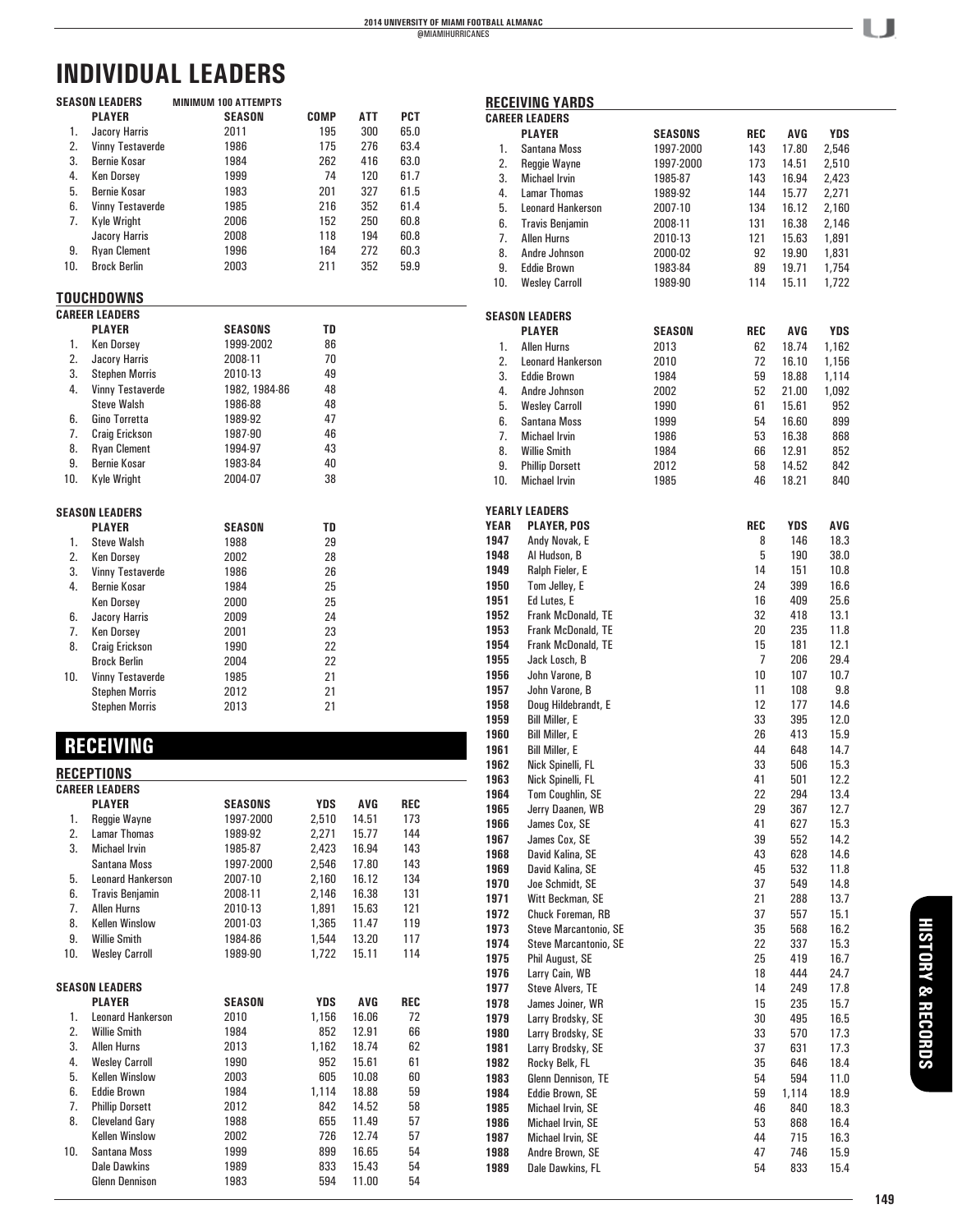# INDIVIDUAL LEADERS

**SEASON LEADERS** MINIMUM 100 ATTEMPTS

| | PLAYER | SEASON | COMP | ATT | PCT |
|---|---|---|---|---|---|
| 1. | Jacory Harris | 2011 | 195 | 300 | 65.0 |
| 2. | Vinny Testaverde | 1986 | 175 | 276 | 63.4 |
| 3. | Bernie Kosar | 1984 | 262 | 416 | 63.0 |
| 4. | Ken Dorsey | 1999 | 74 | 120 | 61.7 |
| 5. | Bernie Kosar | 1983 | 201 | 327 | 61.5 |
| 6. | Vinny Testaverde | 1985 | 216 | 352 | 61.4 |
| 7. | Kyle Wright | 2006 | 152 | 250 | 60.8 |
| | Jacory Harris | 2008 | 118 | 194 | 60.8 |
| 9. | Ryan Clement | 1996 | 164 | 272 | 60.3 |
| 10. | Brock Berlin | 2003 | 211 | 352 | 59.9 |

## TOUCHDOWNS

**CAREER LEADERS**

| | PLAYER | SEASONS | TD |
|---|---|---|---|
| 1. | Ken Dorsey | 1999-2002 | 86 |
| 2. | Jacory Harris | 2008-11 | 70 |
| 3. | Stephen Morris | 2010-13 | 49 |
| 4. | Vinny Testaverde | 1982, 1984-86 | 48 |
| | Steve Walsh | 1986-88 | 48 |
| 6. | Gino Torretta | 1989-92 | 47 |
| 7. | Craig Erickson | 1987-90 | 46 |
| 8. | Ryan Clement | 1994-97 | 43 |
| 9. | Bernie Kosar | 1983-84 | 40 |
| 10. | Kyle Wright | 2004-07 | 38 |

**SEASON LEADERS**

| | PLAYER | SEASON | TD |
|---|---|---|---|
| 1. | Steve Walsh | 1988 | 29 |
| 2. | Ken Dorsey | 2002 | 28 |
| 3. | Vinny Testaverde | 1986 | 26 |
| 4. | Bernie Kosar | 1984 | 25 |
| | Ken Dorsey | 2000 | 25 |
| 6. | Jacory Harris | 2009 | 24 |
| 7. | Ken Dorsey | 2001 | 23 |
| 8. | Craig Erickson | 1990 | 22 |
| | Brock Berlin | 2004 | 22 |
| 10. | Vinny Testaverde | 1985 | 21 |
| | Stephen Morris | 2012 | 21 |
| | Stephen Morris | 2013 | 21 |

# RECEIVING

## RECEPTIONS

**CAREER LEADERS**

| | PLAYER | SEASONS | YDS | AVG | REC |
|---|---|---|---|---|---|
| 1. | Reggie Wayne | 1997-2000 | 2,510 | 14.51 | 173 |
| 2. | Lamar Thomas | 1989-92 | 2,271 | 15.77 | 144 |
| 3. | Michael Irvin | 1985-87 | 2,423 | 16.94 | 143 |
| | Santana Moss | 1997-2000 | 2,546 | 17.80 | 143 |
| 5. | Leonard Hankerson | 2007-10 | 2,160 | 16.12 | 134 |
| 6. | Travis Benjamin | 2008-11 | 2,146 | 16.38 | 131 |
| 7. | Allen Hurns | 2010-13 | 1,891 | 15.63 | 121 |
| 8. | Kellen Winslow | 2001-03 | 1,365 | 11.47 | 119 |
| 9. | Willie Smith | 1984-86 | 1,544 | 13.20 | 117 |
| 10. | Wesley Carroll | 1989-90 | 1,722 | 15.11 | 114 |

**SEASON LEADERS**

| | PLAYER | SEASON | YDS | AVG | REC |
|---|---|---|---|---|---|
| 1. | Leonard Hankerson | 2010 | 1,156 | 16.06 | 72 |
| 2. | Willie Smith | 1984 | 852 | 12.91 | 66 |
| 3. | Allen Hurns | 2013 | 1,162 | 18.74 | 62 |
| 4. | Wesley Carroll | 1990 | 952 | 15.61 | 61 |
| 5. | Kellen Winslow | 2003 | 605 | 10.08 | 60 |
| 6. | Eddie Brown | 1984 | 1,114 | 18.88 | 59 |
| 7. | Phillip Dorsett | 2012 | 842 | 14.52 | 58 |
| 8. | Cleveland Gary | 1988 | 655 | 11.49 | 57 |
| | Kellen Winslow | 2002 | 726 | 12.74 | 57 |
| 10. | Santana Moss | 1999 | 899 | 16.65 | 54 |
| | Dale Dawkins | 1989 | 833 | 15.43 | 54 |
| | Glenn Dennison | 1983 | 594 | 11.00 | 54 |

## RECEIVING YARDS

**CAREER LEADERS**

| | PLAYER | SEASONS | REC | AVG | YDS |
|---|---|---|---|---|---|
| 1. | Santana Moss | 1997-2000 | 143 | 17.80 | 2,546 |
| 2. | Reggie Wayne | 1997-2000 | 173 | 14.51 | 2,510 |
| 3. | Michael Irvin | 1985-87 | 143 | 16.94 | 2,423 |
| 4. | Lamar Thomas | 1989-92 | 144 | 15.77 | 2,271 |
| 5. | Leonard Hankerson | 2007-10 | 134 | 16.12 | 2,160 |
| 6. | Travis Benjamin | 2008-11 | 131 | 16.38 | 2,146 |
| 7. | Allen Hurns | 2010-13 | 121 | 15.63 | 1,891 |
| 8. | Andre Johnson | 2000-02 | 92 | 19.90 | 1,831 |
| 9. | Eddie Brown | 1983-84 | 89 | 19.71 | 1,754 |
| 10. | Wesley Carroll | 1989-90 | 114 | 15.11 | 1,722 |

**SEASON LEADERS**

| | PLAYER | SEASON | REC | AVG | YDS |
|---|---|---|---|---|---|
| 1. | Allen Hurns | 2013 | 62 | 18.74 | 1,162 |
| 2. | Leonard Hankerson | 2010 | 72 | 16.10 | 1,156 |
| 3. | Eddie Brown | 1984 | 59 | 18.88 | 1,114 |
| 4. | Andre Johnson | 2002 | 52 | 21.00 | 1,092 |
| 5. | Wesley Carroll | 1990 | 61 | 15.61 | 952 |
| 6. | Santana Moss | 1999 | 54 | 16.60 | 899 |
| 7. | Michael Irvin | 1986 | 53 | 16.38 | 868 |
| 8. | Willie Smith | 1984 | 66 | 12.91 | 852 |
| 9. | Phillip Dorsett | 2012 | 58 | 14.52 | 842 |
| 10. | Michael Irvin | 1985 | 46 | 18.21 | 840 |

**YEARLY LEADERS**

| YEAR | PLAYER, POS | REC | YDS | AVG |
|---|---|---|---|---|
| 1947 | Andy Novak, E | 8 | 146 | 18.3 |
| 1948 | Al Hudson, B | 5 | 190 | 38.0 |
| 1949 | Ralph Fieler, E | 14 | 151 | 10.8 |
| 1950 | Tom Jelley, E | 24 | 399 | 16.6 |
| 1951 | Ed Lutes, E | 16 | 409 | 25.6 |
| 1952 | Frank McDonald, TE | 32 | 418 | 13.1 |
| 1953 | Frank McDonald, TE | 20 | 235 | 11.8 |
| 1954 | Frank McDonald, TE | 15 | 181 | 12.1 |
| 1955 | Jack Losch, B | 7 | 206 | 29.4 |
| 1956 | John Varone, B | 10 | 107 | 10.7 |
| 1957 | John Varone, B | 11 | 108 | 9.8 |
| 1958 | Doug Hildebrandt, E | 12 | 177 | 14.6 |
| 1959 | Bill Miller, E | 33 | 395 | 12.0 |
| 1960 | Bill Miller, E | 26 | 413 | 15.9 |
| 1961 | Bill Miller, E | 44 | 648 | 14.7 |
| 1962 | Nick Spinelli, FL | 33 | 506 | 15.3 |
| 1963 | Nick Spinelli, FL | 41 | 501 | 12.2 |
| 1964 | Tom Coughlin, SE | 22 | 294 | 13.4 |
| 1965 | Jerry Daanen, WB | 29 | 367 | 12.7 |
| 1966 | James Cox, SE | 41 | 627 | 15.3 |
| 1967 | James Cox, SE | 39 | 552 | 14.2 |
| 1968 | David Kalina, SE | 43 | 628 | 14.6 |
| 1969 | David Kalina, SE | 45 | 532 | 11.8 |
| 1970 | Joe Schmidt, SE | 37 | 549 | 14.8 |
| 1971 | Witt Beckman, SE | 21 | 288 | 13.7 |
| 1972 | Chuck Foreman, RB | 37 | 557 | 15.1 |
| 1973 | Steve Marcantonio, SE | 35 | 568 | 16.2 |
| 1974 | Steve Marcantonio, SE | 22 | 337 | 15.3 |
| 1975 | Phil August, SE | 25 | 419 | 16.7 |
| 1976 | Larry Cain, WB | 18 | 444 | 24.7 |
| 1977 | Steve Alvers, TE | 14 | 249 | 17.8 |
| 1978 | James Joiner, WR | 15 | 235 | 15.7 |
| 1979 | Larry Brodsky, SE | 30 | 495 | 16.5 |
| 1980 | Larry Brodsky, SE | 33 | 570 | 17.3 |
| 1981 | Larry Brodsky, SE | 37 | 631 | 17.3 |
| 1982 | Rocky Belk, FL | 35 | 646 | 18.4 |
| 1983 | Glenn Dennison, TE | 54 | 594 | 11.0 |
| 1984 | Eddie Brown, SE | 59 | 1,114 | 18.9 |
| 1985 | Michael Irvin, SE | 46 | 840 | 18.3 |
| 1986 | Michael Irvin, SE | 53 | 868 | 16.4 |
| 1987 | Michael Irvin, SE | 44 | 715 | 16.3 |
| 1988 | Andre Brown, SE | 47 | 746 | 15.9 |
| 1989 | Dale Dawkins, FL | 54 | 833 | 15.4 |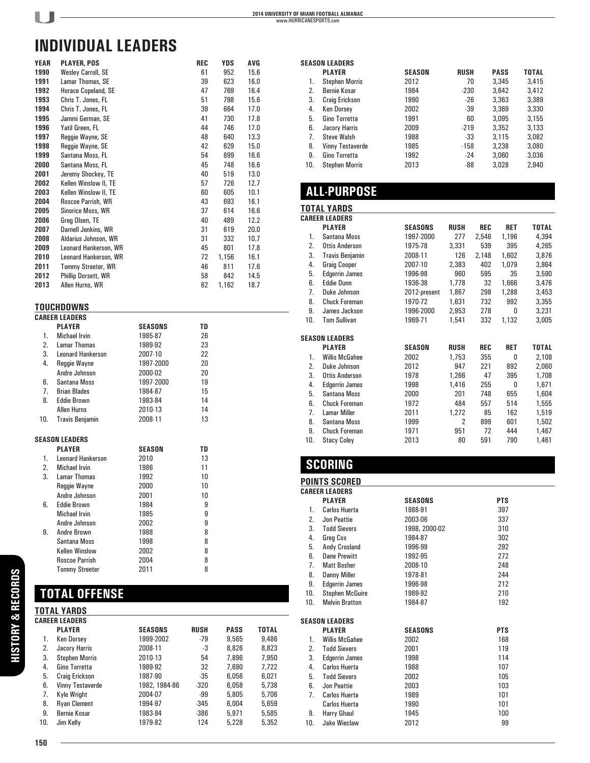# INDIVIDUAL LEADERS

| YEAR | PLAYER, POS | REC | YDS | AVG |
|---|---|---|---|---|
| 1990 | Wesley Carroll, SE | 61 | 952 | 15.6 |
| 1991 | Lamar Thomas, SE | 39 | 623 | 16.0 |
| 1992 | Horace Copeland, SE | 47 | 769 | 16.4 |
| 1993 | Chris T. Jones, FL | 51 | 798 | 15.6 |
| 1994 | Chris T. Jones, FL | 39 | 664 | 17.0 |
| 1995 | Jammi German, SE | 41 | 730 | 17.8 |
| 1996 | Yatil Green, FL | 44 | 746 | 17.0 |
| 1997 | Reggie Wayne, SE | 48 | 640 | 13.3 |
| 1998 | Reggie Wayne, SE | 42 | 629 | 15.0 |
| 1999 | Santana Moss, FL | 54 | 899 | 16.6 |
| 2000 | Santana Moss, FL | 45 | 748 | 16.6 |
| 2001 | Jeremy Shockey, TE | 40 | 519 | 13.0 |
| 2002 | Kellen Winslow II, TE | 57 | 726 | 12.7 |
| 2003 | Kellen Winslow II, TE | 60 | 605 | 10.1 |
| 2004 | Roscoe Parrish, WR | 43 | 693 | 16.1 |
| 2005 | Sinorice Moss, WR | 37 | 614 | 16.6 |
| 2006 | Greg Olsen, TE | 40 | 489 | 12.2 |
| 2007 | Darnell Jenkins, WR | 31 | 619 | 20.0 |
| 2008 | Aldarius Johnson, WR | 31 | 332 | 10.7 |
| 2009 | Leonard Hankerson, WR | 45 | 801 | 17.8 |
| 2010 | Leonard Hankerson, WR | 72 | 1,156 | 16.1 |
| 2011 | Tommy Streeter, WR | 46 | 811 | 17.6 |
| 2012 | Phillip Dorsett, WR | 58 | 842 | 14.5 |
| 2013 | Allen Hurns, WR | 62 | 1,162 | 18.7 |

### TOUCHDOWNS

**CAREER LEADERS**

| | PLAYER | SEASONS | TD |
|---|---|---|---|
| 1. | Michael Irvin | 1985-87 | 26 |
| 2. | Lamar Thomas | 1989-92 | 23 |
| 3. | Leonard Hankerson | 2007-10 | 22 |
| 4. | Reggie Wayne | 1997-2000 | 20 |
| | Andre Johnson | 2000-02 | 20 |
| 6. | Santana Moss | 1997-2000 | 19 |
| 7. | Brian Blades | 1984-87 | 15 |
| 8. | Eddie Brown | 1983-84 | 14 |
| | Allen Hurns | 2010-13 | 14 |
| 10. | Travis Benjamin | 2008-11 | 13 |

**SEASON LEADERS**

| | PLAYER | SEASON | TD |
|---|---|---|---|
| 1. | Leonard Hankerson | 2010 | 13 |
| 2. | Michael Irvin | 1986 | 11 |
| 3. | Lamar Thomas | 1992 | 10 |
| | Reggie Wayne | 2000 | 10 |
| | Andre Johnson | 2001 | 10 |
| 6. | Eddie Brown | 1984 | 9 |
| | Michael Irvin | 1985 | 9 |
| | Andre Johnson | 2002 | 9 |
| 9. | Andre Brown | 1988 | 8 |
| | Santana Moss | 1998 | 8 |
| | Kellen Winslow | 2002 | 8 |
| | Roscoe Parrish | 2004 | 8 |
| | Tommy Streeter | 2011 | 8 |

## TOTAL OFFENSE

### TOTAL YARDS

**CAREER LEADERS**

| | PLAYER | SEASONS | RUSH | PASS | TOTAL |
|---|---|---|---|---|---|
| 1. | Ken Dorsey | 1999-2002 | -79 | 9,565 | 9,486 |
| 2. | Jacory Harris | 2008-11 | -3 | 8,826 | 8,823 |
| 3. | Stephen Morris | 2010-13 | 54 | 7,896 | 7,950 |
| 4. | Gino Torretta | 1989-92 | 32 | 7,690 | 7,722 |
| 5. | Craig Erickson | 1987-90 | -35 | 6,056 | 6,021 |
| 6. | Vinny Testaverde | 1982, 1984-86 | -320 | 6,058 | 5,738 |
| 7. | Kyle Wright | 2004-07 | -99 | 5,805 | 5,706 |
| 8. | Ryan Clement | 1994-97 | -345 | 6,004 | 5,659 |
| 9. | Bernie Kosar | 1983-84 | -386 | 5,971 | 5,585 |
| 10. | Jim Kelly | 1979-82 | 124 | 5,228 | 5,352 |

**SEASON LEADERS**

| | PLAYER | SEASON | RUSH | PASS | TOTAL |
|---|---|---|---|---|---|
| 1. | Stephen Morris | 2012 | 70 | 3,345 | 3,415 |
| 2. | Bernie Kosar | 1984 | -230 | 3,642 | 3,412 |
| 3. | Craig Erickson | 1990 | -26 | 3,363 | 3,389 |
| 4. | Ken Dorsey | 2002 | -39 | 3,369 | 3,330 |
| 5. | Gino Torretta | 1991 | 60 | 3,095 | 3,155 |
| 6. | Jacory Harris | 2009 | -219 | 3,352 | 3,133 |
| 7. | Steve Walsh | 1988 | -33 | 3,115 | 3,082 |
| 8. | Vinny Testaverde | 1985 | -158 | 3,238 | 3,080 |
| 9. | Gino Torretta | 1992 | -24 | 3,060 | 3,036 |
| 10. | Stephen Morris | 2013 | -88 | 3,028 | 2,940 |

## ALL-PURPOSE

### TOTAL YARDS

**CAREER LEADERS**

| | PLAYER | SEASONS | RUSH | REC | RET | TOTAL |
|---|---|---|---|---|---|---|
| 1. | Santana Moss | 1997-2000 | 277 | 2,546 | 1,196 | 4,394 |
| 2. | Ottis Anderson | 1975-78 | 3,331 | 539 | 395 | 4,265 |
| 3. | Travis Benjamin | 2008-11 | 126 | 2,148 | 1,602 | 3,876 |
| 4. | Graig Cooper | 2007-10 | 2,383 | 402 | 1,079 | 3,864 |
| 5. | Edgerrin James | 1996-98 | 960 | 595 | 35 | 3,590 |
| 6. | Eddie Dunn | 1936-38 | 1,778 | 32 | 1,666 | 3,476 |
| 7. | Duke Johnson | 2012-present | 1,867 | 298 | 1,288 | 3,453 |
| 8. | Chuck Foreman | 1970-72 | 1,631 | 732 | 992 | 3,355 |
| 9. | James Jackson | 1996-2000 | 2,953 | 278 | 0 | 3,231 |
| 10. | Tom Sullivan | 1969-71 | 1,541 | 332 | 1,132 | 3,005 |

**SEASON LEADERS**

| | PLAYER | SEASON | RUSH | REC | RET | TOTAL |
|---|---|---|---|---|---|---|
| 1. | Willis McGahee | 2002 | 1,753 | 355 | 0 | 2,108 |
| 2. | Duke Johnson | 2012 | 947 | 221 | 892 | 2,060 |
| 3. | Ottis Anderson | 1978 | 1,266 | 47 | 395 | 1,708 |
| 4. | Edgerrin James | 1998 | 1,416 | 255 | 0 | 1,671 |
| 5. | Santana Moss | 2000 | 201 | 748 | 655 | 1,604 |
| 6. | Chuck Foreman | 1972 | 484 | 557 | 514 | 1,555 |
| 7. | Lamar Miller | 2011 | 1,272 | 85 | 162 | 1,519 |
| 8. | Santana Moss | 1999 | 2 | 899 | 601 | 1,502 |
| 9. | Chuck Foreman | 1971 | 951 | 72 | 444 | 1,467 |
| 10. | Stacy Coley | 2013 | 80 | 591 | 790 | 1,461 |

## SCORING

### POINTS SCORED

**CAREER LEADERS**

| | PLAYER | SEASONS | PTS |
|---|---|---|---|
| 1. | Carlos Huerta | 1988-91 | 397 |
| 2. | Jon Peattie | 2003-06 | 337 |
| 3. | Todd Sievers | 1998, 2000-02 | 310 |
| 4. | Greg Cox | 1984-87 | 302 |
| 5. | Andy Crosland | 1996-99 | 292 |
| 6. | Dane Prewitt | 1992-95 | 272 |
| 7. | Matt Bosher | 2008-10 | 248 |
| 8. | Danny Miller | 1978-81 | 244 |
| 9. | Edgerrin James | 1996-98 | 212 |
| 10. | Stephen McGuire | 1989-92 | 210 |
| 10. | Melvin Bratton | 1984-87 | 192 |

**SEASON LEADERS**

| | PLAYER | SEASONS | PTS |
|---|---|---|---|
| 1. | Willis McGahee | 2002 | 168 |
| 2. | Todd Sievers | 2001 | 119 |
| 3. | Edgerrin James | 1998 | 114 |
| 4. | Carlos Huerta | 1988 | 107 |
| 5. | Todd Sievers | 2002 | 105 |
| 6. | Jon Peattie | 2003 | 103 |
| 7. | Carlos Huerta | 1989 | 101 |
| | Carlos Huerta | 1990 | 101 |
| 9. | Harry Ghaul | 1945 | 100 |
| 10. | Jake Wieclaw | 2012 | 99 |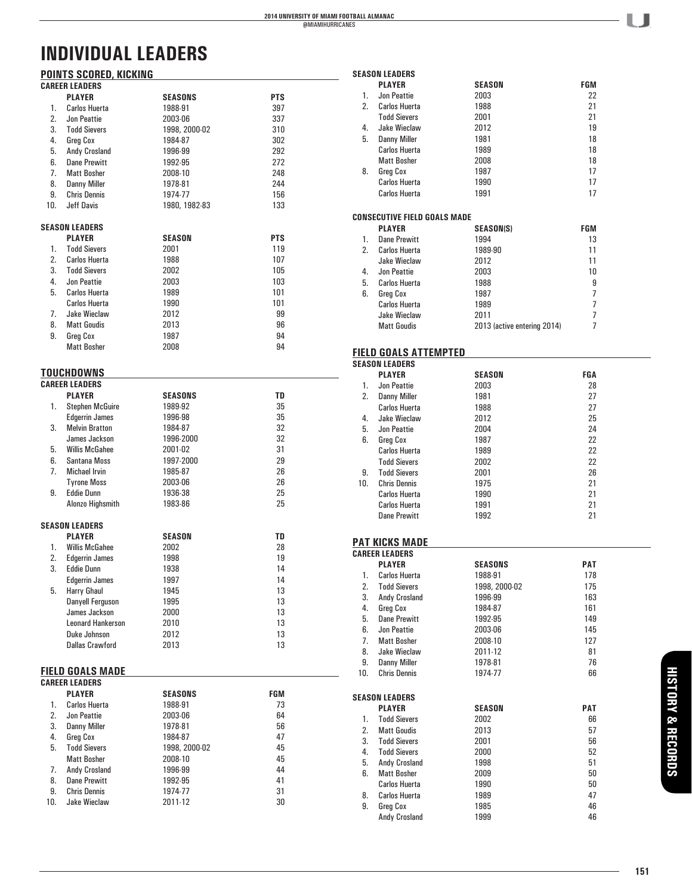# INDIVIDUAL LEADERS

## POINTS SCORED, KICKING

### CAREER LEADERS

| | PLAYER | SEASONS | PTS |
|---|---|---|---|
| 1. | Carlos Huerta | 1988-91 | 397 |
| 2. | Jon Peattie | 2003-06 | 337 |
| 3. | Todd Sievers | 1998, 2000-02 | 310 |
| 4. | Greg Cox | 1984-87 | 302 |
| 5. | Andy Crosland | 1996-99 | 292 |
| 6. | Dane Prewitt | 1992-95 | 272 |
| 7. | Matt Bosher | 2008-10 | 248 |
| 8. | Danny Miller | 1978-81 | 244 |
| 9. | Chris Dennis | 1974-77 | 156 |
| 10. | Jeff Davis | 1980, 1982-83 | 133 |

### SEASON LEADERS

| | PLAYER | SEASON | PTS |
|---|---|---|---|
| 1. | Todd Sievers | 2001 | 119 |
| 2. | Carlos Huerta | 1988 | 107 |
| 3. | Todd Sievers | 2002 | 105 |
| 4. | Jon Peattie | 2003 | 103 |
| 5. | Carlos Huerta | 1989 | 101 |
| | Carlos Huerta | 1990 | 101 |
| 7. | Jake Wieclaw | 2012 | 99 |
| 8. | Matt Goudis | 2013 | 96 |
| 9. | Greg Cox | 1987 | 94 |
| | Matt Bosher | 2008 | 94 |

## TOUCHDOWNS

### CAREER LEADERS

| | PLAYER | SEASONS | TD |
|---|---|---|---|
| 1. | Stephen McGuire | 1989-92 | 35 |
| | Edgerrin James | 1996-98 | 35 |
| 3. | Melvin Bratton | 1984-87 | 32 |
| | James Jackson | 1996-2000 | 32 |
| 5. | Willis McGahee | 2001-02 | 31 |
| 6. | Santana Moss | 1997-2000 | 29 |
| 7. | Michael Irvin | 1985-87 | 26 |
| | Tyrone Moss | 2003-06 | 26 |
| 9. | Eddie Dunn | 1936-38 | 25 |
| | Alonzo Highsmith | 1983-86 | 25 |

### SEASON LEADERS

| | PLAYER | SEASON | TD |
|---|---|---|---|
| 1. | Willis McGahee | 2002 | 28 |
| 2. | Edgerrin James | 1998 | 19 |
| 3. | Eddie Dunn | 1938 | 14 |
| | Edgerrin James | 1997 | 14 |
| 5. | Harry Ghaul | 1945 | 13 |
| | Danyell Ferguson | 1995 | 13 |
| | James Jackson | 2000 | 13 |
| | Leonard Hankerson | 2010 | 13 |
| | Duke Johnson | 2012 | 13 |
| | Dallas Crawford | 2013 | 13 |

## FIELD GOALS MADE

### CAREER LEADERS

| | PLAYER | SEASONS | FGM |
|---|---|---|---|
| 1. | Carlos Huerta | 1988-91 | 73 |
| 2. | Jon Peattie | 2003-06 | 64 |
| 3. | Danny Miller | 1978-81 | 56 |
| 4. | Greg Cox | 1984-87 | 47 |
| 5. | Todd Sievers | 1998, 2000-02 | 45 |
| | Matt Bosher | 2008-10 | 45 |
| 7. | Andy Crosland | 1996-99 | 44 |
| 8. | Dane Prewitt | 1992-95 | 41 |
| 9. | Chris Dennis | 1974-77 | 31 |
| 10. | Jake Wieclaw | 2011-12 | 30 |

### SEASON LEADERS

| | PLAYER | SEASON | FGM |
|---|---|---|---|
| 1. | Jon Peattie | 2003 | 22 |
| 2. | Carlos Huerta | 1988 | 21 |
| | Todd Sievers | 2001 | 21 |
| 4. | Jake Wieclaw | 2012 | 19 |
| 5. | Danny Miller | 1981 | 18 |
| | Carlos Huerta | 1989 | 18 |
| | Matt Bosher | 2008 | 18 |
| 8. | Greg Cox | 1987 | 17 |
| | Carlos Huerta | 1990 | 17 |
| | Carlos Huerta | 1991 | 17 |

### CONSECUTIVE FIELD GOALS MADE

| | PLAYER | SEASON(S) | FGM |
|---|---|---|---|
| 1. | Dane Prewitt | 1994 | 13 |
| 2. | Carlos Huerta | 1989-90 | 11 |
| | Jake Wieclaw | 2012 | 11 |
| 4. | Jon Peattie | 2003 | 10 |
| 5. | Carlos Huerta | 1988 | 9 |
| 6. | Greg Cox | 1987 | 7 |
| | Carlos Huerta | 1989 | 7 |
| | Jake Wieclaw | 2011 | 7 |
| | Matt Goudis | 2013 (active entering 2014) | 7 |

## FIELD GOALS ATTEMPTED

### SEASON LEADERS

| | PLAYER | SEASON | FGA |
|---|---|---|---|
| 1. | Jon Peattie | 2003 | 28 |
| 2. | Danny Miller | 1981 | 27 |
| | Carlos Huerta | 1988 | 27 |
| 4. | Jake Wieclaw | 2012 | 25 |
| 5. | Jon Peattie | 2004 | 24 |
| 6. | Greg Cox | 1987 | 22 |
| | Carlos Huerta | 1989 | 22 |
| | Todd Sievers | 2002 | 22 |
| 9. | Todd Sievers | 2001 | 26 |
| 10. | Chris Dennis | 1975 | 21 |
| | Carlos Huerta | 1990 | 21 |
| | Carlos Huerta | 1991 | 21 |
| | Dane Prewitt | 1992 | 21 |

## PAT KICKS MADE

### CAREER LEADERS

| | PLAYER | SEASONS | PAT |
|---|---|---|---|
| 1. | Carlos Huerta | 1988-91 | 178 |
| 2. | Todd Sievers | 1998, 2000-02 | 175 |
| 3. | Andy Crosland | 1996-99 | 163 |
| 4. | Greg Cox | 1984-87 | 161 |
| 5. | Dane Prewitt | 1992-95 | 149 |
| 6. | Jon Peattie | 2003-06 | 145 |
| 7. | Matt Bosher | 2008-10 | 127 |
| 8. | Jake Wieclaw | 2011-12 | 81 |
| 9. | Danny Miller | 1978-81 | 76 |
| 10. | Chris Dennis | 1974-77 | 66 |

### SEASON LEADERS

| | PLAYER | SEASON | PAT |
|---|---|---|---|
| 1. | Todd Sievers | 2002 | 66 |
| 2. | Matt Goudis | 2013 | 57 |
| 3. | Todd Sievers | 2001 | 56 |
| 4. | Todd Sievers | 2000 | 52 |
| 5. | Andy Crosland | 1998 | 51 |
| 6. | Matt Bosher | 2009 | 50 |
| | Carlos Huerta | 1990 | 50 |
| 8. | Carlos Huerta | 1989 | 47 |
| 9. | Greg Cox | 1985 | 46 |
| | Andy Crosland | 1999 | 46 |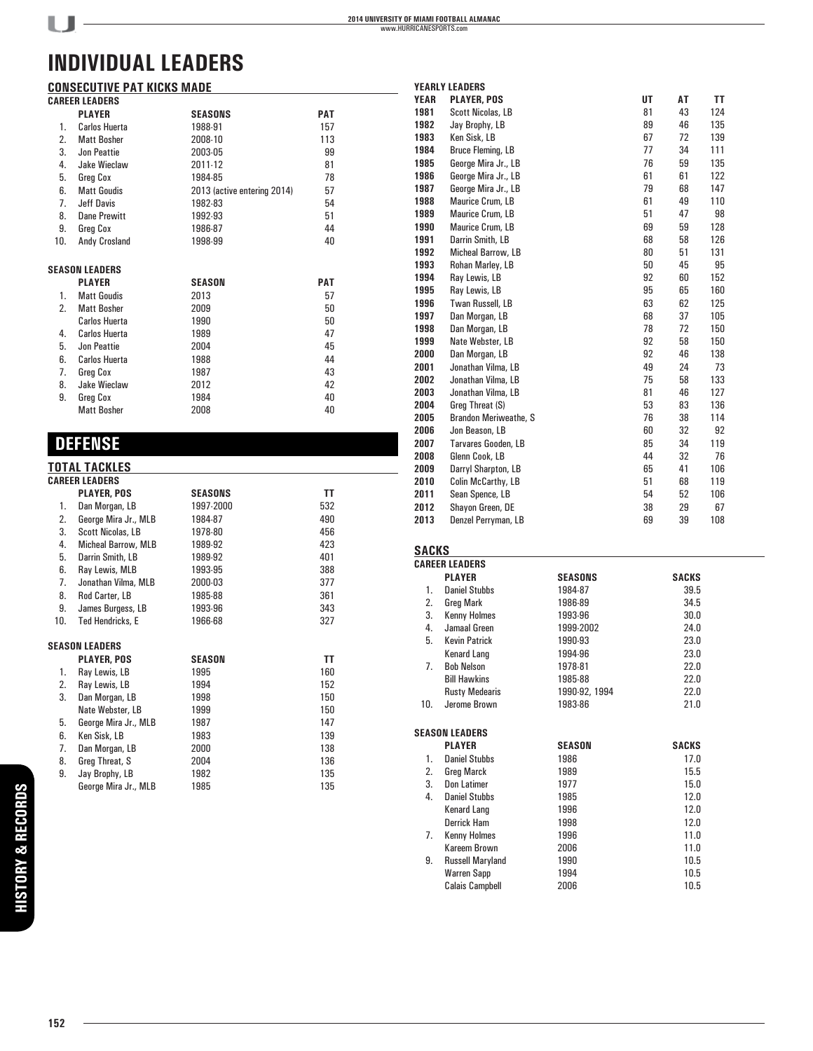# INDIVIDUAL LEADERS

## CONSECUTIVE PAT KICKS MADE

### CAREER LEADERS

| | PLAYER | SEASONS | PAT |
|---|---|---|---|
| 1. | Carlos Huerta | 1988-91 | 157 |
| 2. | Matt Bosher | 2008-10 | 113 |
| 3. | Jon Peattie | 2003-05 | 99 |
| 4. | Jake Wieclaw | 2011-12 | 81 |
| 5. | Greg Cox | 1984-85 | 78 |
| 6. | Matt Goudis | 2013 (active entering 2014) | 57 |
| 7. | Jeff Davis | 1982-83 | 54 |
| 8. | Dane Prewitt | 1992-93 | 51 |
| 9. | Greg Cox | 1986-87 | 44 |
| 10. | Andy Crosland | 1998-99 | 40 |

### SEASON LEADERS

| | PLAYER | SEASON | PAT |
|---|---|---|---|
| 1. | Matt Goudis | 2013 | 57 |
| 2. | Matt Bosher | 2009 | 50 |
| | Carlos Huerta | 1990 | 50 |
| 4. | Carlos Huerta | 1989 | 47 |
| 5. | Jon Peattie | 2004 | 45 |
| 6. | Carlos Huerta | 1988 | 44 |
| 7. | Greg Cox | 1987 | 43 |
| 8. | Jake Wieclaw | 2012 | 42 |
| 9. | Greg Cox | 1984 | 40 |
| | Matt Bosher | 2008 | 40 |

# DEFENSE

## TOTAL TACKLES

### CAREER LEADERS

| | PLAYER, POS | SEASONS | TT |
|---|---|---|---|
| 1. | Dan Morgan, LB | 1997-2000 | 532 |
| 2. | George Mira Jr., MLB | 1984-87 | 490 |
| 3. | Scott Nicolas, LB | 1978-80 | 456 |
| 4. | Micheal Barrow, MLB | 1989-92 | 423 |
| 5. | Darrin Smith, LB | 1989-92 | 401 |
| 6. | Ray Lewis, MLB | 1993-95 | 388 |
| 7. | Jonathan Vilma, MLB | 2000-03 | 377 |
| 8. | Rod Carter, LB | 1985-88 | 361 |
| 9. | James Burgess, LB | 1993-96 | 343 |
| 10. | Ted Hendricks, E | 1966-68 | 327 |

### SEASON LEADERS

| | PLAYER, POS | SEASON | TT |
|---|---|---|---|
| 1. | Ray Lewis, LB | 1995 | 160 |
| 2. | Ray Lewis, LB | 1994 | 152 |
| 3. | Dan Morgan, LB | 1998 | 150 |
| | Nate Webster, LB | 1999 | 150 |
| 5. | George Mira Jr., MLB | 1987 | 147 |
| 6. | Ken Sisk, LB | 1983 | 139 |
| 7. | Dan Morgan, LB | 2000 | 138 |
| 8. | Greg Threat, S | 2004 | 136 |
| 9. | Jay Brophy, LB | 1982 | 135 |
| | George Mira Jr., MLB | 1985 | 135 |

### YEARLY LEADERS

| YEAR | PLAYER, POS | UT | AT | TT |
|---|---|---|---|---|
| 1981 | Scott Nicolas, LB | 81 | 43 | 124 |
| 1982 | Jay Brophy, LB | 89 | 46 | 135 |
| 1983 | Ken Sisk, LB | 67 | 72 | 139 |
| 1984 | Bruce Fleming, LB | 77 | 34 | 111 |
| 1985 | George Mira Jr., LB | 76 | 59 | 135 |
| 1986 | George Mira Jr., LB | 61 | 61 | 122 |
| 1987 | George Mira Jr., LB | 79 | 68 | 147 |
| 1988 | Maurice Crum, LB | 61 | 49 | 110 |
| 1989 | Maurice Crum, LB | 51 | 47 | 98 |
| 1990 | Maurice Crum, LB | 69 | 59 | 128 |
| 1991 | Darrin Smith, LB | 68 | 58 | 126 |
| 1992 | Micheal Barrow, LB | 80 | 51 | 131 |
| 1993 | Rohan Marley, LB | 50 | 45 | 95 |
| 1994 | Ray Lewis, LB | 92 | 60 | 152 |
| 1995 | Ray Lewis, LB | 95 | 65 | 160 |
| 1996 | Twan Russell, LB | 63 | 62 | 125 |
| 1997 | Dan Morgan, LB | 68 | 37 | 105 |
| 1998 | Dan Morgan, LB | 78 | 72 | 150 |
| 1999 | Nate Webster, LB | 92 | 58 | 150 |
| 2000 | Dan Morgan, LB | 92 | 46 | 138 |
| 2001 | Jonathan Vilma, LB | 49 | 24 | 73 |
| 2002 | Jonathan Vilma, LB | 75 | 58 | 133 |
| 2003 | Jonathan Vilma, LB | 81 | 46 | 127 |
| 2004 | Greg Threat (S) | 53 | 83 | 136 |
| 2005 | Brandon Meriweathe, S | 76 | 38 | 114 |
| 2006 | Jon Beason, LB | 60 | 32 | 92 |
| 2007 | Tarvares Gooden, LB | 85 | 34 | 119 |
| 2008 | Glenn Cook, LB | 44 | 32 | 76 |
| 2009 | Darryl Sharpton, LB | 65 | 41 | 106 |
| 2010 | Colin McCarthy, LB | 51 | 68 | 119 |
| 2011 | Sean Spence, LB | 54 | 52 | 106 |
| 2012 | Shayon Green, DE | 38 | 29 | 67 |
| 2013 | Denzel Perryman, LB | 69 | 39 | 108 |

## SACKS

### CAREER LEADERS

| | PLAYER | SEASONS | SACKS |
|---|---|---|---|
| 1. | Daniel Stubbs | 1984-87 | 39.5 |
| 2. | Greg Mark | 1986-89 | 34.5 |
| 3. | Kenny Holmes | 1993-96 | 30.0 |
| 4. | Jamaal Green | 1999-2002 | 24.0 |
| 5. | Kevin Patrick | 1990-93 | 23.0 |
| | Kenard Lang | 1994-96 | 23.0 |
| 7. | Bob Nelson | 1978-81 | 22.0 |
| | Bill Hawkins | 1985-88 | 22.0 |
| | Rusty Medearis | 1990-92, 1994 | 22.0 |
| 10. | Jerome Brown | 1983-86 | 21.0 |

### SEASON LEADERS

| | PLAYER | SEASON | SACKS |
|---|---|---|---|
| 1. | Daniel Stubbs | 1986 | 17.0 |
| 2. | Greg Marck | 1989 | 15.5 |
| 3. | Don Latimer | 1977 | 15.0 |
| 4. | Daniel Stubbs | 1985 | 12.0 |
| | Kenard Lang | 1996 | 12.0 |
| | Derrick Ham | 1998 | 12.0 |
| 7. | Kenny Holmes | 1996 | 11.0 |
| | Kareem Brown | 2006 | 11.0 |
| 9. | Russell Maryland | 1990 | 10.5 |
| | Warren Sapp | 1994 | 10.5 |
| | Calais Campbell | 2006 | 10.5 |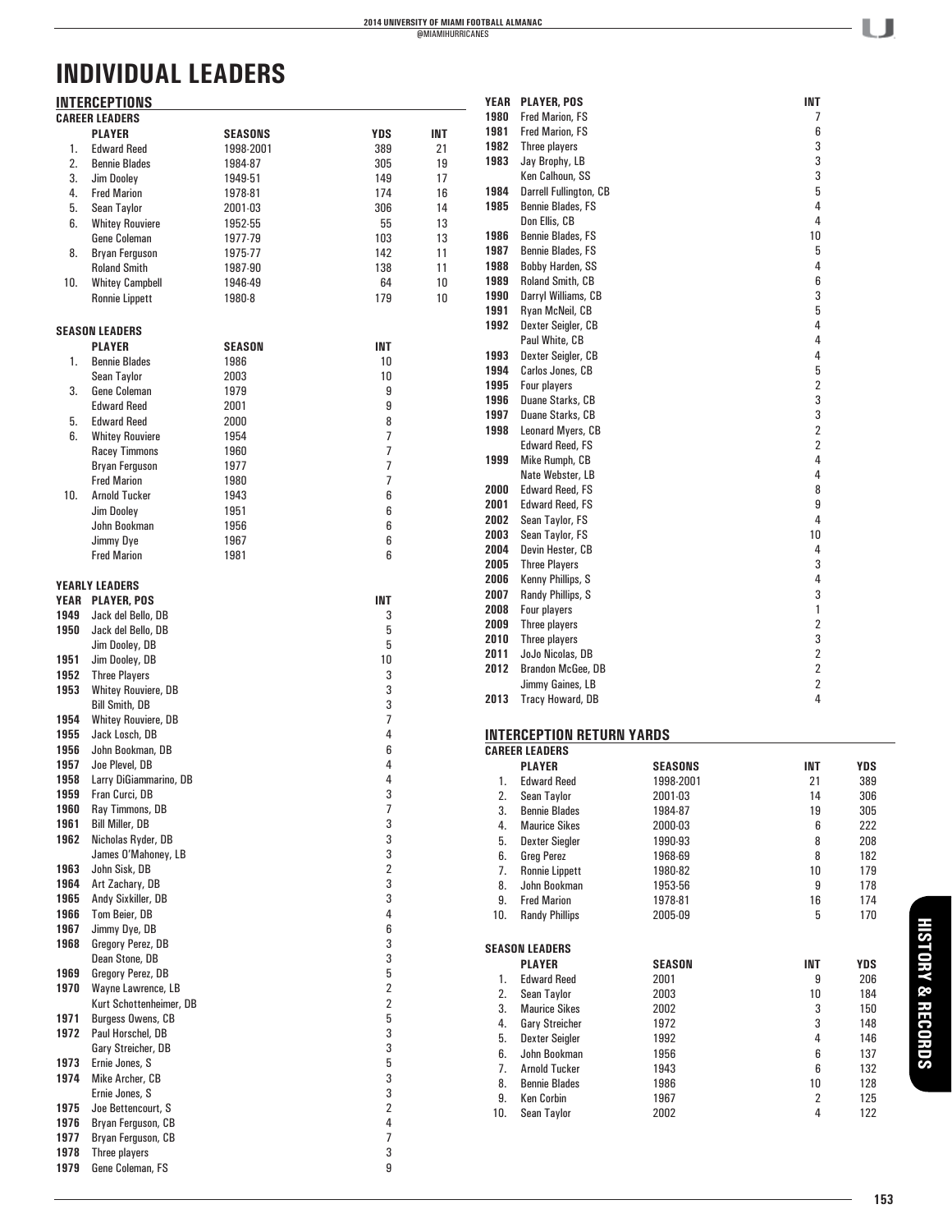# INDIVIDUAL LEADERS

## INTERCEPTIONS

### CAREER LEADERS

| | PLAYER | SEASONS | YDS | INT |
|---|---|---|---|---|
| 1. | Edward Reed | 1998-2001 | 389 | 21 |
| 2. | Bennie Blades | 1984-87 | 305 | 19 |
| 3. | Jim Dooley | 1949-51 | 149 | 17 |
| 4. | Fred Marion | 1978-81 | 174 | 16 |
| 5. | Sean Taylor | 2001-03 | 306 | 14 |
| 6. | Whitey Rouviere | 1952-55 | 55 | 13 |
| | Gene Coleman | 1977-79 | 103 | 13 |
| 8. | Bryan Ferguson | 1975-77 | 142 | 11 |
| | Roland Smith | 1987-90 | 138 | 11 |
| 10. | Whitey Campbell | 1946-49 | 64 | 10 |
| | Ronnie Lippett | 1980-8 | 179 | 10 |

### SEASON LEADERS

| | PLAYER | SEASON | INT |
|---|---|---|---|
| 1. | Bennie Blades | 1986 | 10 |
| | Sean Taylor | 2003 | 10 |
| 3. | Gene Coleman | 1979 | 9 |
| | Edward Reed | 2001 | 9 |
| 5. | Edward Reed | 2000 | 8 |
| 6. | Whitey Rouviere | 1954 | 7 |
| | Racey Timmons | 1960 | 7 |
| | Bryan Ferguson | 1977 | 7 |
| | Fred Marion | 1980 | 7 |
| 10. | Arnold Tucker | 1943 | 6 |
| | Jim Dooley | 1951 | 6 |
| | John Bookman | 1956 | 6 |
| | Jimmy Dye | 1967 | 6 |
| | Fred Marion | 1981 | 6 |

### YEARLY LEADERS

| YEAR | PLAYER, POS | INT |
|---|---|---|
| 1949 | Jack del Bello, DB | 3 |
| 1950 | Jack del Bello, DB | 5 |
| | Jim Dooley, DB | 5 |
| 1951 | Jim Dooley, DB | 10 |
| 1952 | Three Players | 3 |
| 1953 | Whitey Rouviere, DB | 3 |
| | Bill Smith, DB | 3 |
| 1954 | Whitey Rouviere, DB | 7 |
| 1955 | Jack Losch, DB | 4 |
| 1956 | John Bookman, DB | 6 |
| 1957 | Joe Plevel, DB | 4 |
| 1958 | Larry DiGiammarino, DB | 4 |
| 1959 | Fran Curci, DB | 3 |
| 1960 | Ray Timmons, DB | 7 |
| 1961 | Bill Miller, DB | 3 |
| 1962 | Nicholas Ryder, DB | 3 |
| | James O'Mahoney, LB | 3 |
| 1963 | John Sisk, DB | 2 |
| 1964 | Art Zachary, DB | 3 |
| 1965 | Andy Sixkiller, DB | 3 |
| 1966 | Tom Beier, DB | 4 |
| 1967 | Jimmy Dye, DB | 6 |
| 1968 | Gregory Perez, DB | 3 |
| | Dean Stone, DB | 3 |
| 1969 | Gregory Perez, DB | 5 |
| 1970 | Wayne Lawrence, LB | 2 |
| | Kurt Schottenheimer, DB | 2 |
| 1971 | Burgess Owens, CB | 5 |
| 1972 | Paul Horschel, DB | 3 |
| | Gary Streicher, DB | 3 |
| 1973 | Ernie Jones, S | 5 |
| 1974 | Mike Archer, CB | 3 |
| | Ernie Jones, S | 3 |
| 1975 | Joe Bettencourt, S | 2 |
| 1976 | Bryan Ferguson, CB | 4 |
| 1977 | Bryan Ferguson, CB | 7 |
| 1978 | Three players | 3 |
| 1979 | Gene Coleman, FS | 9 |
| 1980 | Fred Marion, FS | 7 |
| 1981 | Fred Marion, FS | 6 |
| 1982 | Three players | 3 |
| 1983 | Jay Brophy, LB | 3 |
| | Ken Calhoun, SS | 3 |
| 1984 | Darrell Fullington, CB | 5 |
| 1985 | Bennie Blades, FS | 4 |
| | Don Ellis, CB | 4 |
| 1986 | Bennie Blades, FS | 10 |
| 1987 | Bennie Blades, FS | 5 |
| 1988 | Bobby Harden, SS | 4 |
| 1989 | Roland Smith, CB | 6 |
| 1990 | Darryl Williams, CB | 3 |
| 1991 | Ryan McNeil, CB | 5 |
| 1992 | Dexter Seigler, CB | 4 |
| | Paul White, CB | 4 |
| 1993 | Dexter Seigler, CB | 4 |
| 1994 | Carlos Jones, CB | 5 |
| 1995 | Four players | 2 |
| 1996 | Duane Starks, CB | 3 |
| 1997 | Duane Starks, CB | 3 |
| 1998 | Leonard Myers, CB | 2 |
| | Edward Reed, FS | 2 |
| 1999 | Mike Rumph, CB | 4 |
| | Nate Webster, LB | 4 |
| 2000 | Edward Reed, FS | 8 |
| 2001 | Edward Reed, FS | 9 |
| 2002 | Sean Taylor, FS | 4 |
| 2003 | Sean Taylor, FS | 10 |
| 2004 | Devin Hester, CB | 4 |
| 2005 | Three Players | 3 |
| 2006 | Kenny Phillips, S | 4 |
| 2007 | Randy Phillips, S | 3 |
| 2008 | Four players | 1 |
| 2009 | Three players | 2 |
| 2010 | Three players | 3 |
| 2011 | JoJo Nicolas, DB | 2 |
| 2012 | Brandon McGee, DB | 2 |
| | Jimmy Gaines, LB | 2 |
| 2013 | Tracy Howard, DB | 4 |

## INTERCEPTION RETURN YARDS

### CAREER LEADERS

| | PLAYER | SEASONS | INT | YDS |
|---|---|---|---|---|
| 1. | Edward Reed | 1998-2001 | 21 | 389 |
| 2. | Sean Taylor | 2001-03 | 14 | 306 |
| 3. | Bennie Blades | 1984-87 | 19 | 305 |
| 4. | Maurice Sikes | 2000-03 | 6 | 222 |
| 5. | Dexter Siegler | 1990-93 | 8 | 208 |
| 6. | Greg Perez | 1968-69 | 8 | 182 |
| 7. | Ronnie Lippett | 1980-82 | 10 | 179 |
| 8. | John Bookman | 1953-56 | 9 | 178 |
| 9. | Fred Marion | 1978-81 | 16 | 174 |
| 10. | Randy Phillips | 2005-09 | 5 | 170 |

### SEASON LEADERS

| | PLAYER | SEASON | INT | YDS |
|---|---|---|---|---|
| 1. | Edward Reed | 2001 | 9 | 206 |
| 2. | Sean Taylor | 2003 | 10 | 184 |
| 3. | Maurice Sikes | 2002 | 3 | 150 |
| 4. | Gary Streicher | 1972 | 3 | 148 |
| 5. | Dexter Seigler | 1992 | 4 | 146 |
| 6. | John Bookman | 1956 | 6 | 137 |
| 7. | Arnold Tucker | 1943 | 6 | 132 |
| 8. | Bennie Blades | 1986 | 10 | 128 |
| 9. | Ken Corbin | 1967 | 2 | 125 |
| 10. | Sean Taylor | 2002 | 4 | 122 |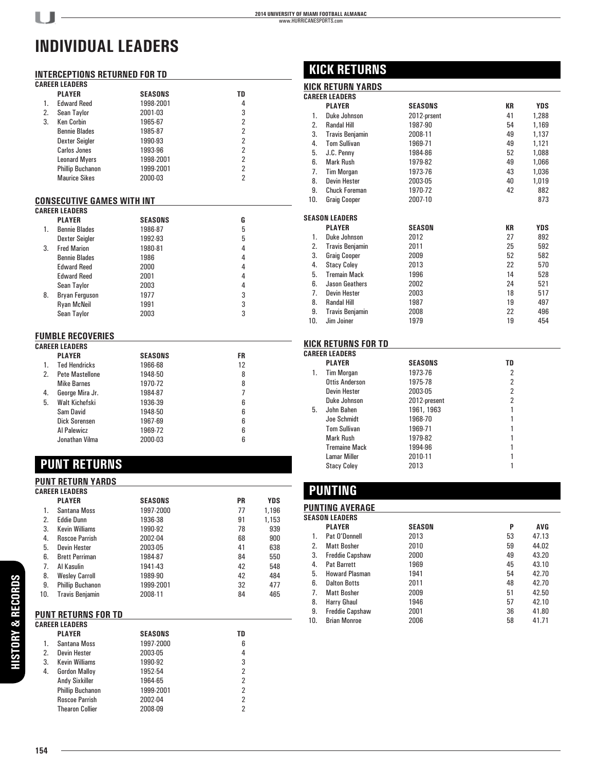# INDIVIDUAL LEADERS

### INTERCEPTIONS RETURNED FOR TD

**CAREER LEADERS**

| | PLAYER | SEASONS | TD |
|---|---|---|---|
| 1. | Edward Reed | 1998-2001 | 4 |
| 2. | Sean Taylor | 2001-03 | 3 |
| 3. | Ken Corbin | 1965-67 | 2 |
| | Bennie Blades | 1985-87 | 2 |
| | Dexter Seigler | 1990-93 | 2 |
| | Carlos Jones | 1993-96 | 2 |
| | Leonard Myers | 1998-2001 | 2 |
| | Phillip Buchanon | 1999-2001 | 2 |
| | Maurice Sikes | 2000-03 | 2 |

### CONSECUTIVE GAMES WITH INT

**CAREER LEADERS**

| | PLAYER | SEASONS | G |
|---|---|---|---|
| 1. | Bennie Blades | 1986-87 | 5 |
| | Dexter Seigler | 1992-93 | 5 |
| 3. | Fred Marion | 1980-81 | 4 |
| | Bennie Blades | 1986 | 4 |
| | Edward Reed | 2000 | 4 |
| | Edward Reed | 2001 | 4 |
| | Sean Taylor | 2003 | 4 |
| 8. | Bryan Ferguson | 1977 | 3 |
| | Ryan McNeil | 1991 | 3 |
| | Sean Taylor | 2003 | 3 |

### FUMBLE RECOVERIES

**CAREER LEADERS**

| | PLAYER | SEASONS | FR |
|---|---|---|---|
| 1. | Ted Hendricks | 1966-68 | 12 |
| 2. | Pete Mastellone | 1948-50 | 8 |
| | Mike Barnes | 1970-72 | 8 |
| 4. | George Mira Jr. | 1984-87 | 7 |
| 5. | Walt Kichefski | 1936-39 | 6 |
| | Sam David | 1948-50 | 6 |
| | Dick Sorensen | 1967-69 | 6 |
| | Al Palewicz | 1969-72 | 6 |
| | Jonathan Vilma | 2000-03 | 6 |

## PUNT RETURNS

### PUNT RETURN YARDS

**CAREER LEADERS**

| | PLAYER | SEASONS | PR | YDS |
|---|---|---|---|---|
| 1. | Santana Moss | 1997-2000 | 77 | 1,196 |
| 2. | Eddie Dunn | 1936-38 | 91 | 1,153 |
| 3. | Kevin Williams | 1990-92 | 78 | 939 |
| 4. | Roscoe Parrish | 2002-04 | 68 | 900 |
| 5. | Devin Hester | 2003-05 | 41 | 638 |
| 6. | Brett Perriman | 1984-87 | 84 | 550 |
| 7. | Al Kasulin | 1941-43 | 42 | 548 |
| 8. | Wesley Carroll | 1989-90 | 42 | 484 |
| 9. | Phillip Buchanon | 1999-2001 | 32 | 477 |
| 10. | Travis Benjamin | 2008-11 | 84 | 465 |

### PUNT RETURNS FOR TD

**CAREER LEADERS**

| | PLAYER | SEASONS | TD |
|---|---|---|---|
| 1. | Santana Moss | 1997-2000 | 6 |
| 2. | Devin Hester | 2003-05 | 4 |
| 3. | Kevin Williams | 1990-92 | 3 |
| 4. | Gordon Malloy | 1952-54 | 2 |
| | Andy Sixkiller | 1964-65 | 2 |
| | Phillip Buchanon | 1999-2001 | 2 |
| | Roscoe Parrish | 2002-04 | 2 |
| | Thearon Collier | 2008-09 | 2 |

## KICK RETURNS

### KICK RETURN YARDS

**CAREER LEADERS**

| | PLAYER | SEASONS | KR | YDS |
|---|---|---|---|---|
| 1. | Duke Johnson | 2012-prsent | 41 | 1,288 |
| 2. | Randal Hill | 1987-90 | 54 | 1,169 |
| 3. | Travis Benjamin | 2008-11 | 49 | 1,137 |
| 4. | Tom Sullivan | 1969-71 | 49 | 1,121 |
| 5. | J.C. Penny | 1984-86 | 52 | 1,088 |
| 6. | Mark Rush | 1979-82 | 49 | 1,066 |
| 7. | Tim Morgan | 1973-76 | 43 | 1,036 |
| 8. | Devin Hester | 2003-05 | 40 | 1,019 |
| 9. | Chuck Foreman | 1970-72 | 42 | 882 |
| 10. | Graig Cooper | 2007-10 | | 873 |

**SEASON LEADERS**

| | PLAYER | SEASON | KR | YDS |
|---|---|---|---|---|
| 1. | Duke Johnson | 2012 | 27 | 892 |
| 2. | Travis Benjamin | 2011 | 25 | 592 |
| 3. | Graig Cooper | 2009 | 52 | 582 |
| 4. | Stacy Coley | 2013 | 22 | 570 |
| 5. | Tremain Mack | 1996 | 14 | 528 |
| 6. | Jason Geathers | 2002 | 24 | 521 |
| 7. | Devin Hester | 2003 | 18 | 517 |
| 8. | Randal Hill | 1987 | 19 | 497 |
| 9. | Travis Benjamin | 2008 | 22 | 496 |
| 10. | Jim Joiner | 1979 | 19 | 454 |

### KICK RETURNS FOR TD

**CAREER LEADERS**

| | PLAYER | SEASONS | TD |
|---|---|---|---|
| 1. | Tim Morgan | 1973-76 | 2 |
| | Ottis Anderson | 1975-78 | 2 |
| | Devin Hester | 2003-05 | 2 |
| | Duke Johnson | 2012-present | 2 |
| 5. | John Bahen | 1961, 1963 | 1 |
| | Joe Schmidt | 1968-70 | 1 |
| | Tom Sullivan | 1969-71 | 1 |
| | Mark Rush | 1979-82 | 1 |
| | Tremaine Mack | 1994-96 | 1 |
| | Lamar Miller | 2010-11 | 1 |
| | Stacy Coley | 2013 | 1 |

## PUNTING

### PUNTING AVERAGE

**SEASON LEADERS**

| | PLAYER | SEASON | P | AVG |
|---|---|---|---|---|
| 1. | Pat O'Donnell | 2013 | 53 | 47.13 |
| 2. | Matt Bosher | 2010 | 59 | 44.02 |
| 3. | Freddie Capshaw | 2000 | 49 | 43.20 |
| 4. | Pat Barrett | 1969 | 45 | 43.10 |
| 5. | Howard Plasman | 1941 | 54 | 42.70 |
| 6. | Dalton Botts | 2011 | 48 | 42.70 |
| 7. | Matt Bosher | 2009 | 51 | 42.50 |
| 8. | Harry Ghaul | 1946 | 57 | 42.10 |
| 9. | Freddie Capshaw | 2001 | 36 | 41.80 |
| 10. | Brian Monroe | 2006 | 58 | 41.71 |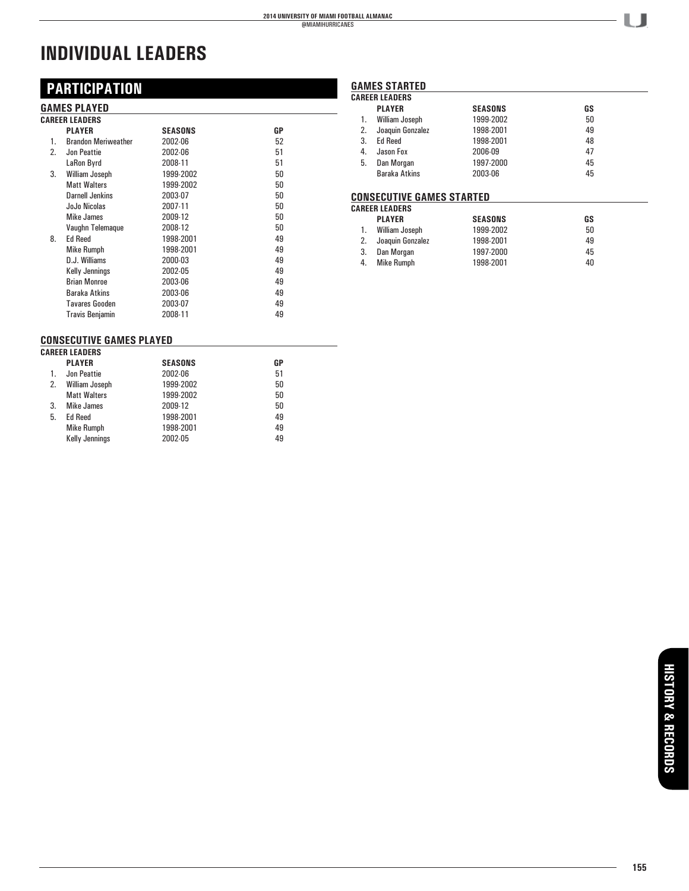# INDIVIDUAL LEADERS

## PARTICIPATION

### GAMES PLAYED

**CAREER LEADERS**

| | PLAYER | SEASONS | GP |
|---|---|---|---|
| 1. | Brandon Meriweather | 2002-06 | 52 |
| 2. | Jon Peattie | 2002-06 | 51 |
| | LaRon Byrd | 2008-11 | 51 |
| 3. | William Joseph | 1999-2002 | 50 |
| | Matt Walters | 1999-2002 | 50 |
| | Darnell Jenkins | 2003-07 | 50 |
| | JoJo Nicolas | 2007-11 | 50 |
| | Mike James | 2009-12 | 50 |
| | Vaughn Telemaque | 2008-12 | 50 |
| 8. | Ed Reed | 1998-2001 | 49 |
| | Mike Rumph | 1998-2001 | 49 |
| | D.J. Williams | 2000-03 | 49 |
| | Kelly Jennings | 2002-05 | 49 |
| | Brian Monroe | 2003-06 | 49 |
| | Baraka Atkins | 2003-06 | 49 |
| | Tavares Gooden | 2003-07 | 49 |
| | Travis Benjamin | 2008-11 | 49 |

### CONSECUTIVE GAMES PLAYED

**CAREER LEADERS**

| | PLAYER | SEASONS | GP |
|---|---|---|---|
| 1. | Jon Peattie | 2002-06 | 51 |
| 2. | William Joseph | 1999-2002 | 50 |
| | Matt Walters | 1999-2002 | 50 |
| 3. | Mike James | 2009-12 | 50 |
| 5. | Ed Reed | 1998-2001 | 49 |
| | Mike Rumph | 1998-2001 | 49 |
| | Kelly Jennings | 2002-05 | 49 |

### GAMES STARTED

**CAREER LEADERS**

| | PLAYER | SEASONS | GS |
|---|---|---|---|
| 1. | William Joseph | 1999-2002 | 50 |
| 2. | Joaquin Gonzalez | 1998-2001 | 49 |
| 3. | Ed Reed | 1998-2001 | 48 |
| 4. | Jason Fox | 2006-09 | 47 |
| 5. | Dan Morgan | 1997-2000 | 45 |
| | Baraka Atkins | 2003-06 | 45 |

### CONSECUTIVE GAMES STARTED

**CAREER LEADERS**

| | PLAYER | SEASONS | GS |
|---|---|---|---|
| 1. | William Joseph | 1999-2002 | 50 |
| 2. | Joaquin Gonzalez | 1998-2001 | 49 |
| 3. | Dan Morgan | 1997-2000 | 45 |
| 4. | Mike Rumph | 1998-2001 | 40 |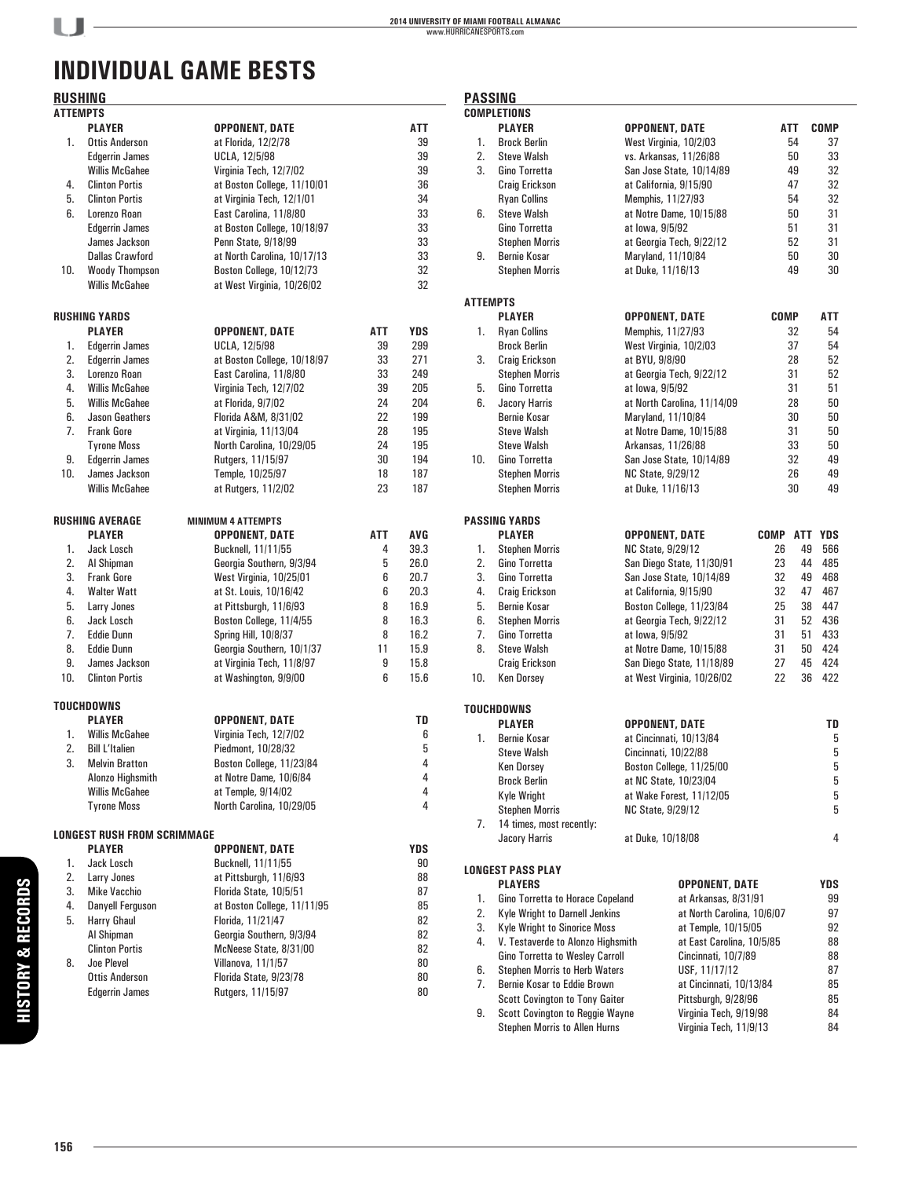# INDIVIDUAL GAME BESTS

## RUSHING

### ATTEMPTS

| | PLAYER | OPPONENT, DATE | ATT |
|---|---|---|---|
| 1. | Ottis Anderson | at Florida, 12/2/78 | 39 |
| | Edgerrin James | UCLA, 12/5/98 | 39 |
| | Willis McGahee | Virginia Tech, 12/7/02 | 39 |
| 4. | Clinton Portis | at Boston College, 11/10/01 | 36 |
| 5. | Clinton Portis | at Virginia Tech, 12/1/01 | 34 |
| 6. | Lorenzo Roan | East Carolina, 11/8/80 | 33 |
| | Edgerrin James | at Boston College, 10/18/97 | 33 |
| | James Jackson | Penn State, 9/18/99 | 33 |
| | Dallas Crawford | at North Carolina, 10/17/13 | 33 |
| 10. | Woody Thompson | Boston College, 10/12/73 | 32 |
| | Willis McGahee | at West Virginia, 10/26/02 | 32 |

### RUSHING YARDS

| | PLAYER | OPPONENT, DATE | ATT | YDS |
|---|---|---|---|---|
| 1. | Edgerrin James | UCLA, 12/5/98 | 39 | 299 |
| 2. | Edgerrin James | at Boston College, 10/18/97 | 33 | 271 |
| 3. | Lorenzo Roan | East Carolina, 11/8/80 | 33 | 249 |
| 4. | Willis McGahee | Virginia Tech, 12/7/02 | 39 | 205 |
| 5. | Willis McGahee | at Florida, 9/7/02 | 24 | 204 |
| 6. | Jason Geathers | Florida A&M, 8/31/02 | 22 | 199 |
| 7. | Frank Gore | at Virginia, 11/13/04 | 28 | 195 |
| | Tyrone Moss | North Carolina, 10/29/05 | 24 | 195 |
| 9. | Edgerrin James | Rutgers, 11/15/97 | 30 | 194 |
| 10. | James Jackson | Temple, 10/25/97 | 18 | 187 |
| | Willis McGahee | at Rutgers, 11/2/02 | 23 | 187 |

### RUSHING AVERAGE (MINIMUM 4 ATTEMPTS)

| | PLAYER | OPPONENT, DATE | ATT | AVG |
|---|---|---|---|---|
| 1. | Jack Losch | Bucknell, 11/11/55 | 4 | 39.3 |
| 2. | Al Shipman | Georgia Southern, 9/3/94 | 5 | 26.0 |
| 3. | Frank Gore | West Virginia, 10/25/01 | 6 | 20.7 |
| 4. | Walter Watt | at St. Louis, 10/16/42 | 6 | 20.3 |
| 5. | Larry Jones | at Pittsburgh, 11/6/93 | 8 | 16.9 |
| 6. | Jack Losch | Boston College, 11/4/55 | 8 | 16.3 |
| 7. | Eddie Dunn | Spring Hill, 10/8/37 | 8 | 16.2 |
| 8. | Eddie Dunn | Georgia Southern, 10/1/37 | 11 | 15.9 |
| 9. | James Jackson | at Virginia Tech, 11/8/97 | 9 | 15.8 |
| 10. | Clinton Portis | at Washington, 9/9/00 | 6 | 15.6 |

### TOUCHDOWNS

| | PLAYER | OPPONENT, DATE | TD |
|---|---|---|---|
| 1. | Willis McGahee | Virginia Tech, 12/7/02 | 6 |
| 2. | Bill L'Italien | Piedmont, 10/28/32 | 5 |
| 3. | Melvin Bratton | Boston College, 11/23/84 | 4 |
| | Alonzo Highsmith | at Notre Dame, 10/6/84 | 4 |
| | Willis McGahee | at Temple, 9/14/02 | 4 |
| | Tyrone Moss | North Carolina, 10/29/05 | 4 |

### LONGEST RUSH FROM SCRIMMAGE

| | PLAYER | OPPONENT, DATE | YDS |
|---|---|---|---|
| 1. | Jack Losch | Bucknell, 11/11/55 | 90 |
| 2. | Larry Jones | at Pittsburgh, 11/6/93 | 88 |
| 3. | Mike Vacchio | Florida State, 10/5/51 | 87 |
| 4. | Danyell Ferguson | at Boston College, 11/11/95 | 85 |
| 5. | Harry Ghaul | Florida, 11/21/47 | 82 |
| | Al Shipman | Georgia Southern, 9/3/94 | 82 |
| | Clinton Portis | McNeese State, 8/31/00 | 82 |
| 8. | Joe Plevel | Villanova, 11/1/57 | 80 |
| | Ottis Anderson | Florida State, 9/23/78 | 80 |
| | Edgerrin James | Rutgers, 11/15/97 | 80 |

## PASSING

### COMPLETIONS

| | PLAYER | OPPONENT, DATE | ATT | COMP |
|---|---|---|---|---|
| 1. | Brock Berlin | West Virginia, 10/2/03 | 54 | 37 |
| 2. | Steve Walsh | vs. Arkansas, 11/26/88 | 50 | 33 |
| 3. | Gino Torretta | San Jose State, 10/14/89 | 49 | 32 |
| | Craig Erickson | at California, 9/15/90 | 47 | 32 |
| | Ryan Collins | Memphis, 11/27/93 | 54 | 32 |
| 6. | Steve Walsh | at Notre Dame, 10/15/88 | 50 | 31 |
| | Gino Torretta | at Iowa, 9/5/92 | 51 | 31 |
| | Stephen Morris | at Georgia Tech, 9/22/12 | 52 | 31 |
| 9. | Bernie Kosar | Maryland, 11/10/84 | 50 | 30 |
| | Stephen Morris | at Duke, 11/16/13 | 49 | 30 |

### ATTEMPTS

| | PLAYER | OPPONENT, DATE | COMP | ATT |
|---|---|---|---|---|
| 1. | Ryan Collins | Memphis, 11/27/93 | 32 | 54 |
| | Brock Berlin | West Virginia, 10/2/03 | 37 | 54 |
| 3. | Craig Erickson | at BYU, 9/8/90 | 28 | 52 |
| | Stephen Morris | at Georgia Tech, 9/22/12 | 31 | 52 |
| 5. | Gino Torretta | at Iowa, 9/5/92 | 31 | 51 |
| 6. | Jacory Harris | at North Carolina, 11/14/09 | 28 | 50 |
| | Bernie Kosar | Maryland, 11/10/84 | 30 | 50 |
| | Steve Walsh | at Notre Dame, 10/15/88 | 31 | 50 |
| | Steve Walsh | Arkansas, 11/26/88 | 33 | 50 |
| 10. | Gino Torretta | San Jose State, 10/14/89 | 32 | 49 |
| | Stephen Morris | NC State, 9/29/12 | 26 | 49 |
| | Stephen Morris | at Duke, 11/16/13 | 30 | 49 |

### PASSING YARDS

| | PLAYER | OPPONENT, DATE | COMP | ATT | YDS |
|---|---|---|---|---|---|
| 1. | Stephen Morris | NC State, 9/29/12 | 26 | 49 | 566 |
| 2. | Gino Torretta | San Diego State, 11/30/91 | 23 | 44 | 485 |
| 3. | Gino Torretta | San Jose State, 10/14/89 | 32 | 49 | 468 |
| 4. | Craig Erickson | at California, 9/15/90 | 32 | 47 | 467 |
| 5. | Bernie Kosar | Boston College, 11/23/84 | 25 | 38 | 447 |
| 6. | Stephen Morris | at Georgia Tech, 9/22/12 | 31 | 52 | 436 |
| 7. | Gino Torretta | at Iowa, 9/5/92 | 31 | 51 | 433 |
| 8. | Steve Walsh | at Notre Dame, 10/15/88 | 31 | 50 | 424 |
| | Craig Erickson | San Diego State, 11/18/89 | 27 | 45 | 424 |
| 10. | Ken Dorsey | at West Virginia, 10/26/02 | 22 | 36 | 422 |

### TOUCHDOWNS

| | PLAYER | OPPONENT, DATE | TD |
|---|---|---|---|
| 1. | Bernie Kosar | at Cincinnati, 10/13/84 | 5 |
| | Steve Walsh | Cincinnati, 10/22/88 | 5 |
| | Ken Dorsey | Boston College, 11/25/00 | 5 |
| | Brock Berlin | at NC State, 10/23/04 | 5 |
| | Kyle Wright | at Wake Forest, 11/12/05 | 5 |
| | Stephen Morris | NC State, 9/29/12 | 5 |
| 7. | 14 times, most recently: | | |
| | Jacory Harris | at Duke, 10/18/08 | 4 |

### LONGEST PASS PLAY

| | PLAYERS | OPPONENT, DATE | YDS |
|---|---|---|---|
| 1. | Gino Torretta to Horace Copeland | at Arkansas, 8/31/91 | 99 |
| 2. | Kyle Wright to Darnell Jenkins | at North Carolina, 10/6/07 | 97 |
| 3. | Kyle Wright to Sinorice Moss | at Temple, 10/15/05 | 92 |
| 4. | V. Testaverde to Alonzo Highsmith | at East Carolina, 10/5/85 | 88 |
| | Gino Torretta to Wesley Carroll | Cincinnati, 10/7/89 | 88 |
| 6. | Stephen Morris to Herb Waters | USF, 11/17/12 | 87 |
| 7. | Bernie Kosar to Eddie Brown | at Cincinnati, 10/13/84 | 85 |
| | Scott Covington to Tony Gaiter | Pittsburgh, 9/28/96 | 85 |
| 9. | Scott Covington to Reggie Wayne | Virginia Tech, 9/19/98 | 84 |
| | Stephen Morris to Allen Hurns | Virginia Tech, 11/9/13 | 84 |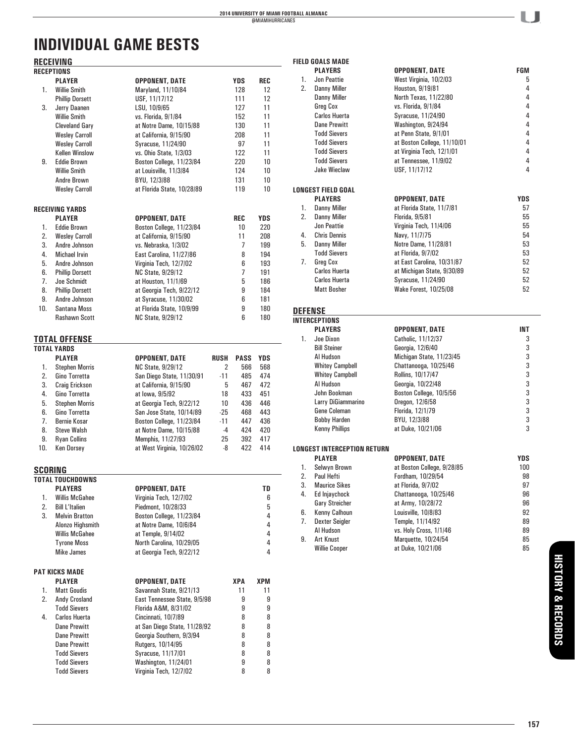# INDIVIDUAL GAME BESTS

## RECEIVING

### RECEPTIONS

| | PLAYER | OPPONENT, DATE | YDS | REC |
|---|---|---|---|---|
| 1. | Willie Smith | Maryland, 11/10/84 | 128 | 12 |
| | Phillip Dorsett | USF, 11/17/12 | 111 | 12 |
| 3. | Jerry Daanen | LSU, 10/9/65 | 127 | 11 |
| | Willie Smith | vs. Florida, 9/1/84 | 152 | 11 |
| | Cleveland Gary | at Notre Dame, 10/15/88 | 130 | 11 |
| | Wesley Carroll | at California, 9/15/90 | 208 | 11 |
| | Wesley Carroll | Syracuse, 11/24/90 | 97 | 11 |
| | Kellen Winslow | vs. Ohio State, 1/3/03 | 122 | 11 |
| 9. | Eddie Brown | Boston College, 11/23/84 | 220 | 10 |
| | Willie Smith | at Louisville, 11/3/84 | 124 | 10 |
| | Andre Brown | BYU, 12/3/88 | 131 | 10 |
| | Wesley Carroll | at Florida State, 10/28/89 | 119 | 10 |

### RECEIVING YARDS

| | PLAYER | OPPONENT, DATE | REC | YDS |
|---|---|---|---|---|
| 1. | Eddie Brown | Boston College, 11/23/84 | 10 | 220 |
| 2. | Wesley Carroll | at California, 9/15/90 | 11 | 208 |
| 3. | Andre Johnson | vs. Nebraska, 1/3/02 | 7 | 199 |
| 4. | Michael Irvin | East Carolina, 11/27/86 | 8 | 194 |
| 5. | Andre Johnson | Virginia Tech, 12/7/02 | 6 | 193 |
| 6. | Phillip Dorsett | NC State, 9/29/12 | 7 | 191 |
| 7. | Joe Schmidt | at Houston, 11/1/69 | 5 | 186 |
| 8. | Phillip Dorsett | at Georgia Tech, 9/22/12 | 9 | 184 |
| 9. | Andre Johnson | at Syracuse, 11/30/02 | 6 | 181 |
| 10. | Santana Moss | at Florida State, 10/9/99 | 9 | 180 |
| | Rashawn Scott | NC State, 9/29/12 | 6 | 180 |

## TOTAL OFFENSE

### TOTAL YARDS

| | PLAYER | OPPONENT, DATE | RUSH | PASS | YDS |
|---|---|---|---|---|---|
| 1. | Stephen Morris | NC State, 9/29/12 | 2 | 566 | 568 |
| 2. | Gino Torretta | San Diego State, 11/30/91 | -11 | 485 | 474 |
| 3. | Craig Erickson | at California, 9/15/90 | 5 | 467 | 472 |
| 4. | Gino Torretta | at Iowa, 9/5/92 | 18 | 433 | 451 |
| 5. | Stephen Morris | at Georgia Tech, 9/22/12 | 10 | 436 | 446 |
| 6. | Gino Torretta | San Jose State, 10/14/89 | -25 | 468 | 443 |
| 7. | Bernie Kosar | Boston College, 11/23/84 | -11 | 447 | 436 |
| 8. | Steve Walsh | at Notre Dame, 10/15/88 | -4 | 424 | 420 |
| 9. | Ryan Collins | Memphis, 11/27/93 | 25 | 392 | 417 |
| 10. | Ken Dorsey | at West Virginia, 10/26/02 | -8 | 422 | 414 |

## SCORING

### TOTAL TOUCHDOWNS

| | PLAYERS | OPPONENT, DATE | TD |
|---|---|---|---|
| 1. | Willis McGahee | Virginia Tech, 12/7/02 | 6 |
| 2. | Bill L'Italien | Piedmont, 10/28/33 | 5 |
| 3. | Melvin Bratton | Boston College, 11/23/84 | 4 |
| | Alonzo Highsmith | at Notre Dame, 10/6/84 | 4 |
| | Willis McGahee | at Temple, 9/14/02 | 4 |
| | Tyrone Moss | North Carolina, 10/29/05 | 4 |
| | Mike James | at Georgia Tech, 9/22/12 | 4 |

### PAT KICKS MADE

| | PLAYER | OPPONENT, DATE | XPA | XPM |
|---|---|---|---|---|
| 1. | Matt Goudis | Savannah State, 9/21/13 | 11 | 11 |
| 2. | Andy Crosland | East Tennessee State, 9/5/98 | 9 | 9 |
| | Todd Sievers | Florida A&M, 8/31/02 | 9 | 9 |
| 4. | Carlos Huerta | Cincinnati, 10/7/89 | 8 | 8 |
| | Dane Prewitt | at San Diego State, 11/28/92 | 8 | 8 |
| | Dane Prewitt | Georgia Southern, 9/3/94 | 8 | 8 |
| | Dane Prewitt | Rutgers, 10/14/95 | 8 | 8 |
| | Todd Sievers | Syracuse, 11/17/01 | 8 | 8 |
| | Todd Sievers | Washington, 11/24/01 | 9 | 8 |
| | Todd Sievers | Virginia Tech, 12/7/02 | 8 | 8 |

### FIELD GOALS MADE

| | PLAYERS | OPPONENT, DATE | FGM |
|---|---|---|---|
| 1. | Jon Peattie | West Virginia, 10/2/03 | 5 |
| 2. | Danny Miller | Houston, 9/19/81 | 4 |
| | Danny Miller | North Texas, 11/22/80 | 4 |
| | Greg Cox | vs. Florida, 9/1/84 | 4 |
| | Carlos Huerta | Syracuse, 11/24/90 | 4 |
| | Dane Prewitt | Washington, 9/24/94 | 4 |
| | Todd Sievers | at Penn State, 9/1/01 | 4 |
| | Todd Sievers | at Boston College, 11/10/01 | 4 |
| | Todd Sievers | at Virginia Tech, 12/1/01 | 4 |
| | Todd Sievers | at Tennessee, 11/9/02 | 4 |
| | Jake Wieclaw | USF, 11/17/12 | 4 |

### LONGEST FIELD GOAL

| | PLAYERS | OPPONENT, DATE | YDS |
|---|---|---|---|
| 1. | Danny Miller | at Florida State, 11/7/81 | 57 |
| 2. | Danny Miller | Florida, 9/5/81 | 55 |
| | Jon Peattie | Virginia Tech, 11/4/06 | 55 |
| 4. | Chris Dennis | Navy, 11/7/75 | 54 |
| 5. | Danny Miller | Notre Dame, 11/28/81 | 53 |
| | Todd Sievers | at Florida, 9/7/02 | 53 |
| 7. | Greg Cox | at East Carolina, 10/31/87 | 52 |
| | Carlos Huerta | at Michigan State, 9/30/89 | 52 |
| | Carlos Huerta | Syracuse, 11/24/90 | 52 |
| | Matt Bosher | Wake Forest, 10/25/08 | 52 |

## DEFENSE

### INTERCEPTIONS

| | PLAYERS | OPPONENT, DATE | INT |
|---|---|---|---|
| 1. | Joe Dixon | Catholic, 11/12/37 | 3 |
| | Bill Steiner | Georgia, 12/6/40 | 3 |
| | Al Hudson | Michigan State, 11/23/45 | 3 |
| | Whitey Campbell | Chattanooga, 10/25/46 | 3 |
| | Whitey Campbell | Rollins, 10/17/47 | 3 |
| | Al Hudson | Georgia, 10/22/48 | 3 |
| | John Bookman | Boston College, 10/5/56 | 3 |
| | Larry DiGiammarino | Oregon, 12/6/58 | 3 |
| | Gene Coleman | Florida, 12/1/79 | 3 |
| | Bobby Harden | BYU, 12/3/88 | 3 |
| | Kenny Phillips | at Duke, 10/21/06 | 3 |

### LONGEST INTERCEPTION RETURN

| | PLAYER | OPPONENT, DATE | YDS |
|---|---|---|---|
| 1. | Selwyn Brown | at Boston College, 9/28/85 | 100 |
| 2. | Paul Hefti | Fordham, 10/29/54 | 98 |
| 3. | Maurice Sikes | at Florida, 9/7/02 | 97 |
| 4. | Ed Injaychock | Chattanooga, 10/25/46 | 96 |
| | Gary Streicher | at Army, 10/28/72 | 96 |
| 6. | Kenny Calhoun | Louisville, 10/8/83 | 92 |
| 7. | Dexter Seigler | Temple, 11/14/92 | 89 |
| | Al Hudson | vs. Holy Cross, 1/1/46 | 89 |
| 9. | Art Knust | Marquette, 10/24/54 | 85 |
| | Willie Cooper | at Duke, 10/21/06 | 85 |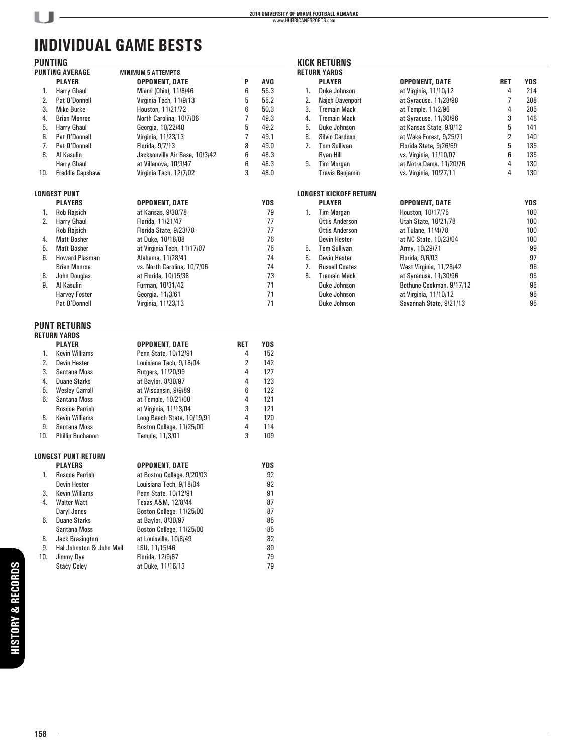# INDIVIDUAL GAME BESTS

## PUNTING

### PUNTING AVERAGE (MINIMUM 5 ATTEMPTS)

| | PLAYER | OPPONENT, DATE | P | AVG |
|---|---|---|---|---|
| 1. | Harry Ghaul | Miami (Ohio), 11/8/46 | 6 | 55.3 |
| 2. | Pat O'Donnell | Virginia Tech, 11/9/13 | 5 | 55.2 |
| 3. | Mike Burke | Houston, 11/21/72 | 6 | 50.3 |
| 4. | Brian Monroe | North Carolina, 10/7/06 | 7 | 49.3 |
| 5. | Harry Ghaul | Georgia, 10/22/48 | 5 | 49.2 |
| 6. | Pat O'Donnell | Virginia, 11/23/13 | 7 | 49.1 |
| 7. | Pat O'Donnell | Florida, 9/7/13 | 8 | 49.0 |
| 8. | Al Kasulin | Jacksonville Air Base, 10/3/42 | 6 | 48.3 |
| | Harry Ghaul | at Villanova, 10/3/47 | 6 | 48.3 |
| 10. | Freddie Capshaw | Virginia Tech, 12/7/02 | 3 | 48.0 |

### LONGEST PUNT

| | PLAYERS | OPPONENT, DATE | YDS |
|---|---|---|---|
| 1. | Rob Rajsich | at Kansas, 9/30/78 | 79 |
| 2. | Harry Ghaul | Florida, 11/21/47 | 77 |
| | Rob Rajsich | Florida State, 9/23/78 | 77 |
| 4. | Matt Bosher | at Duke, 10/18/08 | 76 |
| 5. | Matt Bosher | at Virginia Tech, 11/17/07 | 75 |
| 6. | Howard Plasman | Alabama, 11/28/41 | 74 |
| | Brian Monroe | vs. North Carolina, 10/7/06 | 74 |
| 8. | John Douglas | at Florida, 10/15/38 | 73 |
| 9. | Al Kasulin | Furman, 10/31/42 | 71 |
| | Harvey Foster | Georgia, 11/3/61 | 71 |
| | Pat O'Donnell | Virginia, 11/23/13 | 71 |

## PUNT RETURNS

### RETURN YARDS

| | PLAYER | OPPONENT, DATE | RET | YDS |
|---|---|---|---|---|
| 1. | Kevin Williams | Penn State, 10/12/91 | 4 | 152 |
| 2. | Devin Hester | Louisiana Tech, 9/18/04 | 2 | 142 |
| 3. | Santana Moss | Rutgers, 11/20/99 | 4 | 127 |
| 4. | Duane Starks | at Baylor, 8/30/97 | 4 | 123 |
| 5. | Wesley Carroll | at Wisconsin, 9/9/89 | 6 | 122 |
| 6. | Santana Moss | at Temple, 10/21/00 | 4 | 121 |
| | Roscoe Parrish | at Virginia, 11/13/04 | 3 | 121 |
| 8. | Kevin Williams | Long Beach State, 10/19/91 | 4 | 120 |
| 9. | Santana Moss | Boston College, 11/25/00 | 4 | 114 |
| 10. | Phillip Buchanon | Temple, 11/3/01 | 3 | 109 |

### LONGEST PUNT RETURN

| | PLAYERS | OPPONENT, DATE | YDS |
|---|---|---|---|
| 1. | Roscoe Parrish | at Boston College, 9/20/03 | 92 |
| | Devin Hester | Louisiana Tech, 9/18/04 | 92 |
| 3. | Kevin Williams | Penn State, 10/12/91 | 91 |
| 4. | Walter Watt | Texas A&M, 12/8/44 | 87 |
| | Daryl Jones | Boston College, 11/25/00 | 87 |
| 6. | Duane Starks | at Baylor, 8/30/97 | 85 |
| | Santana Moss | Boston College, 11/25/00 | 85 |
| 8. | Jack Brasington | at Louisville, 10/8/49 | 82 |
| 9. | Hal Johnston & John Mell | LSU, 11/15/46 | 80 |
| 10. | Jimmy Dye | Florida, 12/9/67 | 79 |
| | Stacy Coley | at Duke, 11/16/13 | 79 |

## KICK RETURNS

### RETURN YARDS

| | PLAYER | OPPONENT, DATE | RET | YDS |
|---|---|---|---|---|
| 1. | Duke Johnson | at Virginia, 11/10/12 | 4 | 214 |
| 2. | Najeh Davenport | at Syracuse, 11/28/98 | 7 | 208 |
| 3. | Tremain Mack | at Temple, 11/2/96 | 4 | 205 |
| 4. | Tremain Mack | at Syracuse, 11/30/96 | 3 | 146 |
| 5. | Duke Johnson | at Kansas State, 9/8/12 | 5 | 141 |
| 6. | Silvio Cardoso | at Wake Forest, 9/25/71 | 2 | 140 |
| 7. | Tom Sullivan | Florida State, 9/26/69 | 5 | 135 |
| | Ryan Hill | vs. Virginia, 11/10/07 | 6 | 135 |
| 9. | Tim Morgan | at Notre Dame, 11/20/76 | 4 | 130 |
| | Travis Benjamin | vs. Virginia, 10/27/11 | 4 | 130 |

### LONGEST KICKOFF RETURN

| | PLAYER | OPPONENT, DATE | YDS |
|---|---|---|---|
| 1. | Tim Morgan | Houston, 10/17/75 | 100 |
| | Ottis Anderson | Utah State, 10/21/78 | 100 |
| | Ottis Anderson | at Tulane, 11/4/78 | 100 |
| | Devin Hester | at NC State, 10/23/04 | 100 |
| 5. | Tom Sullivan | Army, 10/29/71 | 99 |
| 6. | Devin Hester | Florida, 9/6/03 | 97 |
| 7. | Russell Coates | West Virginia, 11/28/42 | 96 |
| 8. | Tremain Mack | at Syracuse, 11/30/96 | 95 |
| | Duke Johnson | Bethune-Cookman, 9/17/12 | 95 |
| | Duke Johnson | at Virginia, 11/10/12 | 95 |
| | Duke Johnson | Savannah State, 9/21/13 | 95 |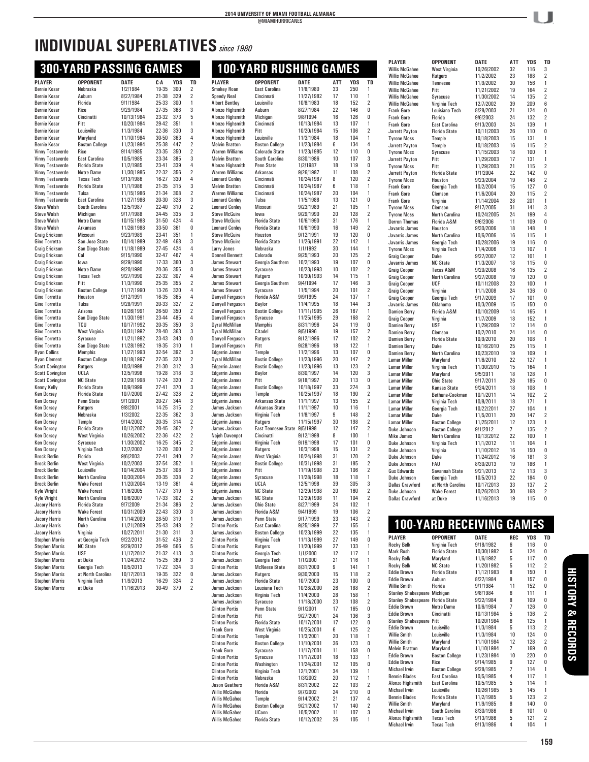# INDIVIDUAL SUPERLATIVES *since 1980*

## 300-YARD PASSING GAMES

| PLAYER | OPPONENT | DATE | C-A | YDS | TD |
|---|---|---|---|---|---|
| Bernie Kosar | Nebraska | 1/2/1984 | 19-35 | 300 | 2 |
| Bernie Kosar | Auburn | 8/27/1984 | 21-38 | 329 | 2 |
| Bernie Kosar | Florida | 9/1/1984 | 25-33 | 300 | 1 |
| Bernie Kosar | Rice | 9/29/1984 | 27-35 | 368 | 3 |
| Bernie Kosar | Cincinnati | 10/13/1984 | 23-32 | 373 | 5 |
| Bernie Kosar | Pitt | 10/20/1984 | 29-42 | 351 | 1 |
| Bernie Kosar | Louisville | 11/3/1984 | 22-36 | 330 | 3 |
| Bernie Kosar | Maryland | 11/10/1984 | 30-50 | 363 | 4 |
| Bernie Kosar | Boston College | 11/23/1984 | 25-38 | 447 | 2 |
| Vinny Testaverde | Rice | 9/14/1985 | 23-35 | 350 | 2 |
| Vinny Testaverde | East Carolina | 10/5/1985 | 23-34 | 385 | 3 |
| Vinny Testaverde | Florida State | 11/2/1985 | 23-41 | 339 | 4 |
| Vinny Testaverde | Notre Dame | 11/30/1985 | 22-32 | 356 | 2 |
| Vinny Testaverde | Texas Tech | 9/13/1986 | 16-27 | 330 | 4 |
| Vinny Testaverde | Florida State | 11/1/1986 | 21-35 | 315 | 3 |
| Vinny Testaverde | Tulsa | 11/15/1986 | 21-34 | 308 | 2 |
| Vinny Testaverde | East Carolina | 11/27/1986 | 20-30 | 328 | 3 |
| Steve Walsh | South Carolina | 12/5/1987 | 22-40 | 310 | 2 |
| Steve Walsh | Michigan | 9/17/1988 | 24-45 | 335 | 3 |
| Steve Walsh | Notre Dame | 10/15/1988 | 31-50 | 424 | 4 |
| Steve Walsh | Arkansas | 11/26/1988 | 33-50 | 361 | 0 |
| Craig Erickson | Missouri | 9/23/1989 | 23-41 | 351 | 1 |
| Gino Torretta | San Jose State | 10/14/1989 | 32-49 | 468 | 3 |
| Craig Erickson | San Diego State | 11/18/1989 | 27-45 | 424 | 4 |
| Craig Erickson | Cal | 9/15/1990 | 32-47 | 467 | 4 |
| Craig Erickson | Iowa | 9/29/1990 | 17-33 | 360 | 3 |
| Craig Erickson | Notre Dame | 9/20/1990 | 20-36 | 355 | 0 |
| Craig Erickson | Texas Tech | 9/27/1990 | 22-32 | 307 | 4 |
| Craig Erickson | Pitt | 11/3/1990 | 25-35 | 355 | 2 |
| Craig Erickson | Boston College | 11/17/1990 | 13-26 | 320 | 4 |
| Gino Torretta | Houston | 9/12/1991 | 16-35 | 365 | 4 |
| Gino Torretta | Tulsa | 9/28/1991 | 20-33 | 327 | 2 |
| Gino Torretta | Arizona | 10/26/1991 | 26-50 | 350 | 2 |
| Gino Torretta | San Diego State | 11/30/1991 | 23-44 | 485 | 4 |
| Gino Torretta | TCU | 10/17/1992 | 20-35 | 350 | 3 |
| Gino Torretta | West Virginia | 10/31/1992 | 28-40 | 363 | 3 |
| Gino Torretta | Syracuse | 11/21/1992 | 23-43 | 343 | 0 |
| Gino Torretta | San Diego State | 11/28/1992 | 19-35 | 310 | 1 |
| Ryan Collins | Memphis | 11/27/1993 | 32-54 | 392 | 3 |
| Ryan Clement | Boston College | 10/18/1997 | 27-35 | 323 | 2 |
| Scott Covington | Rutgers | 10/3/1998 | 21-30 | 312 | 3 |
| Scott Covington | UCLA | 12/5/1998 | 19-28 | 318 | 3 |
| Scott Covington | NC State | 12/29/1998 | 17-24 | 320 | 2 |
| Kenny Kelly | Florida State | 10/9/1999 | 27-41 | 370 | 3 |
| Ken Dorsey | Florida State | 10/7/2000 | 27-42 | 328 | 2 |
| Ken Dorsey | Penn State | 9/1/2001 | 20-27 | 344 | 3 |
| Ken Dorsey | Rutgers | 9/8/2001 | 14-25 | 315 | 2 |
| Ken Dorsey | Nebraska | 1/3/2002 | 22-35 | 362 | 3 |
| Ken Dorsey | Temple | 9/14/2002 | 20-35 | 314 | 2 |
| Ken Dorsey | Florida State | 10/12/2002 | 20-45 | 362 | 2 |
| Ken Dorsey | West Virginia | 10/26/2002 | 22-36 | 422 | 2 |
| Ken Dorsey | Syracuse | 11/30/2002 | 16-25 | 345 | 2 |
| Ken Dorsey | Virginia Tech | 12/7/2002 | 12-20 | 300 | 2 |
| Brock Berlin | Florida | 9/6/2003 | 27-41 | 340 | 2 |
| Brock Berlin | West Virginia | 10/2/2003 | 37-54 | 352 | 1 |
| Brock Berlin | Louisville | 10/14/2004 | 25-37 | 308 | 3 |
| Brock Berlin | North Carolina | 10/30/2004 | 20-35 | 338 | 2 |
| Brock Berlin | Wake Forest | 11/20/2004 | 13-19 | 361 | 4 |
| Kyle Wright | Wake Forest | 11/6/2005 | 17-27 | 319 | 5 |
| Kyle Wright | North Carolina | 10/6/2007 | 17-33 | 302 | 2 |
| Jacory Harris | Florida State | 9/7/2009 | 21-34 | 386 | 2 |
| Jacory Harris | Wake Forest | 10/31/2009 | 22-43 | 330 | 3 |
| Jacory Harris | North Carolina | 11/14/2009 | 28-50 | 319 | 1 |
| Jacory Harris | Duke | 11/21/2009 | 25-43 | 348 | 2 |
| Jacory Harris | Virginia | 10/27/2011 | 21-30 | 311 | 3 |
| Stephen Morris | at Georgia Tech | 9/22/2012 | 31-52 | 436 | 2 |
| Stephen Morris | NC State | 9/29/2012 | 26-49 | 566 | 5 |
| Stephen Morris | USF | 11/17/2012 | 21-32 | 413 | 3 |
| Stephen Morris | at Duke | 11/24/2012 | 15-25 | 369 | 3 |
| Stephen Morris | Georgia Tech | 10/5/2013 | 17-22 | 324 | 3 |
| Stephen Morris | at North Carolina | 10/17/2013 | 19-35 | 322 | 0 |
| Stephen Morris | Virginia Tech | 11/9/2013 | 16-29 | 324 | 2 |
| Stephen Morris | at Duke | 11/16/2013 | 30-49 | 379 | 2 |

## 100-YARD RUSHING GAMES

| PLAYER | OPPONENT | DATE | ATT | YDS | TD |
|---|---|---|---|---|---|
| Smokey Roan | East Carolina | 11/8/1980 | 33 | 250 | 1 |
| Speedy Neal | Cincinnati | 11/27/1982 | 17 | 110 | 1 |
| Albert Bentley | Louisville | 10/8/1983 | 18 | 152 | 2 |
| Alonzo Highsmith | Auburn | 8/27/1984 | 22 | 146 | 0 |
| Alonzo Highsmith | Michigan | 9/8/1994 | 16 | 126 | 0 |
| Alonzo Highsmith | Cincinnati | 10/13/1984 | 13 | 107 | 1 |
| Alonzo Highsmith | Pitt | 10/20/1984 | 15 | 106 | 2 |
| Alonzo Highsmith | Louisville | 11/3/1984 | 18 | 104 | 1 |
| Melvin Bratton | Boston College | 11/23/1984 | 6 | 134 | 4 |
| Warren Williams | Colorado State | 11/23/1985 | 12 | 110 | 0 |
| Melvin Bratton | South Carolina | 8/30/1986 | 10 | 107 | 3 |
| Alonzo Highsmith | Penn State | 1/2/1987 | 18 | 119 | 0 |
| Warren Williams | Arkansas | 9/26/1987 | 11 | 108 | 2 |
| Leonard Conley | Cincinnati | 10/24/1987 | 8 | 120 | 2 |
| Melvin Bratton | Cincinnati | 10/24/1987 | 6 | 118 | 1 |
| Warren Williams | Cincinnati | 10/24/1987 | 20 | 104 | 1 |
| Leonard Conley | Tulsa | 11/5/1988 | 13 | 121 | 0 |
| Leonard Conley | Missouri | 9/23/1989 | 21 | 105 | 1 |
| Steve McGuire | Iowa | 9/29/1990 | 20 | 128 | 2 |
| Steve McGuire | Florida State | 10/6/1990 | 31 | 176 | 1 |
| Leonard Conley | Florida State | 10/6/1990 | 16 | 149 | 2 |
| Steve McGuire | Houston | 9/12/1991 | 19 | 120 | 0 |
| Steve McGuire | Florida State | 11/26/1991 | 22 | 142 | 1 |
| Larry Jones | Nebraska | 1/1/1992 | 30 | 144 | 1 |
| Donnell Bennett | Colorado | 9/25/1993 | 20 | 125 | 2 |
| James Stewart | Georgia Southern | 10/2/1993 | 19 | 107 | 0 |
| James Stewart | Syracuse | 10/23/1993 | 10 | 102 | 2 |
| James Stewart | Rutgers | 10/30/1993 | 14 | 115 | 1 |
| James Stewart | Georgia Southern | 9/4/1994 | 17 | 146 | 3 |
| James Stewart | Syracuse | 11/5/1994 | 20 | 101 | 2 |
| Danyell Ferguson | Florida A&M | 9/9/1995 | 24 | 137 | 1 |
| Danyell Ferguson | Baylor | 11/4/1995 | 18 | 144 | 3 |
| Danyell Ferguson | Bostin College | 11/11/1995 | 26 | 167 | 1 |
| Danyell Ferguson | Syracuse | 11/25/1995 | 29 | 168 | 2 |
| Dyral McMillan | Memphis | 8/31/1996 | 24 | 119 | 0 |
| Dyral McMillan | Citadel | 9/5/1996 | 19 | 157 | 2 |
| Danyell Ferguson | Rutgers | 9/12/1996 | 17 | 102 | 2 |
| Danyell Ferguson | Pitt | 9/28/1996 | 18 | 122 | 1 |
| Edgerrin James | Temple | 11/2/1996 | 13 | 107 | 0 |
| Dyral McMillan | Bostin College | 11/23/1996 | 20 | 147 | 2 |
| Edgerrin James | Bostin College | 11/23/1996 | 13 | 123 | 2 |
| Edgerrin James | Baylor | 8/30/1997 | 14 | 120 | 3 |
| Edgerrin James | Pitt | 9/18/1997 | 20 | 113 | 0 |
| Edgerrin James | Bostin College | 10/18/1997 | 33 | 274 | 3 |
| Edgerrin James | Temple | 10/25/1997 | 18 | 190 | 2 |
| Edgerrin James | Arkansas State | 11/1/1997 | 13 | 155 | 2 |
| James Jackson | Arkansas State | 11/1/1997 | 10 | 116 | 1 |
| James Jackson | Virginia Tech | 11/8/1997 | 9 | 148 | 2 |
| Edgerrin James | Rutgers | 11/15/1997 | 30 | 198 | 2 |
| James Jackson | East Tennesee State | 9/5/1998 | 12 | 147 | 2 |
| Najeh Davenpot | Cincinnati | 9/12/1998 | 8 | 100 | 1 |
| Edgerrin James | Virginia Tech | 9/19/1998 | 17 | 101 | 0 |
| Edgerrin James | Rutgers | 10/3/1998 | 15 | 131 | 2 |
| Edgerrin James | West Virginia | 10/24/1998 | 31 | 170 | 2 |
| Edgerrin James | Bostin College | 10/31/1998 | 31 | 185 | 2 |
| Edgerrin James | Pitt | 11/19/1998 | 23 | 106 | 2 |
| Edgerrin James | Syracuse | 11/28/1998 | 18 | 118 | 1 |
| Edgerrin James | UCLA | 12/5/1998 | 39 | 305 | 3 |
| Edgerrin James | NC State | 12/29/1998 | 20 | 160 | 2 |
| James Jackson | NC State | 12/29/1998 | 11 | 104 | 2 |
| James Jackson | Ohio State | 8/27/1999 | 24 | 102 | 1 |
| James Jackson | Florida A&M | 9/4/1999 | 19 | 106 | 2 |
| James Jackson | Penn State | 9/17/1999 | 33 | 143 | 2 |
| Clinton Portis | East Carolina | 9/25/1999 | 27 | 155 | 1 |
| James Jackson | Boston College | 10/23/1999 | 22 | 135 | 1 |
| Clinton Portis | Virginia Tech | 11/13/1999 | 27 | 149 | 0 |
| Clinton Portis | Rutgers | 11/20/1999 | 27 | 133 | 1 |
| Clinton Portis | Georgia Tech | 1/1/2000 | 12 | 117 | 1 |
| James Jackson | Georgia Tech | 1/1/2000 | 21 | 116 | 1 |
| Clinton Portis | McNeese State | 8/31/2000 | 9 | 141 | 1 |
| James Jackson | Rutgers | 9/30/2000 | 15 | 118 | 2 |
| James Jackson | Florida State | 10/7/2000 | 23 | 100 | 0 |
| James Jackson | Lousiana Tech | 10/28/2000 | 26 | 188 | 2 |
| James Jackson | Virginia Tech | 11/4/2000 | 28 | 158 | 1 |
| James Jackson | Syracuse | 11/18/2000 | 23 | 108 | 2 |
| Clinton Portis | Penn State | 9/1/2001 | 17 | 165 | 0 |
| Clinton Portis | Pitt | 9/27/2001 | 24 | 136 | 3 |
| Clinton Portis | Florida State | 10/17/2001 | 17 | 122 | 0 |
| Frank Gore | West Virginia | 10/25/2001 | 6 | 125 | 2 |
| Clinton Portis | Temple | 11/3/2001 | 20 | 118 | 1 |
| Clinton Portis | Boston College | 11/10/2001 | 36 | 173 | 0 |
| Frank Gore | Syracuse | 11/17/2001 | 11 | 158 | 0 |
| Clinton Portis | Syracuse | 11/17/2001 | 18 | 133 | 1 |
| Clinton Portis | Washington | 11/24/2001 | 12 | 105 | 0 |
| Clinton Portis | Virginia Tech | 12/1/2001 | 34 | 139 | 1 |
| Clinton Portis | Nebraska | 1/3/2002 | 20 | 112 | 1 |
| Jason Geathers | Florida A&M | 8/31/2002 | 22 | 103 | 2 |
| Willis McGahee | Florida | 9/7/2002 | 24 | 210 | 0 |
| Willis McGahee | Temple | 9/14/2002 | 21 | 137 | 4 |
| Willis McGahee | Boston College | 9/21/2002 | 17 | 140 | 2 |
| Willis McGahee | UConn | 10/5/2002 | 11 | 107 | 3 |
| Willis McGahee | Florida State | 10/12/2002 | 26 | 105 | 1 |
| Willis McGahee | West Virginia | 10/26/2002 | 32 | 116 | 3 |
| Willis McGahee | Rutgers | 11/2/2002 | 23 | 188 | 2 |
| Willis McGahee | Tennesee | 11/9/2002 | 30 | 156 | 1 |
| Willis McGahee | Pitt | 11/21/2002 | 19 | 164 | 2 |
| Willis McGahee | Syracuse | 11/30/2002 | 14 | 135 | 2 |
| Willis McGahee | Virginia Tech | 12/7/2002 | 39 | 209 | 6 |
| Frank Gore | Louisiana Tech | 8/28/2003 | 21 | 124 | 0 |
| Frank Gore | Florida | 9/6/2003 | 24 | 132 | 2 |
| Frank Gore | East Carolina | 9/13/2003 | 24 | 139 | 1 |
| Jarrett Payton | Florida State | 10/11/2003 | 26 | 110 | 0 |
| Tyrone Moss | Temple | 10/18/2003 | 15 | 131 | 1 |
| Jarrett Payton | Temple | 10/18/2003 | 16 | 115 | 2 |
| Tyrone Moss | Syracuse | 11/15/2003 | 18 | 100 | 1 |
| Jarrett Payton | Pitt | 11/29/2003 | 17 | 131 | 1 |
| Tyrone Moss | Pitt | 11/29/2003 | 21 | 115 | 2 |
| Jarrett Payton | Florida State | 1/1/2004 | 22 | 142 | 0 |
| Tyrone Moss | Houston | 9/23/2004 | 19 | 148 | 2 |
| Frank Gore | Georgia Tech | 10/2/2004 | 15 | 127 | 0 |
| Frank Gore | Clemson | 11/6/2004 | 20 | 115 | 2 |
| Frank Gore | Virginia | 11/14/2004 | 28 | 201 | 1 |
| Tyrone Moss | Clemson | 9/17/2005 | 31 | 141 | 3 |
| Tyrone Moss | North Carolina | 10/24/2005 | 24 | 199 | 4 |
| Derron Thomas | Florida A&M | 9/6/2006 | 11 | 109 | 0 |
| Javarris James | Houston | 9/30/2006 | 18 | 148 | 1 |
| Javarris James | North Carolina | 10/6/2006 | 16 | 115 | 1 |
| Javarris James | Georgia Tech | 10/28/2006 | 19 | 116 | 0 |
| Tyrone Moss | Virginia Tech | 11/4/2006 | 13 | 107 | 1 |
| Graig Cooper | Duke | 9/27/2007 | 12 | 101 | 1 |
| Javarris James | NC State | 11/3/2007 | 18 | 115 | 0 |
| Graig Cooper | Texas A&M | 9/20/2008 | 16 | 135 | 2 |
| Graig Cooper | North Carolina | 9/27/2008 | 19 | 120 | 0 |
| Graig Cooper | UCF | 10/11/2008 | 23 | 100 | 1 |
| Graig Cooper | Virginia | 11/1/2008 | 24 | 136 | 0 |
| Graig Cooper | Georgia Tech | 9/17/2009 | 17 | 101 | 0 |
| Javarris James | Oklahoma | 10/3/2009 | 15 | 150 | 0 |
| Damien Berry | Florida A&M | 10/10/2009 | 14 | 165 | 1 |
| Graig Cooper | Virginia | 11/7/2009 | 18 | 152 | 1 |
| Damien Berry | USF | 11/29/2009 | 12 | 114 | 0 |
| Damien Berry | Clemson | 10/2/2010 | 24 | 114 | 0 |
| Damien Berry | Florida State | 10/9/2010 | 20 | 108 | 1 |
| Damien Berry | Duke | 10/16/2010 | 25 | 115 | 1 |
| Damien Berry | North Carolina | 10/23/2010 | 19 | 109 | 1 |
| Lamar Miller | Maryland | 11/6/2010 | 22 | 127 | 1 |
| Lamar Miller | Virginia Tech | 11/30/2010 | 15 | 164 | 1 |
| Lamar Miller | Maryland | 9/5/2011 | 18 | 128 | 1 |
| Lamar Miller | Ohio State | 9/17/2011 | 26 | 185 | 0 |
| Lamar Miller | Kansas State | 9/24/2011 | 18 | 108 | 1 |
| Lamar Miller | Bethune-Cookman | 10/1/2011 | 14 | 102 | 2 |
| Lamar Miller | Virginia Tech | 10/8/2011 | 18 | 171 | 1 |
| Lamar Miller | Georgia Tech | 10/22/2011 | 27 | 104 | 1 |
| Lamar Miller | Duke | 11/5/2011 | 20 | 147 | 2 |
| Lamar Miller | Boston College | 11/25/2011 | 12 | 123 | 1 |
| Duke Johnson | Boston College | 9/1/2012 | 7 | 135 | 2 |
| Mike James | North Carolina | 10/13/2012 | 22 | 100 | 1 |
| Duke Johnson | Virginia Tech | 11/1/2012 | 11 | 104 | 1 |
| Duke Johnson | Virginia | 11/10/2012 | 16 | 150 | 0 |
| Duke Johnson | Duke | 11/24/2012 | 16 | 181 | 3 |
| Duke Johnson | FAU | 8/30/2013 | 19 | 186 | 1 |
| Gus Edwards | Savannah State | 9/21/2013 | 12 | 113 | 3 |
| Duke Johnson | Georgia Tech | 10/5/2013 | 22 | 184 | 0 |
| Dallas Crawford | at North Carolina | 10/17/2013 | 33 | 137 | 2 |
| Duke Johnson | Wake Forest | 10/26/2013 | 30 | 168 | 2 |
| Dallas Crawford | at Duke | 11/16/2013 | 19 | 115 | 0 |

## 100-YARD RECEIVING GAMES

| PLAYER | OPPONENT | DATE | REC | YDS | TD |
|---|---|---|---|---|---|
| Rocky Belk | Virginia Tech | 9/18/1982 | 6 | 116 | 0 |
| Mark Rush | Florida State | 10/30/1982 | 5 | 124 | 0 |
| Rocky Belk | Maryland | 11/6/1982 | 5 | 117 | 0 |
| Rocky Belk | NC State | 11/20/1982 | 5 | 112 | 2 |
| Eddie Brown | Florida State | 11/12/1983 | 8 | 150 | 1 |
| Eddie Brown | Auburn | 8/27/1984 | 8 | 157 | 0 |
| Willie Smith | Florida | 9/1/1984 | 11 | 152 | 0 |
| Stanley Shakespeare | Michigan | 9/8/1984 | 6 | 111 | 1 |
| Stanley Shakespeare | Florida State | 9/22/1984 | 8 | 109 | 0 |
| Eddie Brown | Notre Dame | 10/6/1984 | 7 | 126 | 0 |
| Eddie Brown | Cincinnati | 10/13/1984 | 5 | 136 | 2 |
| Stanley Shakespeare | Pitt | 10/20/1984 | 6 | 125 | 1 |
| Eddie Brown | Louisville | 11/3/1984 | 5 | 113 | 2 |
| Willie Smith | Louisville | 11/3/1984 | 10 | 124 | 0 |
| Willie Smith | Maryland | 11/10/1984 | 12 | 128 | 2 |
| Melvin Bratton | Maryland | 11/10/1984 | 7 | 169 | 0 |
| Eddie Brown | Boston College | 11/23/1984 | 10 | 220 | 0 |
| Eddie Brown | Rice | 9/14/1985 | 9 | 127 | 0 |
| Michael Irvin | Boston College | 9/28/1985 | 7 | 114 | 1 |
| Bennie Blades | East Carolina | 10/5/1985 | 4 | 117 | 1 |
| Alonzo Highsmith | East Carolina | 10/5/1985 | 5 | 114 | 1 |
| Michael Irvin | Louisville | 10/26/1985 | 5 | 145 | 1 |
| Bennie Blades | Florida State | 11/2/1985 | 5 | 123 | 2 |
| Willie Smith | Maryland | 11/9/1985 | 8 | 140 | 0 |
| Michael Irvin | South Carolina | 8/30/1986 | 6 | 101 | 0 |
| Alonzo Highsmith | Texas Tech | 9/13/1986 | 5 | 121 | 2 |
| Michael Irvin | Texas Tech | 9/13/1986 | 4 | 104 | 1 |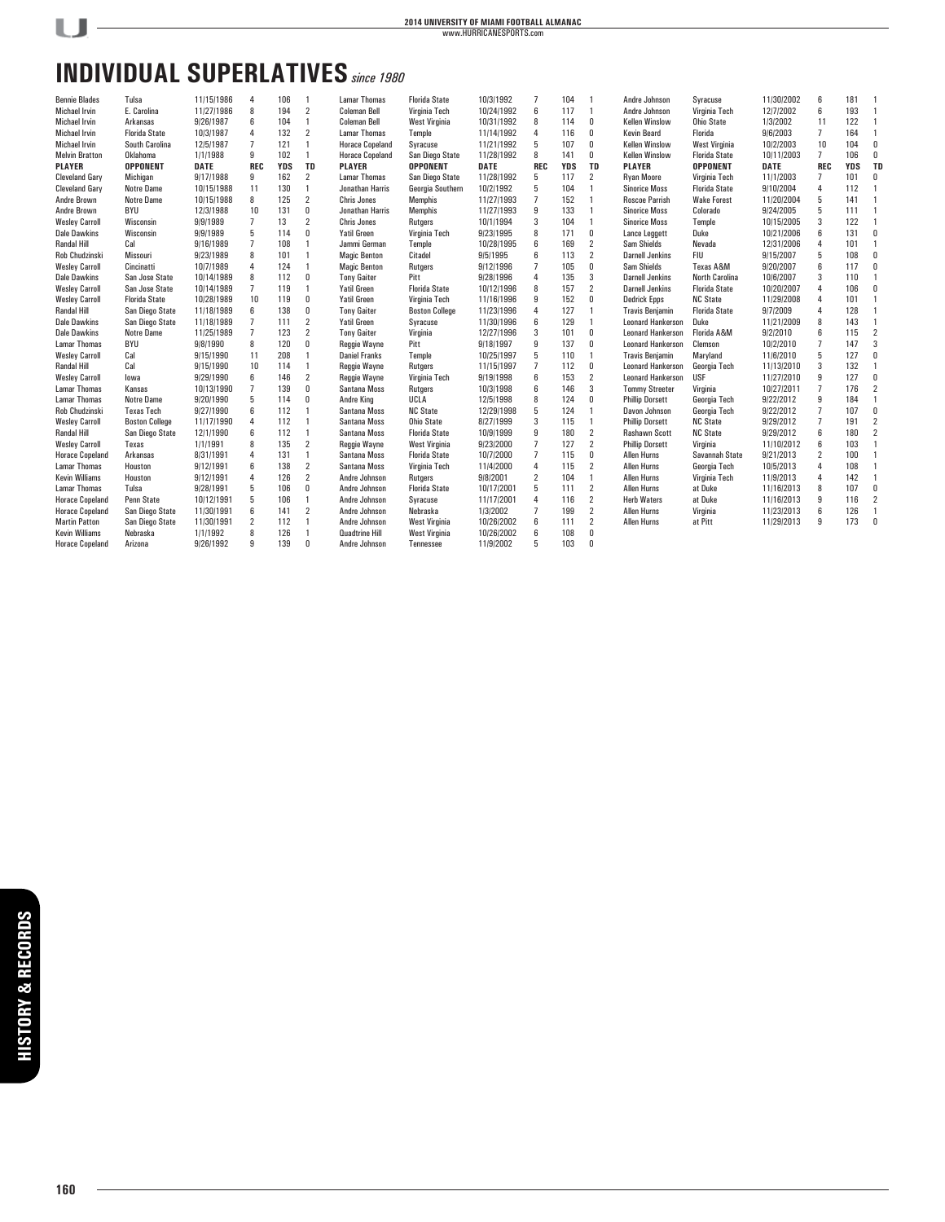# INDIVIDUAL SUPERLATIVES *since 1980*

| PLAYER | OPPONENT | DATE | REC | YDS | TD |
|---|---|---|---|---|---|
| Bennie Blades | Tulsa | 11/15/1986 | 4 | 106 | 1 |
| Michael Irvin | E. Carolina | 11/27/1986 | 8 | 194 | 2 |
| Michael Irvin | Arkansas | 9/26/1987 | 6 | 104 | 1 |
| Michael Irvin | Florida State | 10/3/1987 | 4 | 132 | 2 |
| Michael Irvin | South Carolina | 12/5/1987 | 7 | 121 | 1 |
| Melvin Bratton | Oklahoma | 1/1/1988 | 9 | 102 | 1 |
| Cleveland Gary | Michigan | 9/17/1988 | 9 | 162 | 2 |
| Cleveland Gary | Notre Dame | 10/15/1988 | 11 | 130 | 1 |
| Andre Brown | Notre Dame | 10/15/1988 | 8 | 125 | 2 |
| Andre Brown | BYU | 12/3/1988 | 10 | 131 | 0 |
| Wesley Carroll | Wisconsin | 9/9/1989 | 7 | 13 | 2 |
| Dale Dawkins | Wisconsin | 9/9/1989 | 5 | 114 | 0 |
| Randal Hill | Cal | 9/16/1989 | 7 | 108 | 1 |
| Rob Chudzinski | Missouri | 9/23/1989 | 8 | 101 | 1 |
| Wesley Carroll | Cincinatti | 10/7/1989 | 4 | 124 | 1 |
| Dale Dawkins | San Jose State | 10/14/1989 | 8 | 112 | 0 |
| Wesley Carroll | San Jose State | 10/14/1989 | 7 | 119 | 1 |
| Wesley Carroll | Florida State | 10/28/1989 | 10 | 119 | 0 |
| Randal Hill | San Diego State | 11/18/1989 | 6 | 138 | 0 |
| Dale Dawkins | San Diego State | 11/18/1989 | 7 | 111 | 2 |
| Dale Dawkins | Notre Dame | 11/25/1989 | 7 | 123 | 2 |
| Lamar Thomas | BYU | 9/8/1990 | 8 | 120 | 0 |
| Wesley Carroll | Cal | 9/15/1990 | 11 | 208 | 1 |
| Randal Hill | Cal | 9/15/1990 | 10 | 114 | 1 |
| Wesley Carroll | Iowa | 9/29/1990 | 6 | 146 | 2 |
| Lamar Thomas | Kansas | 10/13/1990 | 7 | 139 | 0 |
| Lamar Thomas | Notre Dame | 9/20/1990 | 5 | 114 | 0 |
| Rob Chudzinski | Texas Tech | 9/27/1990 | 6 | 112 | 1 |
| Wesley Carroll | Boston College | 11/17/1990 | 4 | 112 | 1 |
| Randal Hill | San Diego State | 12/1/1990 | 6 | 112 | 1 |
| Wesley Carroll | Texas | 1/1/1991 | 8 | 135 | 2 |
| Horace Copeland | Arkansas | 8/31/1991 | 4 | 131 | 1 |
| Lamar Thomas | Houston | 9/12/1991 | 6 | 138 | 2 |
| Kevin Williams | Houston | 9/12/1991 | 4 | 126 | 2 |
| Lamar Thomas | Tulsa | 9/28/1991 | 5 | 106 | 0 |
| Horace Copeland | Penn State | 10/12/1991 | 5 | 106 | 1 |
| Horace Copeland | San Diego State | 11/30/1991 | 6 | 141 | 2 |
| Martin Patton | San Diego State | 11/30/1991 | 2 | 112 | 1 |
| Kevin Williams | Nebraska | 1/1/1992 | 8 | 126 | 1 |
| Horace Copeland | Arizona | 9/26/1992 | 9 | 139 | 0 |
| Lamar Thomas | Florida State | 10/3/1992 | 7 | 104 | 1 |
| Coleman Bell | Virginia Tech | 10/24/1992 | 6 | 117 | 1 |
| Coleman Bell | West Virginia | 10/31/1992 | 8 | 114 | 0 |
| Lamar Thomas | Temple | 11/14/1992 | 4 | 116 | 0 |
| Horace Copeland | Syracuse | 11/21/1992 | 5 | 107 | 0 |
| Horace Copeland | San Diego State | 11/28/1992 | 8 | 141 | 0 |
| Lamar Thomas | San Diego State | 11/28/1992 | 5 | 117 | 2 |
| Jonathan Harris | Georgia Southern | 10/2/1992 | 5 | 104 | 1 |
| Jonathan Harris | Memphis | 11/27/1993 | 9 | 133 | 1 |
| Chris Jones | Memphis | 11/27/1993 | 7 | 152 | 1 |
| Chris Jones | Rutgers | 10/1/1994 | 3 | 104 | 1 |
| Yatil Green | Virginia Tech | 9/23/1995 | 8 | 171 | 0 |
| Jammi German | Temple | 10/28/1995 | 6 | 169 | 2 |
| Magic Benton | Citadel | 9/5/1995 | 6 | 113 | 2 |
| Magic Benton | Rutgers | 9/12/1996 | 7 | 105 | 0 |
| Tony Gaiter | Pitt | 9/28/1996 | 4 | 135 | 3 |
| Yatil Green | Florida State | 10/12/1996 | 8 | 157 | 2 |
| Yatil Green | Virginia Tech | 11/16/1996 | 9 | 152 | 0 |
| Tony Gaiter | Boston College | 11/23/1996 | 4 | 127 | 1 |
| Yatil Green | Syracuse | 11/30/1996 | 6 | 129 | 1 |
| Tony Gaiter | Virginia | 12/27/1996 | 3 | 101 | 0 |
| Reggie Wayne | Pitt | 9/18/1997 | 9 | 137 | 0 |
| Daniel Franks | Temple | 10/25/1997 | 5 | 110 | 1 |
| Reggie Wayne | Rutgers | 11/15/1997 | 7 | 112 | 0 |
| Reggie Wayne | Virginia Tech | 9/19/1998 | 6 | 153 | 2 |
| Santana Moss | Rutgers | 10/3/1998 | 6 | 146 | 3 |
| Andre King | UCLA | 12/5/1998 | 8 | 124 | 0 |
| Santana Moss | NC State | 12/29/1998 | 5 | 124 | 1 |
| Santana Moss | Ohio State | 8/27/1999 | 3 | 115 | 1 |
| Santana Moss | Florida State | 10/9/1999 | 9 | 180 | 2 |
| Reggie Wayne | West Virginia | 9/23/2000 | 7 | 127 | 2 |
| Santana Moss | Florida State | 10/7/2000 | 7 | 115 | 0 |
| Santana Moss | Virginia Tech | 11/4/2000 | 4 | 115 | 2 |
| Andre Johnson | Rutgers | 9/8/2001 | 2 | 104 | 1 |
| Andre Johnson | Florida State | 10/17/2001 | 5 | 111 | 2 |
| Andre Johnson | Syracuse | 11/17/2001 | 4 | 116 | 2 |
| Andre Johnson | Nebraska | 1/3/2002 | 7 | 199 | 2 |
| Andre Johnson | West Virginia | 10/26/2002 | 6 | 111 | 2 |
| Quadtrine Hill | West Virginia | 10/26/2002 | 6 | 108 | 0 |
| Andre Johnson | Tennessee | 11/9/2002 | 5 | 103 | 0 |
| Andre Johnson | Syracuse | 11/30/2002 | 6 | 181 | 1 |
| Andre Johnson | Virginia Tech | 12/7/2002 | 6 | 193 | 1 |
| Kellen Winslow | Ohio State | 1/3/2002 | 11 | 122 | 1 |
| Kevin Beard | Florida | 9/6/2003 | 7 | 164 | 1 |
| Kellen Winslow | West Virginia | 10/2/2003 | 10 | 104 | 0 |
| Kellen Winslow | Florida State | 10/11/2003 | 7 | 106 | 0 |
| Ryan Moore | Virginia Tech | 11/1/2003 | 7 | 101 | 0 |
| Sinorice Moss | Florida State | 9/10/2004 | 4 | 112 | 1 |
| Roscoe Parrish | Wake Forest | 11/20/2004 | 5 | 141 | 1 |
| Sinorice Moss | Colorado | 9/24/2005 | 5 | 111 | 1 |
| Sinorice Moss | Temple | 10/15/2005 | 3 | 122 | 1 |
| Lance Leggett | Duke | 10/21/2006 | 6 | 131 | 0 |
| Sam Shields | Nevada | 12/31/2006 | 4 | 101 | 1 |
| Darnell Jenkins | FIU | 9/15/2007 | 5 | 108 | 0 |
| Sam Shields | Texas A&M | 9/20/2007 | 6 | 117 | 0 |
| Darnell Jenkins | North Carolina | 10/6/2007 | 3 | 110 | 1 |
| Darnell Jenkins | Florida State | 10/20/2007 | 4 | 106 | 0 |
| Dedrick Epps | NC State | 11/29/2008 | 4 | 101 | 1 |
| Travis Benjamin | Florida State | 9/7/2009 | 4 | 128 | 1 |
| Leonard Hankerson | Duke | 11/21/2009 | 8 | 143 | 1 |
| Leonard Hankerson | Florida A&M | 9/2/2010 | 6 | 115 | 2 |
| Leonard Hankerson | Clemson | 10/2/2010 | 7 | 147 | 3 |
| Travis Benjamin | Maryland | 11/6/2010 | 5 | 127 | 0 |
| Leonard Hankerson | Georgia Tech | 11/13/2010 | 3 | 132 | 1 |
| Leonard Hankerson | USF | 11/27/2010 | 9 | 127 | 0 |
| Tommy Streeter | Virginia | 10/27/2011 | 7 | 176 | 2 |
| Phillip Dorsett | Georgia Tech | 9/22/2012 | 9 | 184 | 1 |
| Davon Johnson | Georgia Tech | 9/22/2012 | 7 | 107 | 0 |
| Phillip Dorsett | NC State | 9/29/2012 | 7 | 191 | 2 |
| Rashawn Scott | NC State | 9/29/2012 | 6 | 180 | 2 |
| Phillip Dorsett | Virginia | 11/10/2012 | 6 | 103 | 1 |
| Allen Hurns | Savannah State | 9/21/2013 | 2 | 100 | 1 |
| Allen Hurns | Georgia Tech | 10/5/2013 | 4 | 108 | 1 |
| Allen Hurns | Virginia Tech | 11/9/2013 | 4 | 142 | 1 |
| Allen Hurns | at Duke | 11/16/2013 | 8 | 107 | 0 |
| Herb Waters | at Duke | 11/16/2013 | 9 | 116 | 2 |
| Allen Hurns | Virginia | 11/23/2013 | 6 | 126 | 1 |
| Allen Hurns | at Pitt | 11/29/2013 | 9 | 173 | 0 |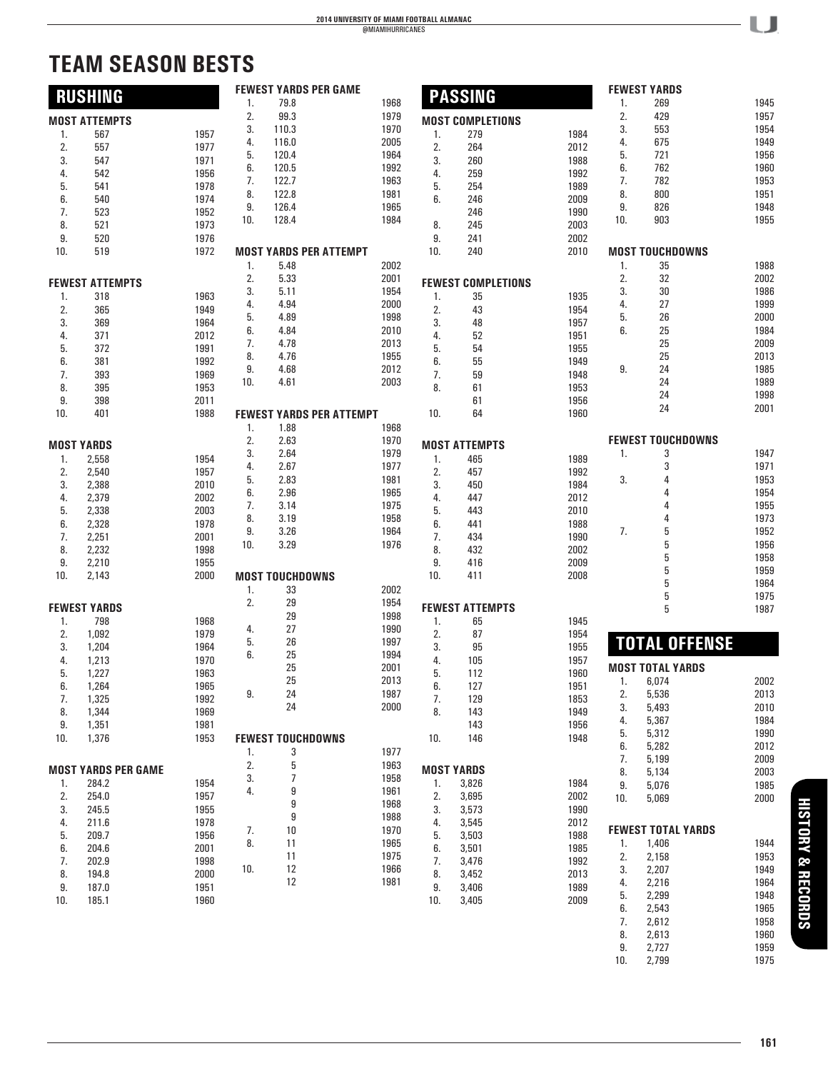# TEAM SEASON BESTS

## RUSHING

### MOST ATTEMPTS

| Rank | Attempts | Year |
|---|---|---|
| 1. | 567 | 1957 |
| 2. | 557 | 1977 |
| 3. | 547 | 1971 |
| 4. | 542 | 1956 |
| 5. | 541 | 1978 |
| 6. | 540 | 1974 |
| 7. | 523 | 1952 |
| 8. | 521 | 1973 |
| 9. | 520 | 1976 |
| 10. | 519 | 1972 |

### FEWEST ATTEMPTS

| Rank | Attempts | Year |
|---|---|---|
| 1. | 318 | 1963 |
| 2. | 365 | 1949 |
| 3. | 369 | 1964 |
| 4. | 371 | 2012 |
| 5. | 372 | 1991 |
| 6. | 381 | 1992 |
| 7. | 393 | 1969 |
| 8. | 395 | 1953 |
| 9. | 398 | 2011 |
| 10. | 401 | 1988 |

### MOST YARDS

| Rank | Yards | Year |
|---|---|---|
| 1. | 2,558 | 1954 |
| 2. | 2,540 | 1957 |
| 3. | 2,388 | 2010 |
| 4. | 2,379 | 2002 |
| 5. | 2,338 | 2003 |
| 6. | 2,328 | 1978 |
| 7. | 2,251 | 2001 |
| 8. | 2,232 | 1998 |
| 9. | 2,210 | 1955 |
| 10. | 2,143 | 2000 |

### FEWEST YARDS

| Rank | Yards | Year |
|---|---|---|
| 1. | 798 | 1968 |
| 2. | 1,092 | 1979 |
| 3. | 1,204 | 1964 |
| 4. | 1,213 | 1970 |
| 5. | 1,227 | 1963 |
| 6. | 1,264 | 1965 |
| 7. | 1,325 | 1992 |
| 8. | 1,344 | 1969 |
| 9. | 1,351 | 1981 |
| 10. | 1,376 | 1953 |

### MOST YARDS PER GAME

| Rank | Yards | Year |
|---|---|---|
| 1. | 284.2 | 1954 |
| 2. | 254.0 | 1957 |
| 3. | 245.5 | 1955 |
| 4. | 211.6 | 1978 |
| 5. | 209.7 | 1956 |
| 6. | 204.6 | 2001 |
| 7. | 202.9 | 1998 |
| 8. | 194.8 | 2000 |
| 9. | 187.0 | 1951 |
| 10. | 185.1 | 1960 |

### FEWEST YARDS PER GAME

| Rank | Yards | Year |
|---|---|---|
| 1. | 79.8 | 1968 |
| 2. | 99.3 | 1979 |
| 3. | 110.3 | 1970 |
| 4. | 116.0 | 2005 |
| 5. | 120.4 | 1964 |
| 6. | 120.5 | 1992 |
| 7. | 122.7 | 1963 |
| 8. | 122.8 | 1981 |
| 9. | 126.4 | 1965 |
| 10. | 128.4 | 1984 |

### MOST YARDS PER ATTEMPT

| Rank | Yards | Year |
|---|---|---|
| 1. | 5.48 | 2002 |
| 2. | 5.33 | 2001 |
| 3. | 5.11 | 1954 |
| 4. | 4.94 | 2000 |
| 5. | 4.89 | 1998 |
| 6. | 4.84 | 2010 |
| 7. | 4.78 | 2013 |
| 8. | 4.76 | 1955 |
| 9. | 4.68 | 2012 |
| 10. | 4.61 | 2003 |

### FEWEST YARDS PER ATTEMPT

| Rank | Yards | Year |
|---|---|---|
| 1. | 1.88 | 1968 |
| 2. | 2.63 | 1970 |
| 3. | 2.64 | 1979 |
| 4. | 2.67 | 1977 |
| 5. | 2.83 | 1981 |
| 6. | 2.96 | 1965 |
| 7. | 3.14 | 1975 |
| 8. | 3.19 | 1958 |
| 9. | 3.26 | 1964 |
| 10. | 3.29 | 1976 |

### MOST TOUCHDOWNS

| Rank | TDs | Year |
|---|---|---|
| 1. | 33 | 2002 |
| 2. | 29 | 1954 |
| | 29 | 1998 |
| 4. | 27 | 1990 |
| 5. | 26 | 1997 |
| 6. | 25 | 1994 |
| | 25 | 2001 |
| | 25 | 2013 |
| 9. | 24 | 1987 |
| | 24 | 2000 |

### FEWEST TOUCHDOWNS

| Rank | TDs | Year |
|---|---|---|
| 1. | 3 | 1977 |
| 2. | 5 | 1963 |
| 3. | 7 | 1958 |
| 4. | 9 | 1961 |
| | 9 | 1968 |
| | 9 | 1988 |
| 7. | 10 | 1970 |
| 8. | 11 | 1965 |
| | 11 | 1975 |
| 10. | 12 | 1966 |
| | 12 | 1981 |

## PASSING

### MOST COMPLETIONS

| Rank | Completions | Year |
|---|---|---|
| 1. | 279 | 1984 |
| 2. | 264 | 2012 |
| 3. | 260 | 1988 |
| 4. | 259 | 1992 |
| 5. | 254 | 1989 |
| 6. | 246 | 2009 |
| | 246 | 1990 |
| 8. | 245 | 2003 |
| 9. | 241 | 2002 |
| 10. | 240 | 2010 |

### FEWEST COMPLETIONS

| Rank | Completions | Year |
|---|---|---|
| 1. | 35 | 1935 |
| 2. | 43 | 1954 |
| 3. | 48 | 1957 |
| 4. | 52 | 1951 |
| 5. | 54 | 1955 |
| 6. | 55 | 1949 |
| 7. | 59 | 1948 |
| 8. | 61 | 1953 |
| | 61 | 1956 |
| 10. | 64 | 1960 |

### MOST ATTEMPTS

| Rank | Attempts | Year |
|---|---|---|
| 1. | 465 | 1989 |
| 2. | 457 | 1992 |
| 3. | 450 | 1984 |
| 4. | 447 | 2012 |
| 5. | 443 | 2010 |
| 6. | 441 | 1988 |
| 7. | 434 | 1990 |
| 8. | 432 | 2002 |
| 9. | 416 | 2009 |
| 10. | 411 | 2008 |

### FEWEST ATTEMPTS

| Rank | Attempts | Year |
|---|---|---|
| 1. | 65 | 1945 |
| 2. | 87 | 1954 |
| 3. | 95 | 1955 |
| 4. | 105 | 1957 |
| 5. | 112 | 1960 |
| 6. | 127 | 1951 |
| 7. | 129 | 1853 |
| 8. | 143 | 1949 |
| | 143 | 1956 |
| 10. | 146 | 1948 |

### MOST YARDS

| Rank | Yards | Year |
|---|---|---|
| 1. | 3,826 | 1984 |
| 2. | 3,695 | 2002 |
| 3. | 3,573 | 1990 |
| 4. | 3,545 | 2012 |
| 5. | 3,503 | 1988 |
| 6. | 3,501 | 1985 |
| 7. | 3,476 | 1992 |
| 8. | 3,452 | 2013 |
| 9. | 3,406 | 1989 |
| 10. | 3,405 | 2009 |

### FEWEST YARDS

| Rank | Yards | Year |
|---|---|---|
| 1. | 269 | 1945 |
| 2. | 429 | 1957 |
| 3. | 553 | 1954 |
| 4. | 675 | 1949 |
| 5. | 721 | 1956 |
| 6. | 762 | 1960 |
| 7. | 782 | 1953 |
| 8. | 800 | 1951 |
| 9. | 826 | 1948 |
| 10. | 903 | 1955 |

### MOST TOUCHDOWNS

| Rank | TDs | Year |
|---|---|---|
| 1. | 35 | 1988 |
| 2. | 32 | 2002 |
| 3. | 30 | 1986 |
| 4. | 27 | 1999 |
| 5. | 26 | 2000 |
| 6. | 25 | 1984 |
| | 25 | 2009 |
| | 25 | 2013 |
| 9. | 24 | 1985 |
| | 24 | 1989 |
| | 24 | 1998 |
| | 24 | 2001 |

### FEWEST TOUCHDOWNS

| Rank | TDs | Year |
|---|---|---|
| 1. | 3 | 1947 |
| | 3 | 1971 |
| 3. | 4 | 1953 |
| | 4 | 1954 |
| | 4 | 1955 |
| | 4 | 1973 |
| 7. | 5 | 1952 |
| | 5 | 1956 |
| | 5 | 1958 |
| | 5 | 1959 |
| | 5 | 1964 |
| | 5 | 1975 |
| | 5 | 1987 |

## TOTAL OFFENSE

### MOST TOTAL YARDS

| Rank | Yards | Year |
|---|---|---|
| 1. | 6,074 | 2002 |
| 2. | 5,536 | 2013 |
| 3. | 5,493 | 2010 |
| 4. | 5,367 | 1984 |
| 5. | 5,312 | 1990 |
| 6. | 5,282 | 2012 |
| 7. | 5,199 | 2009 |
| 8. | 5,134 | 2003 |
| 9. | 5,076 | 1985 |
| 10. | 5,069 | 2000 |

### FEWEST TOTAL YARDS

| Rank | Yards | Year |
|---|---|---|
| 1. | 1,406 | 1944 |
| 2. | 2,158 | 1953 |
| 3. | 2,207 | 1949 |
| 4. | 2,216 | 1964 |
| 5. | 2,299 | 1948 |
| 6. | 2,543 | 1965 |
| 7. | 2,612 | 1958 |
| 8. | 2,613 | 1960 |
| 9. | 2,727 | 1959 |
| 10. | 2,799 | 1975 |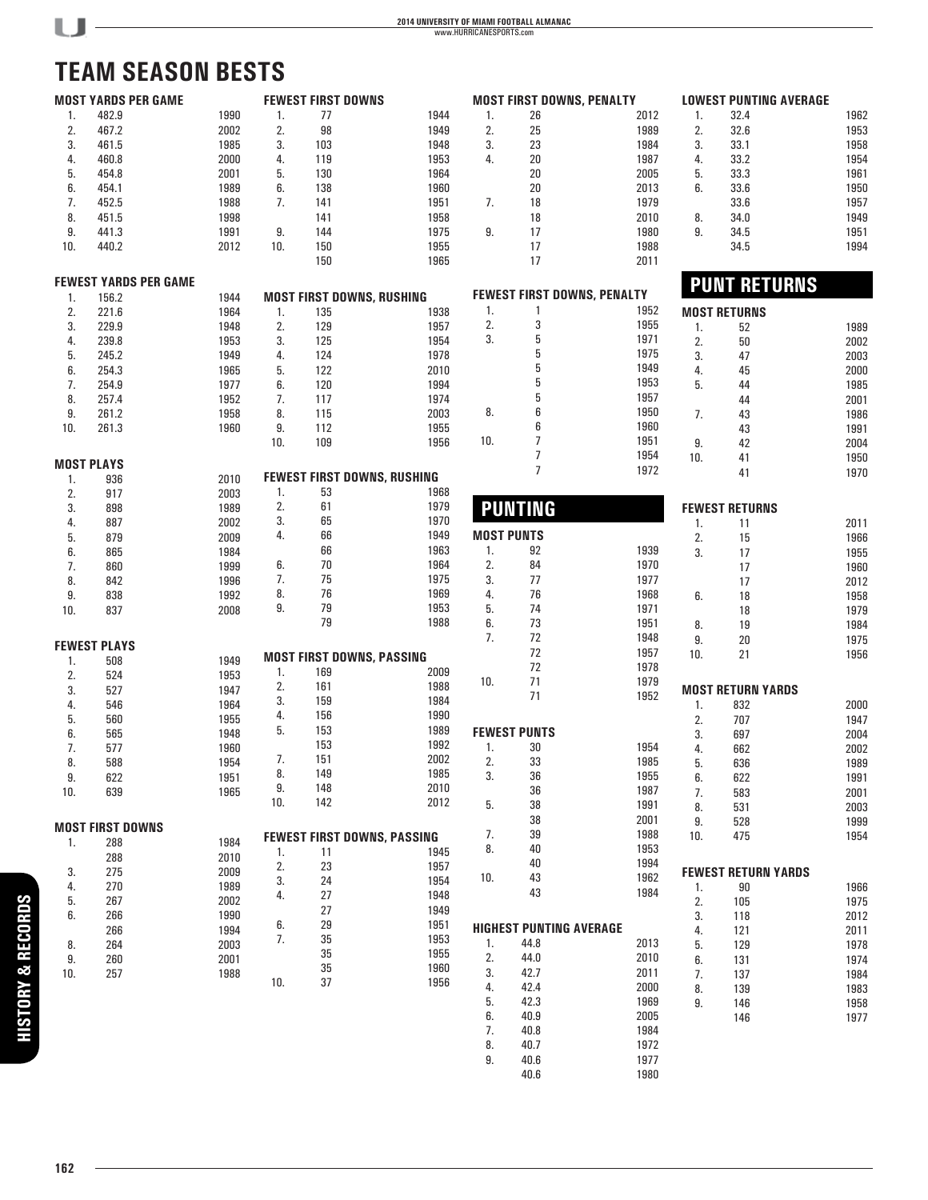# TEAM SEASON BESTS

### MOST YARDS PER GAME

| Rank | Yards | Year |
|---|---|---|
| 1. | 482.9 | 1990 |
| 2. | 467.2 | 2002 |
| 3. | 461.5 | 1985 |
| 4. | 460.8 | 2000 |
| 5. | 454.8 | 2001 |
| 6. | 454.1 | 1989 |
| 7. | 452.5 | 1988 |
| 8. | 451.5 | 1998 |
| 9. | 441.3 | 1991 |
| 10. | 440.2 | 2012 |

### FEWEST YARDS PER GAME

| Rank | Yards | Year |
|---|---|---|
| 1. | 156.2 | 1944 |
| 2. | 221.6 | 1964 |
| 3. | 229.9 | 1948 |
| 4. | 239.8 | 1953 |
| 5. | 245.2 | 1949 |
| 6. | 254.3 | 1965 |
| 7. | 254.9 | 1977 |
| 8. | 257.4 | 1952 |
| 9. | 261.2 | 1958 |
| 10. | 261.3 | 1960 |

### MOST PLAYS

| Rank | Plays | Year |
|---|---|---|
| 1. | 936 | 2010 |
| 2. | 917 | 2003 |
| 3. | 898 | 1989 |
| 4. | 887 | 2002 |
| 5. | 879 | 2009 |
| 6. | 865 | 1984 |
| 7. | 860 | 1999 |
| 8. | 842 | 1996 |
| 9. | 838 | 1992 |
| 10. | 837 | 2008 |

### FEWEST PLAYS

| Rank | Plays | Year |
|---|---|---|
| 1. | 508 | 1949 |
| 2. | 524 | 1953 |
| 3. | 527 | 1947 |
| 4. | 546 | 1964 |
| 5. | 560 | 1955 |
| 6. | 565 | 1948 |
| 7. | 577 | 1960 |
| 8. | 588 | 1954 |
| 9. | 622 | 1951 |
| 10. | 639 | 1965 |

### MOST FIRST DOWNS

| Rank | First Downs | Year |
|---|---|---|
| 1. | 288 | 1984 |
| | 288 | 2010 |
| 3. | 275 | 2009 |
| 4. | 270 | 1989 |
| 5. | 267 | 2002 |
| 6. | 266 | 1990 |
| | 266 | 1994 |
| 8. | 264 | 2003 |
| 9. | 260 | 2001 |
| 10. | 257 | 1988 |

### FEWEST FIRST DOWNS

| Rank | First Downs | Year |
|---|---|---|
| 1. | 77 | 1944 |
| 2. | 98 | 1949 |
| 3. | 103 | 1948 |
| 4. | 119 | 1953 |
| 5. | 130 | 1964 |
| 6. | 138 | 1960 |
| 7. | 141 | 1951 |
| | 141 | 1958 |
| 9. | 144 | 1975 |
| 10. | 150 | 1955 |
| | 150 | 1965 |

### MOST FIRST DOWNS, RUSHING

| Rank | First Downs | Year |
|---|---|---|
| 1. | 135 | 1938 |
| 2. | 129 | 1957 |
| 3. | 125 | 1954 |
| 4. | 124 | 1978 |
| 5. | 122 | 2010 |
| 6. | 120 | 1994 |
| 7. | 117 | 1974 |
| 8. | 115 | 2003 |
| 9. | 112 | 1955 |
| 10. | 109 | 1956 |

### FEWEST FIRST DOWNS, RUSHING

| Rank | First Downs | Year |
|---|---|---|
| 1. | 53 | 1968 |
| 2. | 61 | 1979 |
| 3. | 65 | 1970 |
| 4. | 66 | 1949 |
| | 66 | 1963 |
| 6. | 70 | 1964 |
| 7. | 75 | 1975 |
| 8. | 76 | 1969 |
| 9. | 79 | 1953 |
| | 79 | 1988 |

### MOST FIRST DOWNS, PASSING

| Rank | First Downs | Year |
|---|---|---|
| 1. | 169 | 2009 |
| 2. | 161 | 1988 |
| 3. | 159 | 1984 |
| 4. | 156 | 1990 |
| 5. | 153 | 1989 |
| | 153 | 1992 |
| 7. | 151 | 2002 |
| 8. | 149 | 1985 |
| 9. | 148 | 2010 |
| 10. | 142 | 2012 |

### FEWEST FIRST DOWNS, PASSING

| Rank | First Downs | Year |
|---|---|---|
| 1. | 11 | 1945 |
| 2. | 23 | 1957 |
| 3. | 24 | 1954 |
| 4. | 27 | 1948 |
| | 27 | 1949 |
| 6. | 29 | 1951 |
| 7. | 35 | 1953 |
| | 35 | 1955 |
| | 35 | 1960 |
| 10. | 37 | 1956 |

### MOST FIRST DOWNS, PENALTY

| Rank | First Downs | Year |
|---|---|---|
| 1. | 26 | 2012 |
| 2. | 25 | 1989 |
| 3. | 23 | 1984 |
| 4. | 20 | 1987 |
| | 20 | 2005 |
| | 20 | 2013 |
| 7. | 18 | 1979 |
| | 18 | 2010 |
| 9. | 17 | 1980 |
| | 17 | 1988 |
| | 17 | 2011 |

### FEWEST FIRST DOWNS, PENALTY

| Rank | First Downs | Year |
|---|---|---|
| 1. | 1 | 1952 |
| 2. | 3 | 1955 |
| 3. | 5 | 1971 |
| | 5 | 1975 |
| | 5 | 1949 |
| | 5 | 1953 |
| | 5 | 1957 |
| 8. | 6 | 1950 |
| | 6 | 1960 |
| 10. | 7 | 1951 |
| | 7 | 1954 |
| | 7 | 1972 |

## PUNTING

### MOST PUNTS

| Rank | Punts | Year |
|---|---|---|
| 1. | 92 | 1939 |
| 2. | 84 | 1970 |
| 3. | 77 | 1977 |
| 4. | 76 | 1968 |
| 5. | 74 | 1971 |
| 6. | 73 | 1951 |
| 7. | 72 | 1948 |
| | 72 | 1957 |
| | 72 | 1978 |
| 10. | 71 | 1979 |
| | 71 | 1952 |

### FEWEST PUNTS

| Rank | Punts | Year |
|---|---|---|
| 1. | 30 | 1954 |
| 2. | 33 | 1985 |
| 3. | 36 | 1955 |
| | 36 | 1987 |
| 5. | 38 | 1991 |
| | 38 | 2001 |
| 7. | 39 | 1988 |
| 8. | 40 | 1953 |
| | 40 | 1994 |
| 10. | 43 | 1962 |
| | 43 | 1984 |

### HIGHEST PUNTING AVERAGE

| Rank | Average | Year |
|---|---|---|
| 1. | 44.8 | 2013 |
| 2. | 44.0 | 2010 |
| 3. | 42.7 | 2011 |
| 4. | 42.4 | 2000 |
| 5. | 42.3 | 1969 |
| 6. | 40.9 | 2005 |
| 7. | 40.8 | 1984 |
| 8. | 40.7 | 1972 |
| 9. | 40.6 | 1977 |
| | 40.6 | 1980 |

### LOWEST PUNTING AVERAGE

| Rank | Average | Year |
|---|---|---|
| 1. | 32.4 | 1962 |
| 2. | 32.6 | 1953 |
| 3. | 33.1 | 1958 |
| 4. | 33.2 | 1954 |
| 5. | 33.3 | 1961 |
| 6. | 33.6 | 1950 |
| | 33.6 | 1957 |
| 8. | 34.0 | 1949 |
| 9. | 34.5 | 1951 |
| | 34.5 | 1994 |

## PUNT RETURNS

### MOST RETURNS

| Rank | Returns | Year |
|---|---|---|
| 1. | 52 | 1989 |
| 2. | 50 | 2002 |
| 3. | 47 | 2003 |
| 4. | 45 | 2000 |
| 5. | 44 | 1985 |
| | 44 | 2001 |
| 7. | 43 | 1986 |
| | 43 | 1991 |
| 9. | 42 | 2004 |
| 10. | 41 | 1950 |
| | 41 | 1970 |

### FEWEST RETURNS

| Rank | Returns | Year |
|---|---|---|
| 1. | 11 | 2011 |
| 2. | 15 | 1966 |
| 3. | 17 | 1955 |
| | 17 | 1960 |
| | 17 | 2012 |
| 6. | 18 | 1958 |
| | 18 | 1979 |
| 8. | 19 | 1984 |
| 9. | 20 | 1975 |
| 10. | 21 | 1956 |

### MOST RETURN YARDS

| Rank | Yards | Year |
|---|---|---|
| 1. | 832 | 2000 |
| 2. | 707 | 1947 |
| 3. | 697 | 2004 |
| 4. | 662 | 2002 |
| 5. | 636 | 1989 |
| 6. | 622 | 1991 |
| 7. | 583 | 2001 |
| 8. | 531 | 2003 |
| 9. | 528 | 1999 |
| 10. | 475 | 1954 |

### FEWEST RETURN YARDS

| Rank | Yards | Year |
|---|---|---|
| 1. | 90 | 1966 |
| 2. | 105 | 1975 |
| 3. | 118 | 2012 |
| 4. | 121 | 2011 |
| 5. | 129 | 1978 |
| 6. | 131 | 1974 |
| 7. | 137 | 1984 |
| 8. | 139 | 1983 |
| 9. | 146 | 1958 |
| | 146 | 1977 |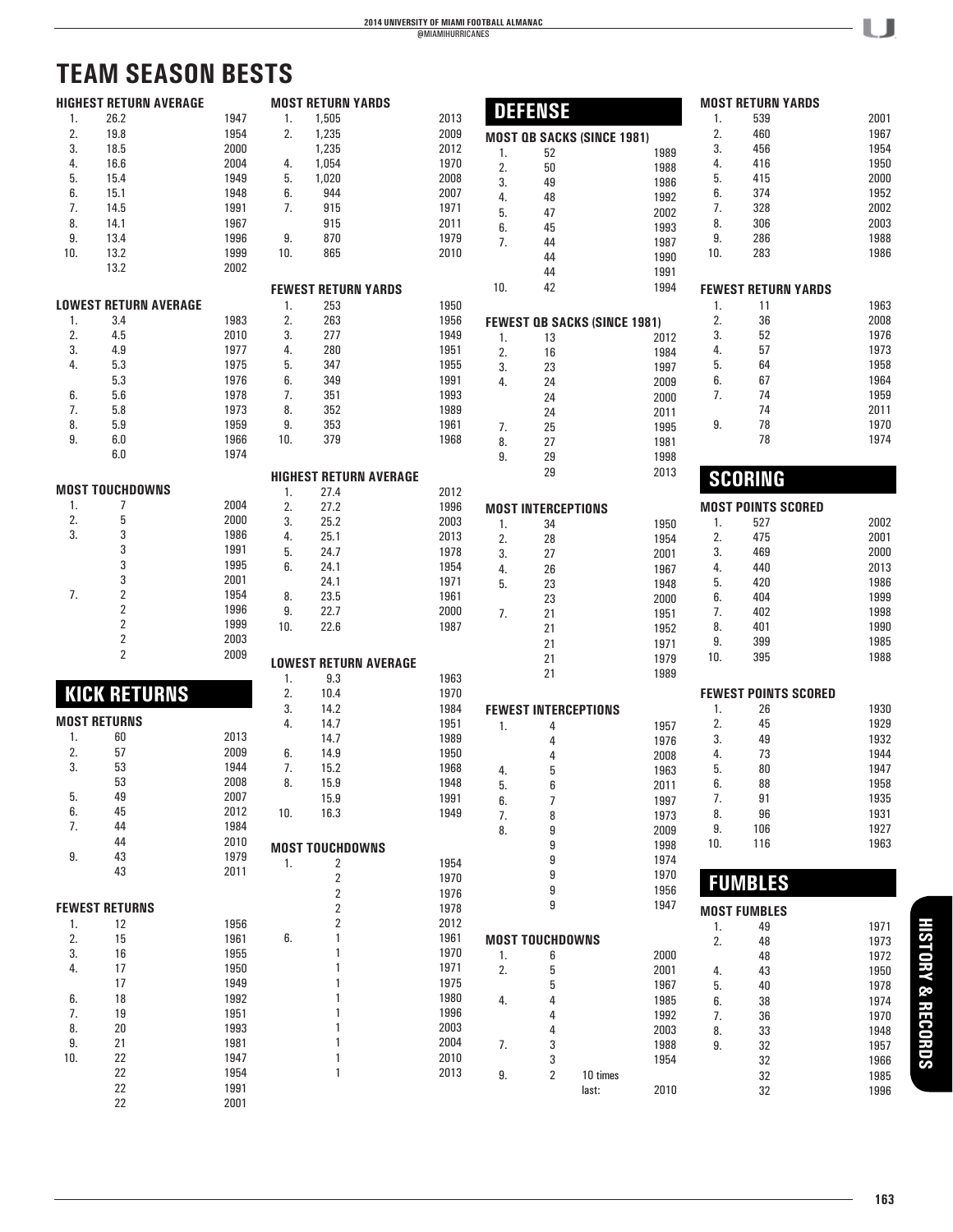# TEAM SEASON BESTS

### HIGHEST RETURN AVERAGE

| | | |
|---|---|---|
| 1. | 26.2 | 1947 |
| 2. | 19.8 | 1954 |
| 3. | 18.5 | 2000 |
| 4. | 16.6 | 2004 |
| 5. | 15.4 | 1949 |
| 6. | 15.1 | 1948 |
| 7. | 14.5 | 1991 |
| 8. | 14.1 | 1967 |
| 9. | 13.4 | 1996 |
| 10. | 13.2 | 1999 |
| | 13.2 | 2002 |

### LOWEST RETURN AVERAGE

| | | |
|---|---|---|
| 1. | 3.4 | 1983 |
| 2. | 4.5 | 2010 |
| 3. | 4.9 | 1977 |
| 4. | 5.3 | 1975 |
| | 5.3 | 1976 |
| 6. | 5.6 | 1978 |
| 7. | 5.8 | 1973 |
| 8. | 5.9 | 1959 |
| 9. | 6.0 | 1966 |
| | 6.0 | 1974 |

### MOST TOUCHDOWNS

| | | |
|---|---|---|
| 1. | 7 | 2004 |
| 2. | 5 | 2000 |
| 3. | 3 | 1986 |
| | 3 | 1991 |
| | 3 | 1995 |
| | 3 | 2001 |
| 7. | 2 | 1954 |
| | 2 | 1996 |
| | 2 | 1999 |
| | 2 | 2003 |
| | 2 | 2009 |

## KICK RETURNS

### MOST RETURNS

| | | |
|---|---|---|
| 1. | 60 | 2013 |
| 2. | 57 | 2009 |
| 3. | 53 | 1944 |
| | 53 | 2008 |
| 5. | 49 | 2007 |
| 6. | 45 | 2012 |
| 7. | 44 | 1984 |
| | 44 | 2010 |
| 9. | 43 | 1979 |
| | 43 | 2011 |

### FEWEST RETURNS

| | | |
|---|---|---|
| 1. | 12 | 1956 |
| 2. | 15 | 1961 |
| 3. | 16 | 1955 |
| 4. | 17 | 1950 |
| | 17 | 1949 |
| 6. | 18 | 1992 |
| 7. | 19 | 1951 |
| 8. | 20 | 1993 |
| 9. | 21 | 1981 |
| 10. | 22 | 1947 |
| | 22 | 1954 |
| | 22 | 1991 |
| | 22 | 2001 |

### MOST RETURN YARDS

| | | |
|---|---|---|
| 1. | 1,505 | 2013 |
| 2. | 1,235 | 2009 |
| | 1,235 | 2012 |
| 4. | 1,054 | 1970 |
| 5. | 1,020 | 2008 |
| 6. | 944 | 2007 |
| 7. | 915 | 1971 |
| | 915 | 2011 |
| 9. | 870 | 1979 |
| 10. | 865 | 2010 |

### FEWEST RETURN YARDS

| | | |
|---|---|---|
| 1. | 253 | 1950 |
| 2. | 263 | 1956 |
| 3. | 277 | 1949 |
| 4. | 280 | 1951 |
| 5. | 347 | 1955 |
| 6. | 349 | 1991 |
| 7. | 351 | 1993 |
| 8. | 352 | 1989 |
| 9. | 353 | 1961 |
| 10. | 379 | 1968 |

### HIGHEST RETURN AVERAGE

| | | |
|---|---|---|
| 1. | 27.4 | 2012 |
| 2. | 27.2 | 1996 |
| 3. | 25.2 | 2003 |
| 4. | 25.1 | 2013 |
| 5. | 24.7 | 1978 |
| 6. | 24.1 | 1954 |
| | 24.1 | 1971 |
| 8. | 23.5 | 1961 |
| 9. | 22.7 | 2000 |
| 10. | 22.6 | 1987 |

### LOWEST RETURN AVERAGE

| | | |
|---|---|---|
| 1. | 9.3 | 1963 |
| 2. | 10.4 | 1970 |
| 3. | 14.2 | 1984 |
| 4. | 14.7 | 1951 |
| | 14.7 | 1989 |
| 6. | 14.9 | 1950 |
| 7. | 15.2 | 1968 |
| 8. | 15.9 | 1948 |
| | 15.9 | 1991 |
| 10. | 16.3 | 1949 |

### MOST TOUCHDOWNS

| | | |
|---|---|---|
| 1. | 2 | 1954 |
| | 2 | 1970 |
| | 2 | 1976 |
| | 2 | 1978 |
| | 2 | 2012 |
| 6. | 1 | 1961 |
| | 1 | 1970 |
| | 1 | 1971 |
| | 1 | 1975 |
| | 1 | 1980 |
| | 1 | 1996 |
| | 1 | 2003 |
| | 1 | 2004 |
| | 1 | 2010 |
| | 1 | 2013 |

## DEFENSE

### MOST QB SACKS (SINCE 1981)

| | | |
|---|---|---|
| 1. | 52 | 1989 |
| 2. | 50 | 1988 |
| 3. | 49 | 1986 |
| 4. | 48 | 1992 |
| 5. | 47 | 2002 |
| 6. | 45 | 1993 |
| 7. | 44 | 1987 |
| | 44 | 1990 |
| | 44 | 1991 |
| 10. | 42 | 1994 |

### FEWEST QB SACKS (SINCE 1981)

| | | |
|---|---|---|
| 1. | 13 | 2012 |
| 2. | 16 | 1984 |
| 3. | 23 | 1997 |
| 4. | 24 | 2009 |
| | 24 | 2000 |
| | 24 | 2011 |
| 7. | 25 | 1995 |
| 8. | 27 | 1981 |
| 9. | 29 | 1998 |
| | 29 | 2013 |

### MOST INTERCEPTIONS

| | | |
|---|---|---|
| 1. | 34 | 1950 |
| 2. | 28 | 1954 |
| 3. | 27 | 2001 |
| 4. | 26 | 1967 |
| 5. | 23 | 1948 |
| | 23 | 2000 |
| 7. | 21 | 1951 |
| | 21 | 1952 |
| | 21 | 1971 |
| | 21 | 1979 |
| | 21 | 1989 |

### FEWEST INTERCEPTIONS

| | | |
|---|---|---|
| 1. | 4 | 1957 |
| | 4 | 1976 |
| | 4 | 2008 |
| 4. | 5 | 1963 |
| 5. | 6 | 2011 |
| 6. | 7 | 1997 |
| 7. | 8 | 1973 |
| 8. | 9 | 2009 |
| | 9 | 1998 |
| | 9 | 1974 |
| | 9 | 1970 |
| | 9 | 1956 |
| | 9 | 1947 |

### MOST TOUCHDOWNS

| | | |
|---|---|---|
| 1. | 6 | 2000 |
| 2. | 5 | 2001 |
| | 5 | 1967 |
| 4. | 4 | 1985 |
| | 4 | 1992 |
| | 4 | 2003 |
| 7. | 3 | 1988 |
| | 3 | 1954 |
| 9. | 2 | 10 times last: 2010 |

### MOST RETURN YARDS

| | | |
|---|---|---|
| 1. | 539 | 2001 |
| 2. | 460 | 1967 |
| 3. | 456 | 1954 |
| 4. | 416 | 1950 |
| 5. | 415 | 2000 |
| 6. | 374 | 1952 |
| 7. | 328 | 2002 |
| 8. | 306 | 2003 |
| 9. | 286 | 1988 |
| 10. | 283 | 1986 |

### FEWEST RETURN YARDS

| | | |
|---|---|---|
| 1. | 11 | 1963 |
| 2. | 36 | 2008 |
| 3. | 52 | 1976 |
| 4. | 57 | 1973 |
| 5. | 64 | 1958 |
| 6. | 67 | 1964 |
| 7. | 74 | 1959 |
| | 74 | 2011 |
| 9. | 78 | 1970 |
| | 78 | 1974 |

## SCORING

### MOST POINTS SCORED

| | | |
|---|---|---|
| 1. | 527 | 2002 |
| 2. | 475 | 2001 |
| 3. | 469 | 2000 |
| 4. | 440 | 2013 |
| 5. | 420 | 1986 |
| 6. | 404 | 1999 |
| 7. | 402 | 1998 |
| 8. | 401 | 1990 |
| 9. | 399 | 1985 |
| 10. | 395 | 1988 |

### FEWEST POINTS SCORED

| | | |
|---|---|---|
| 1. | 26 | 1930 |
| 2. | 45 | 1929 |
| 3. | 49 | 1932 |
| 4. | 73 | 1944 |
| 5. | 80 | 1947 |
| 6. | 88 | 1958 |
| 7. | 91 | 1935 |
| 8. | 96 | 1931 |
| 9. | 106 | 1927 |
| 10. | 116 | 1963 |

## FUMBLES

### MOST FUMBLES

| | | |
|---|---|---|
| 1. | 49 | 1971 |
| 2. | 48 | 1973 |
| | 48 | 1972 |
| 4. | 43 | 1950 |
| 5. | 40 | 1978 |
| 6. | 38 | 1974 |
| 7. | 36 | 1970 |
| 8. | 33 | 1948 |
| 9. | 32 | 1957 |
| | 32 | 1966 |
| | 32 | 1985 |
| | 32 | 1996 |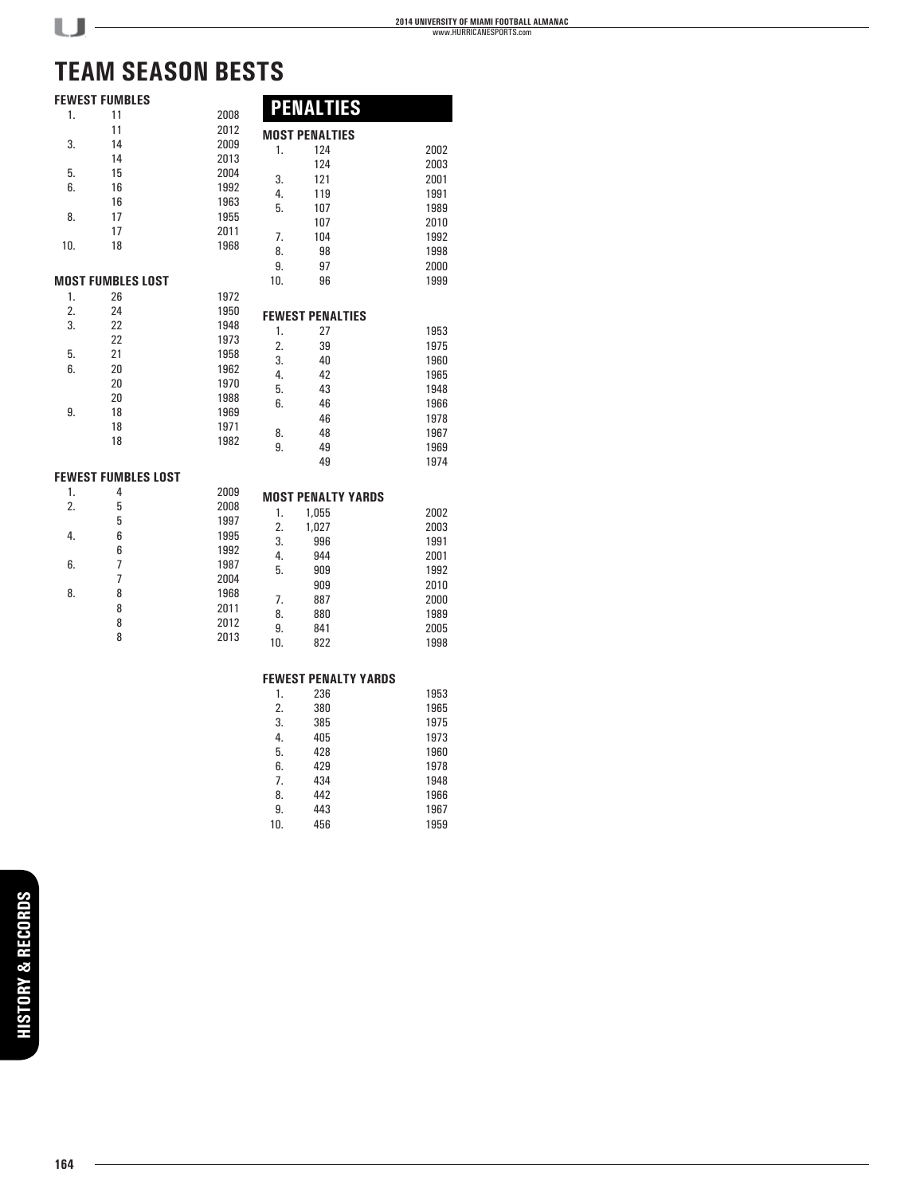# TEAM SEASON BESTS

### FEWEST FUMBLES

| Rank | Fumbles | Year |
|---|---|---|
| 1. | 11 | 2008 |
| | 11 | 2012 |
| 3. | 14 | 2009 |
| | 14 | 2013 |
| 5. | 15 | 2004 |
| 6. | 16 | 1992 |
| | 16 | 1963 |
| 8. | 17 | 1955 |
| | 17 | 2011 |
| 10. | 18 | 1968 |

### MOST FUMBLES LOST

| Rank | Fumbles Lost | Year |
|---|---|---|
| 1. | 26 | 1972 |
| 2. | 24 | 1950 |
| 3. | 22 | 1948 |
| | 22 | 1973 |
| 5. | 21 | 1958 |
| 6. | 20 | 1962 |
| | 20 | 1970 |
| | 20 | 1988 |
| 9. | 18 | 1969 |
| | 18 | 1971 |
| | 18 | 1982 |

### FEWEST FUMBLES LOST

| Rank | Fumbles Lost | Year |
|---|---|---|
| 1. | 4 | 2009 |
| 2. | 5 | 2008 |
| | 5 | 1997 |
| 4. | 6 | 1995 |
| | 6 | 1992 |
| 6. | 7 | 1987 |
| | 7 | 2004 |
| 8. | 8 | 1968 |
| | 8 | 2011 |
| | 8 | 2012 |
| | 8 | 2013 |

## PENALTIES

### MOST PENALTIES

| Rank | Penalties | Year |
|---|---|---|
| 1. | 124 | 2002 |
| | 124 | 2003 |
| 3. | 121 | 2001 |
| 4. | 119 | 1991 |
| 5. | 107 | 1989 |
| | 107 | 2010 |
| 7. | 104 | 1992 |
| 8. | 98 | 1998 |
| 9. | 97 | 2000 |
| 10. | 96 | 1999 |

### FEWEST PENALTIES

| Rank | Penalties | Year |
|---|---|---|
| 1. | 27 | 1953 |
| 2. | 39 | 1975 |
| 3. | 40 | 1960 |
| 4. | 42 | 1965 |
| 5. | 43 | 1948 |
| 6. | 46 | 1966 |
| | 46 | 1978 |
| 8. | 48 | 1967 |
| 9. | 49 | 1969 |
| | 49 | 1974 |

### MOST PENALTY YARDS

| Rank | Yards | Year |
|---|---|---|
| 1. | 1,055 | 2002 |
| 2. | 1,027 | 2003 |
| 3. | 996 | 1991 |
| 4. | 944 | 2001 |
| 5. | 909 | 1992 |
| | 909 | 2010 |
| 7. | 887 | 2000 |
| 8. | 880 | 1989 |
| 9. | 841 | 2005 |
| 10. | 822 | 1998 |

### FEWEST PENALTY YARDS

| Rank | Yards | Year |
|---|---|---|
| 1. | 236 | 1953 |
| 2. | 380 | 1965 |
| 3. | 385 | 1975 |
| 4. | 405 | 1973 |
| 5. | 428 | 1960 |
| 6. | 429 | 1978 |
| 7. | 434 | 1948 |
| 8. | 442 | 1966 |
| 9. | 443 | 1967 |
| 10. | 456 | 1959 |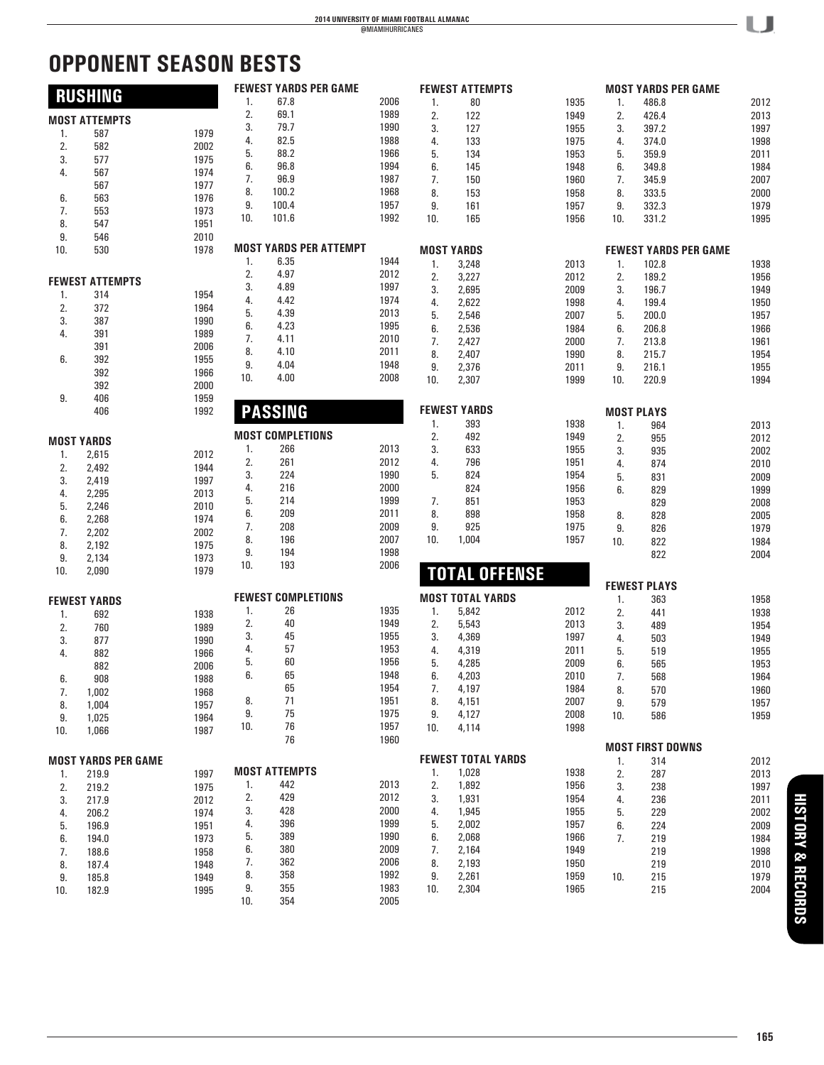# OPPONENT SEASON BESTS

## RUSHING

### MOST ATTEMPTS

| Rank | Attempts | Year |
|---|---|---|
| 1. | 587 | 1979 |
| 2. | 582 | 2002 |
| 3. | 577 | 1975 |
| 4. | 567 | 1974 |
| | 567 | 1977 |
| 6. | 563 | 1976 |
| 7. | 553 | 1973 |
| 8. | 547 | 1951 |
| 9. | 546 | 2010 |
| 10. | 530 | 1978 |

### FEWEST ATTEMPTS

| Rank | Attempts | Year |
|---|---|---|
| 1. | 314 | 1954 |
| 2. | 372 | 1964 |
| 3. | 387 | 1990 |
| 4. | 391 | 1989 |
| | 391 | 2006 |
| 6. | 392 | 1955 |
| | 392 | 1966 |
| | 392 | 2000 |
| 9. | 406 | 1959 |
| | 406 | 1992 |

### MOST YARDS

| Rank | Yards | Year |
|---|---|---|
| 1. | 2,615 | 2012 |
| 2. | 2,492 | 1944 |
| 3. | 2,419 | 1997 |
| 4. | 2,295 | 2013 |
| 5. | 2,246 | 2010 |
| 6. | 2,268 | 1974 |
| 7. | 2,202 | 2002 |
| 8. | 2,192 | 1975 |
| 9. | 2,134 | 1973 |
| 10. | 2,090 | 1979 |

### FEWEST YARDS

| Rank | Yards | Year |
|---|---|---|
| 1. | 692 | 1938 |
| 2. | 760 | 1989 |
| 3. | 877 | 1990 |
| 4. | 882 | 1966 |
| | 882 | 2006 |
| 6. | 908 | 1988 |
| 7. | 1,002 | 1968 |
| 8. | 1,004 | 1957 |
| 9. | 1,025 | 1964 |
| 10. | 1,066 | 1987 |

### MOST YARDS PER GAME

| Rank | Yards | Year |
|---|---|---|
| 1. | 219.9 | 1997 |
| 2. | 219.2 | 1975 |
| 3. | 217.9 | 2012 |
| 4. | 206.2 | 1974 |
| 5. | 196.9 | 1951 |
| 6. | 194.0 | 1973 |
| 7. | 188.6 | 1958 |
| 8. | 187.4 | 1948 |
| 9. | 185.8 | 1949 |
| 10. | 182.9 | 1995 |

### FEWEST YARDS PER GAME

| Rank | Yards | Year |
|---|---|---|
| 1. | 67.8 | 2006 |
| 2. | 69.1 | 1989 |
| 3. | 79.7 | 1990 |
| 4. | 82.5 | 1988 |
| 5. | 88.2 | 1966 |
| 6. | 96.8 | 1994 |
| 7. | 96.9 | 1987 |
| 8. | 100.2 | 1968 |
| 9. | 100.4 | 1957 |
| 10. | 101.6 | 1992 |

### MOST YARDS PER ATTEMPT

| Rank | Yards | Year |
|---|---|---|
| 1. | 6.35 | 1944 |
| 2. | 4.97 | 2012 |
| 3. | 4.89 | 1997 |
| 4. | 4.42 | 1974 |
| 5. | 4.39 | 2013 |
| 6. | 4.23 | 1995 |
| 7. | 4.11 | 2010 |
| 8. | 4.10 | 2011 |
| 9. | 4.04 | 1948 |
| 10. | 4.00 | 2008 |

## PASSING

### MOST COMPLETIONS

| Rank | Completions | Year |
|---|---|---|
| 1. | 266 | 2013 |
| 2. | 261 | 2012 |
| 3. | 224 | 1990 |
| 4. | 216 | 2000 |
| 5. | 214 | 1999 |
| 6. | 209 | 2011 |
| 7. | 208 | 2009 |
| 8. | 196 | 2007 |
| 9. | 194 | 1998 |
| 10. | 193 | 2006 |

### FEWEST COMPLETIONS

| Rank | Completions | Year |
|---|---|---|
| 1. | 26 | 1935 |
| 2. | 40 | 1949 |
| 3. | 45 | 1955 |
| 4. | 57 | 1953 |
| 5. | 60 | 1956 |
| 6. | 65 | 1948 |
| | 65 | 1954 |
| 8. | 71 | 1951 |
| 9. | 75 | 1975 |
| 10. | 76 | 1957 |
| | 76 | 1960 |

### MOST ATTEMPTS

| Rank | Attempts | Year |
|---|---|---|
| 1. | 442 | 2013 |
| 2. | 429 | 2012 |
| 3. | 428 | 2000 |
| 4. | 396 | 1999 |
| 5. | 389 | 1990 |
| 6. | 380 | 2009 |
| 7. | 362 | 2006 |
| 8. | 358 | 1992 |
| 9. | 355 | 1983 |
| 10. | 354 | 2005 |

### FEWEST ATTEMPTS

| Rank | Attempts | Year |
|---|---|---|
| 1. | 80 | 1935 |
| 2. | 122 | 1949 |
| 3. | 127 | 1955 |
| 4. | 133 | 1975 |
| 5. | 134 | 1953 |
| 6. | 145 | 1948 |
| 7. | 150 | 1960 |
| 8. | 153 | 1958 |
| 9. | 161 | 1957 |
| 10. | 165 | 1956 |

### MOST YARDS

| Rank | Yards | Year |
|---|---|---|
| 1. | 3,248 | 2013 |
| 2. | 3,227 | 2012 |
| 3. | 2,695 | 2009 |
| 4. | 2,622 | 1998 |
| 5. | 2,546 | 2007 |
| 6. | 2,536 | 1984 |
| 7. | 2,427 | 2000 |
| 8. | 2,407 | 1990 |
| 9. | 2,376 | 2011 |
| 10. | 2,307 | 1999 |

### FEWEST YARDS

| Rank | Yards | Year |
|---|---|---|
| 1. | 393 | 1938 |
| 2. | 492 | 1949 |
| 3. | 633 | 1955 |
| 4. | 796 | 1951 |
| 5. | 824 | 1954 |
| | 824 | 1956 |
| 7. | 851 | 1953 |
| 8. | 898 | 1958 |
| 9. | 925 | 1975 |
| 10. | 1,004 | 1957 |

### MOST YARDS PER GAME

| Rank | Yards | Year |
|---|---|---|
| 1. | 486.8 | 2012 |
| 2. | 426.4 | 2013 |
| 3. | 397.2 | 1997 |
| 4. | 374.0 | 1998 |
| 5. | 359.9 | 2011 |
| 6. | 349.8 | 1984 |
| 7. | 345.9 | 2007 |
| 8. | 333.5 | 2000 |
| 9. | 332.3 | 1979 |
| 10. | 331.2 | 1995 |

### FEWEST YARDS PER GAME

| Rank | Yards | Year |
|---|---|---|
| 1. | 102.8 | 1938 |
| 2. | 189.2 | 1956 |
| 3. | 196.7 | 1949 |
| 4. | 199.4 | 1950 |
| 5. | 200.0 | 1957 |
| 6. | 206.8 | 1966 |
| 7. | 213.8 | 1961 |
| 8. | 215.7 | 1954 |
| 9. | 216.1 | 1955 |
| 10. | 220.9 | 1994 |

## TOTAL OFFENSE

### MOST TOTAL YARDS

| Rank | Yards | Year |
|---|---|---|
| 1. | 5,842 | 2012 |
| 2. | 5,543 | 2013 |
| 3. | 4,369 | 1997 |
| 4. | 4,319 | 2011 |
| 5. | 4,285 | 2009 |
| 6. | 4,203 | 2010 |
| 7. | 4,197 | 1984 |
| 8. | 4,151 | 2007 |
| 9. | 4,127 | 2008 |
| 10. | 4,114 | 1998 |

### FEWEST TOTAL YARDS

| Rank | Yards | Year |
|---|---|---|
| 1. | 1,028 | 1938 |
| 2. | 1,892 | 1956 |
| 3. | 1,931 | 1954 |
| 4. | 1,945 | 1955 |
| 5. | 2,002 | 1957 |
| 6. | 2,068 | 1966 |
| 7. | 2,164 | 1949 |
| 8. | 2,193 | 1950 |
| 9. | 2,261 | 1959 |
| 10. | 2,304 | 1965 |

### MOST PLAYS

| Rank | Plays | Year |
|---|---|---|
| 1. | 964 | 2013 |
| 2. | 955 | 2012 |
| 3. | 935 | 2002 |
| 4. | 874 | 2010 |
| 5. | 831 | 2009 |
| 6. | 829 | 1999 |
| | 829 | 2008 |
| 8. | 828 | 2005 |
| 9. | 826 | 1979 |
| 10. | 822 | 1984 |
| | 822 | 2004 |

### FEWEST PLAYS

| Rank | Plays | Year |
|---|---|---|
| 1. | 363 | 1958 |
| 2. | 441 | 1938 |
| 3. | 489 | 1954 |
| 4. | 503 | 1949 |
| 5. | 519 | 1955 |
| 6. | 565 | 1953 |
| 7. | 568 | 1964 |
| 8. | 570 | 1960 |
| 9. | 579 | 1957 |
| 10. | 586 | 1959 |

### MOST FIRST DOWNS

| Rank | First Downs | Year |
|---|---|---|
| 1. | 314 | 2012 |
| 2. | 287 | 2013 |
| 3. | 238 | 1997 |
| 4. | 236 | 2011 |
| 5. | 229 | 2002 |
| 6. | 224 | 2009 |
| 7. | 219 | 1984 |
| | 219 | 1998 |
| | 219 | 2010 |
| 10. | 215 | 1979 |
| | 215 | 2004 |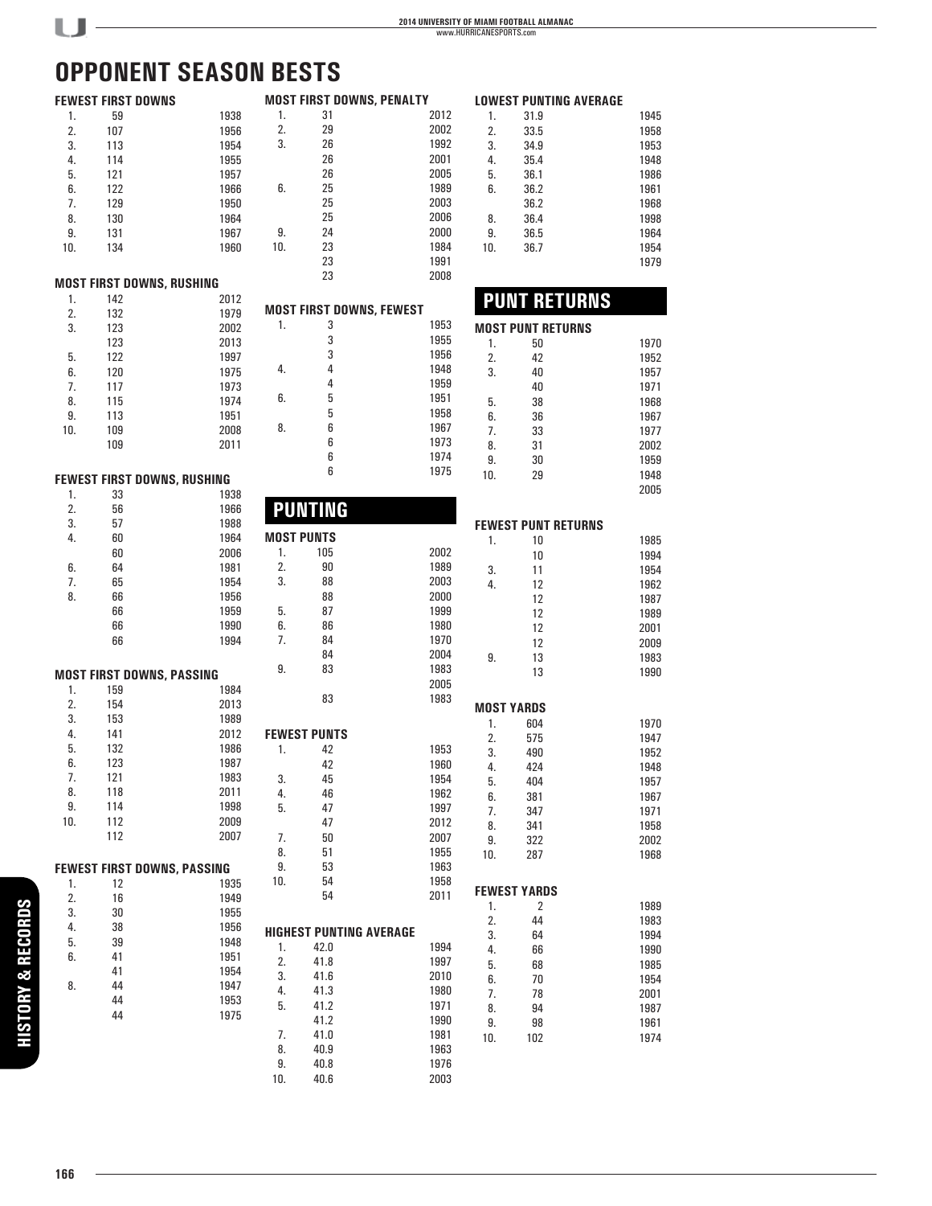# OPPONENT SEASON BESTS

### FEWEST FIRST DOWNS

| Rank | No. | Year |
|---|---|---|
| 1. | 59 | 1938 |
| 2. | 107 | 1956 |
| 3. | 113 | 1954 |
| 4. | 114 | 1955 |
| 5. | 121 | 1957 |
| 6. | 122 | 1966 |
| 7. | 129 | 1950 |
| 8. | 130 | 1964 |
| 9. | 131 | 1967 |
| 10. | 134 | 1960 |

### MOST FIRST DOWNS, RUSHING

| Rank | No. | Year |
|---|---|---|
| 1. | 142 | 2012 |
| 2. | 132 | 1979 |
| 3. | 123 | 2002 |
| | 123 | 2013 |
| 5. | 122 | 1997 |
| 6. | 120 | 1975 |
| 7. | 117 | 1973 |
| 8. | 115 | 1974 |
| 9. | 113 | 1951 |
| 10. | 109 | 2008 |
| | 109 | 2011 |

### FEWEST FIRST DOWNS, RUSHING

| Rank | No. | Year |
|---|---|---|
| 1. | 33 | 1938 |
| 2. | 56 | 1966 |
| 3. | 57 | 1988 |
| 4. | 60 | 1964 |
| | 60 | 2006 |
| 6. | 64 | 1981 |
| 7. | 65 | 1954 |
| 8. | 66 | 1956 |
| | 66 | 1959 |
| | 66 | 1990 |
| | 66 | 1994 |

### MOST FIRST DOWNS, PASSING

| Rank | No. | Year |
|---|---|---|
| 1. | 159 | 1984 |
| 2. | 154 | 2013 |
| 3. | 153 | 1989 |
| 4. | 141 | 2012 |
| 5. | 132 | 1986 |
| 6. | 123 | 1987 |
| 7. | 121 | 1983 |
| 8. | 118 | 2011 |
| 9. | 114 | 1998 |
| 10. | 112 | 2009 |
| | 112 | 2007 |

### FEWEST FIRST DOWNS, PASSING

| Rank | No. | Year |
|---|---|---|
| 1. | 12 | 1935 |
| 2. | 16 | 1949 |
| 3. | 30 | 1955 |
| 4. | 38 | 1956 |
| 5. | 39 | 1948 |
| 6. | 41 | 1951 |
| | 41 | 1954 |
| 8. | 44 | 1947 |
| | 44 | 1953 |
| | 44 | 1975 |

### MOST FIRST DOWNS, PENALTY

| Rank | No. | Year |
|---|---|---|
| 1. | 31 | 2012 |
| 2. | 29 | 2002 |
| 3. | 26 | 1992 |
| | 26 | 2001 |
| | 26 | 2005 |
| 6. | 25 | 1989 |
| | 25 | 2003 |
| | 25 | 2006 |
| 9. | 24 | 2000 |
| 10. | 23 | 1984 |
| | 23 | 1991 |
| | 23 | 2008 |

### MOST FIRST DOWNS, FEWEST

| Rank | No. | Year |
|---|---|---|
| 1. | 3 | 1953 |
| | 3 | 1955 |
| | 3 | 1956 |
| 4. | 4 | 1948 |
| | 4 | 1959 |
| 6. | 5 | 1951 |
| | 5 | 1958 |
| 8. | 6 | 1967 |
| | 6 | 1973 |
| | 6 | 1974 |
| | 6 | 1975 |

## PUNTING

### MOST PUNTS

| Rank | No. | Year |
|---|---|---|
| 1. | 105 | 2002 |
| 2. | 90 | 1989 |
| 3. | 88 | 2003 |
| | 88 | 2000 |
| 5. | 87 | 1999 |
| 6. | 86 | 1980 |
| 7. | 84 | 1970 |
| | 84 | 2004 |
| 9. | 83 | 1983 |
| | | 2005 |
| | 83 | 1983 |

### FEWEST PUNTS

| Rank | No. | Year |
|---|---|---|
| 1. | 42 | 1953 |
| | 42 | 1960 |
| 3. | 45 | 1954 |
| 4. | 46 | 1962 |
| 5. | 47 | 1997 |
| | 47 | 2012 |
| 7. | 50 | 2007 |
| 8. | 51 | 1955 |
| 9. | 53 | 1963 |
| 10. | 54 | 1958 |
| | 54 | 2011 |

### HIGHEST PUNTING AVERAGE

| Rank | Avg. | Year |
|---|---|---|
| 1. | 42.0 | 1994 |
| 2. | 41.8 | 1997 |
| 3. | 41.6 | 2010 |
| 4. | 41.3 | 1980 |
| 5. | 41.2 | 1971 |
| | 41.2 | 1990 |
| 7. | 41.0 | 1981 |
| 8. | 40.9 | 1963 |
| 9. | 40.8 | 1976 |
| 10. | 40.6 | 2003 |

### LOWEST PUNTING AVERAGE

| Rank | Avg. | Year |
|---|---|---|
| 1. | 31.9 | 1945 |
| 2. | 33.5 | 1958 |
| 3. | 34.9 | 1953 |
| 4. | 35.4 | 1948 |
| 5. | 36.1 | 1986 |
| 6. | 36.2 | 1961 |
| | 36.2 | 1968 |
| 8. | 36.4 | 1998 |
| 9. | 36.5 | 1964 |
| 10. | 36.7 | 1954 |
| | | 1979 |

## PUNT RETURNS

### MOST PUNT RETURNS

| Rank | No. | Year |
|---|---|---|
| 1. | 50 | 1970 |
| 2. | 42 | 1952 |
| 3. | 40 | 1957 |
| | 40 | 1971 |
| 5. | 38 | 1968 |
| 6. | 36 | 1967 |
| 7. | 33 | 1977 |
| 8. | 31 | 2002 |
| 9. | 30 | 1959 |
| 10. | 29 | 1948 |
| | | 2005 |

### FEWEST PUNT RETURNS

| Rank | No. | Year |
|---|---|---|
| 1. | 10 | 1985 |
| | 10 | 1994 |
| 3. | 11 | 1954 |
| 4. | 12 | 1962 |
| | 12 | 1987 |
| | 12 | 1989 |
| | 12 | 2001 |
| | 12 | 2009 |
| 9. | 13 | 1983 |
| | 13 | 1990 |

### MOST YARDS

| Rank | Yds. | Year |
|---|---|---|
| 1. | 604 | 1970 |
| 2. | 575 | 1947 |
| 3. | 490 | 1952 |
| 4. | 424 | 1948 |
| 5. | 404 | 1957 |
| 6. | 381 | 1967 |
| 7. | 347 | 1971 |
| 8. | 341 | 1958 |
| 9. | 322 | 2002 |
| 10. | 287 | 1968 |

### FEWEST YARDS

| Rank | Yds. | Year |
|---|---|---|
| 1. | 2 | 1989 |
| 2. | 44 | 1983 |
| 3. | 64 | 1994 |
| 4. | 66 | 1990 |
| 5. | 68 | 1985 |
| 6. | 70 | 1954 |
| 7. | 78 | 2001 |
| 8. | 94 | 1987 |
| 9. | 98 | 1961 |
| 10. | 102 | 1974 |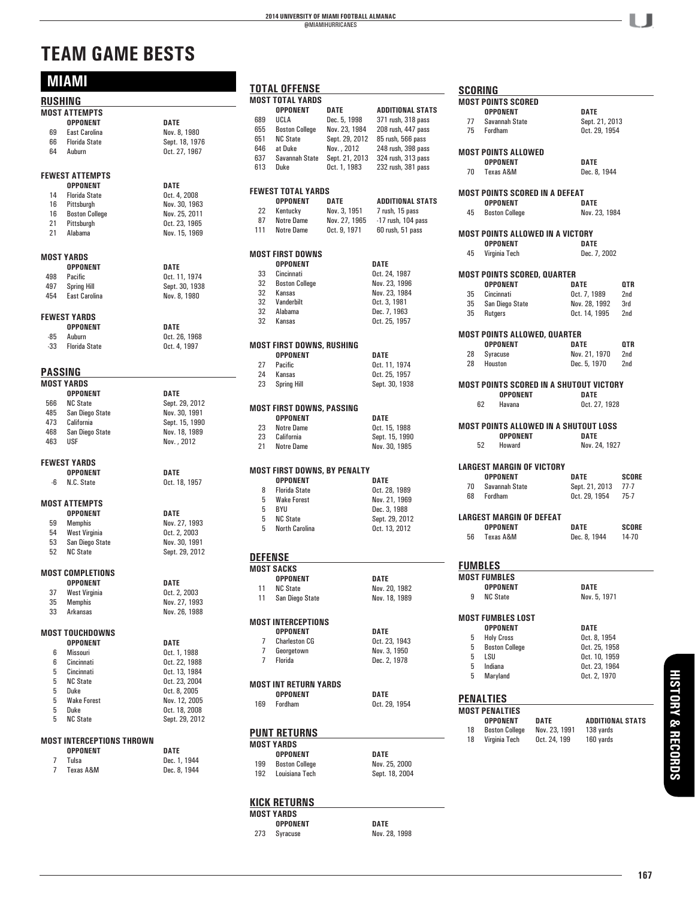# TEAM GAME BESTS

## MIAMI

### RUSHING

**MOST ATTEMPTS**

| | OPPONENT | DATE |
|---|---|---|
| 69 | East Carolina | Nov. 8, 1980 |
| 66 | Florida State | Sept. 18, 1976 |
| 64 | Auburn | Oct. 27, 1967 |

**FEWEST ATTEMPTS**

| | OPPONENT | DATE |
|---|---|---|
| 14 | Florida State | Oct. 4, 2008 |
| 16 | Pittsburgh | Nov. 30, 1963 |
| 16 | Boston College | Nov. 25, 2011 |
| 21 | Pittsburgh | Oct. 23, 1965 |
| 21 | Alabama | Nov. 15, 1969 |

**MOST YARDS**

| | OPPONENT | DATE |
|---|---|---|
| 498 | Pacific | Oct. 11, 1974 |
| 497 | Spring Hill | Sept. 30, 1938 |
| 454 | East Carolina | Nov. 8, 1980 |

**FEWEST YARDS**

| | OPPONENT | DATE |
|---|---|---|
| -85 | Auburn | Oct. 26, 1968 |
| -33 | Florida State | Oct. 4, 1997 |

### PASSING

**MOST YARDS**

| | OPPONENT | DATE |
|---|---|---|
| 566 | NC State | Sept. 29, 2012 |
| 485 | San Diego State | Nov. 30, 1991 |
| 473 | California | Sept. 15, 1990 |
| 468 | San Diego State | Nov. 18, 1989 |
| 463 | USF | Nov. , 2012 |

**FEWEST YARDS**

| | OPPONENT | DATE |
|---|---|---|
| -6 | N.C. State | Oct. 18, 1957 |

**MOST ATTEMPTS**

| | OPPONENT | DATE |
|---|---|---|
| 59 | Memphis | Nov. 27, 1993 |
| 54 | West Virginia | Oct. 2, 2003 |
| 53 | San Diego State | Nov. 30, 1991 |
| 52 | NC State | Sept. 29, 2012 |

**MOST COMPLETIONS**

| | OPPONENT | DATE |
|---|---|---|
| 37 | West Virginia | Oct. 2, 2003 |
| 35 | Memphis | Nov. 27, 1993 |
| 33 | Arkansas | Nov. 26, 1988 |

**MOST TOUCHDOWNS**

| | OPPONENT | DATE |
|---|---|---|
| 6 | Missouri | Oct. 1, 1988 |
| 6 | Cincinnati | Oct. 22, 1988 |
| 5 | Cincinnati | Oct. 13, 1984 |
| 5 | NC State | Oct. 23, 2004 |
| 5 | Duke | Oct. 8, 2005 |
| 5 | Wake Forest | Nov. 12, 2005 |
| 5 | Duke | Oct. 18, 2008 |
| 5 | NC State | Sept. 29, 2012 |

**MOST INTERCEPTIONS THROWN**

| | OPPONENT | DATE |
|---|---|---|
| 7 | Tulsa | Dec. 1, 1944 |
| 7 | Texas A&M | Dec. 8, 1944 |

### TOTAL OFFENSE

**MOST TOTAL YARDS**

| | OPPONENT | DATE | ADDITIONAL STATS |
|---|---|---|---|
| 689 | UCLA | Dec. 5, 1998 | 371 rush, 318 pass |
| 655 | Boston College | Nov. 23, 1984 | 208 rush, 447 pass |
| 651 | NC State | Sept. 29, 2012 | 85 rush, 566 pass |
| 646 | at Duke | Nov. , 2012 | 248 rush, 398 pass |
| 637 | Savannah State | Sept. 21, 2013 | 324 rush, 313 pass |
| 613 | Duke | Oct. 1, 1983 | 232 rush, 381 pass |

**FEWEST TOTAL YARDS**

| | OPPONENT | DATE | ADDITIONAL STATS |
|---|---|---|---|
| 22 | Kentucky | Nov. 3, 1951 | 7 rush, 15 pass |
| 87 | Notre Dame | Nov. 27, 1965 | -17 rush, 104 pass |
| 111 | Notre Dame | Oct. 9, 1971 | 60 rush, 51 pass |

**MOST FIRST DOWNS**

| | OPPONENT | DATE |
|---|---|---|
| 33 | Cincinnati | Oct. 24, 1987 |
| 32 | Boston College | Nov. 23, 1996 |
| 32 | Kansas | Nov. 23, 1984 |
| 32 | Vanderbilt | Oct. 3, 1981 |
| 32 | Alabama | Dec. 7, 1963 |
| 32 | Kansas | Oct. 25, 1957 |

**MOST FIRST DOWNS, RUSHING**

| | OPPONENT | DATE |
|---|---|---|
| 27 | Pacific | Oct. 11, 1974 |
| 24 | Kansas | Oct. 25, 1957 |
| 23 | Spring Hill | Sept. 30, 1938 |

**MOST FIRST DOWNS, PASSING**

| | OPPONENT | DATE |
|---|---|---|
| 23 | Notre Dame | Oct. 15, 1988 |
| 23 | California | Sept. 15, 1990 |
| 21 | Notre Dame | Nov. 30, 1985 |

**MOST FIRST DOWNS, BY PENALTY**

| | OPPONENT | DATE |
|---|---|---|
| 8 | Florida State | Oct. 28, 1989 |
| 5 | Wake Forest | Nov. 21, 1969 |
| 5 | BYU | Dec. 3, 1988 |
| 5 | NC State | Sept. 29, 2012 |
| 5 | North Carolina | Oct. 13, 2012 |

### DEFENSE

**MOST SACKS**

| | OPPONENT | DATE |
|---|---|---|
| 11 | NC State | Nov. 20, 1982 |
| 11 | San Diego State | Nov. 18, 1989 |

**MOST INTERCEPTIONS**

| | OPPONENT | DATE |
|---|---|---|
| 7 | Charleston CG | Oct. 23, 1943 |
| 7 | Georgetown | Nov. 3, 1950 |
| 7 | Florida | Dec. 2, 1978 |

**MOST INT RETURN YARDS**

| | OPPONENT | DATE |
|---|---|---|
| 169 | Fordham | Oct. 29, 1954 |

### PUNT RETURNS

**MOST YARDS**

| | OPPONENT | DATE |
|---|---|---|
| 199 | Boston College | Nov. 25, 2000 |
| 192 | Louisiana Tech | Sept. 18, 2004 |

### KICK RETURNS

**MOST YARDS**

| | OPPONENT | DATE |
|---|---|---|
| 273 | Syracuse | Nov. 28, 1998 |

### SCORING

**MOST POINTS SCORED**

| | OPPONENT | DATE |
|---|---|---|
| 77 | Savannah State | Sept. 21, 2013 |
| 75 | Fordham | Oct. 29, 1954 |

**MOST POINTS ALLOWED**

| | OPPONENT | DATE |
|---|---|---|
| 70 | Texas A&M | Dec. 8, 1944 |

**MOST POINTS SCORED IN A DEFEAT**

| | OPPONENT | DATE |
|---|---|---|
| 45 | Boston College | Nov. 23, 1984 |

**MOST POINTS ALLOWED IN A VICTORY**

| | OPPONENT | DATE |
|---|---|---|
| 45 | Virginia Tech | Dec. 7, 2002 |

**MOST POINTS SCORED, QUARTER**

| | OPPONENT | DATE | QTR |
|---|---|---|---|
| 35 | Cincinnati | Oct. 7, 1989 | 2nd |
| 35 | San Diego State | Nov. 28, 1992 | 3rd |
| 35 | Rutgers | Oct. 14, 1995 | 2nd |

**MOST POINTS ALLOWED, QUARTER**

| | OPPONENT | DATE | QTR |
|---|---|---|---|
| 28 | Syracuse | Nov. 21, 1970 | 2nd |
| 28 | Houston | Dec. 5, 1970 | 2nd |

**MOST POINTS SCORED IN A SHUTOUT VICTORY**

| | OPPONENT | DATE |
|---|---|---|
| 62 | Havana | Oct. 27, 1928 |

**MOST POINTS ALLOWED IN A SHUTOUT LOSS**

| | OPPONENT | DATE |
|---|---|---|
| 52 | Howard | Nov. 24, 1927 |

**LARGEST MARGIN OF VICTORY**

| | OPPONENT | DATE | SCORE |
|---|---|---|---|
| 70 | Savannah State | Sept. 21, 2013 | 77-7 |
| 68 | Fordham | Oct. 29, 1954 | 75-7 |

**LARGEST MARGIN OF DEFEAT**

| | OPPONENT | DATE | SCORE |
|---|---|---|---|
| 56 | Texas A&M | Dec. 8, 1944 | 14-70 |

### FUMBLES

**MOST FUMBLES**

| | OPPONENT | DATE |
|---|---|---|
| 9 | NC State | Nov. 5, 1971 |

**MOST FUMBLES LOST**

| | OPPONENT | DATE |
|---|---|---|
| 5 | Holy Cross | Oct. 8, 1954 |
| 5 | Boston College | Oct. 25, 1958 |
| 5 | LSU | Oct. 10, 1959 |
| 5 | Indiana | Oct. 23, 1964 |
| 5 | Maryland | Oct. 2, 1970 |

### PENALTIES

**MOST PENALTIES**

| | OPPONENT | DATE | ADDITIONAL STATS |
|---|---|---|---|
| 18 | Boston College | Nov. 23, 1991 | 138 yards |
| 18 | Virginia Tech | Oct. 24, 199 | 160 yards |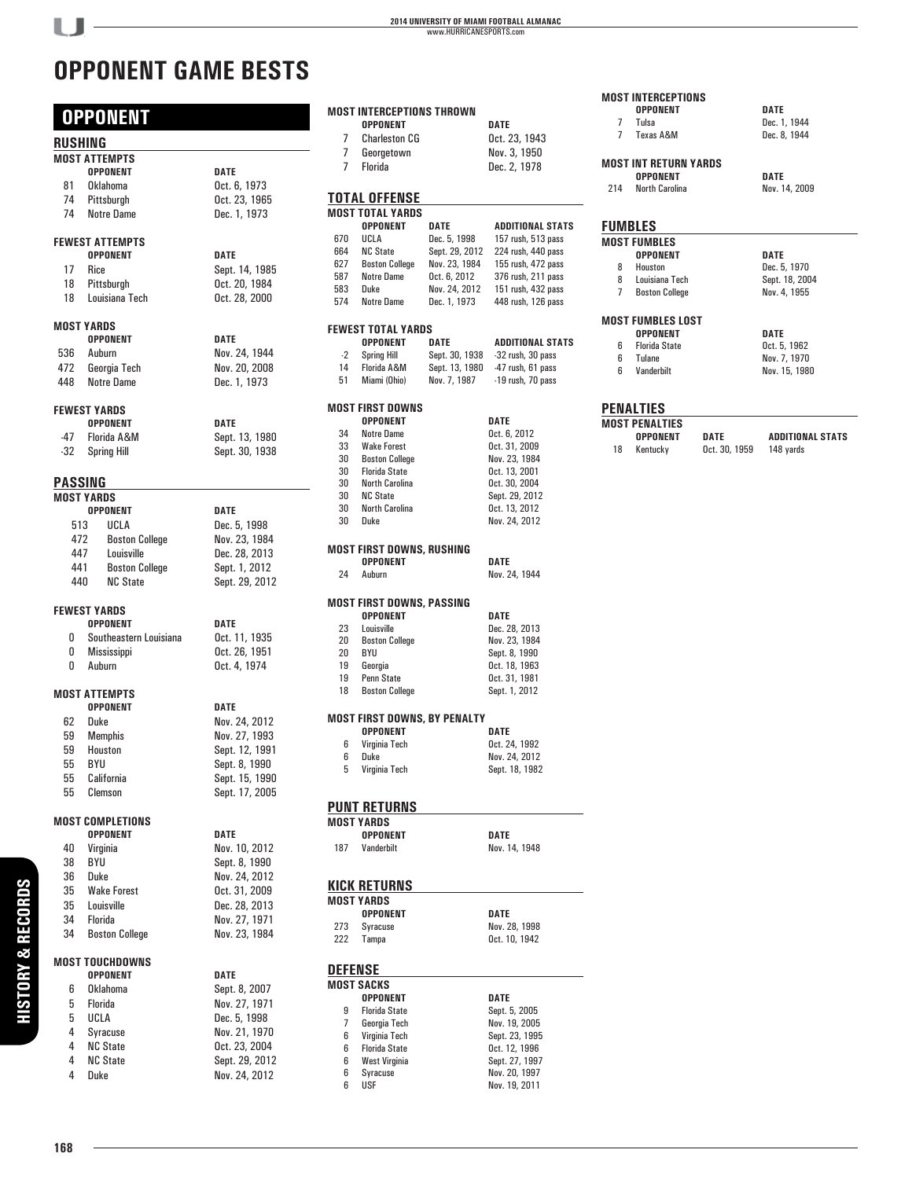# OPPONENT GAME BESTS

## OPPONENT

### RUSHING

**MOST ATTEMPTS**

| | OPPONENT | DATE |
|---|---|---|
| 81 | Oklahoma | Oct. 6, 1973 |
| 74 | Pittsburgh | Oct. 23, 1965 |
| 74 | Notre Dame | Dec. 1, 1973 |

**FEWEST ATTEMPTS**

| | OPPONENT | DATE |
|---|---|---|
| 17 | Rice | Sept. 14, 1985 |
| 18 | Pittsburgh | Oct. 20, 1984 |
| 18 | Louisiana Tech | Oct. 28, 2000 |

**MOST YARDS**

| | OPPONENT | DATE |
|---|---|---|
| 536 | Auburn | Nov. 24, 1944 |
| 472 | Georgia Tech | Nov. 20, 2008 |
| 448 | Notre Dame | Dec. 1, 1973 |

**FEWEST YARDS**

| | OPPONENT | DATE |
|---|---|---|
| -47 | Florida A&M | Sept. 13, 1980 |
| -32 | Spring Hill | Sept. 30, 1938 |

### PASSING

**MOST YARDS**

| | OPPONENT | DATE |
|---|---|---|
| 513 | UCLA | Dec. 5, 1998 |
| 472 | Boston College | Nov. 23, 1984 |
| 447 | Louisville | Dec. 28, 2013 |
| 441 | Boston College | Sept. 1, 2012 |
| 440 | NC State | Sept. 29, 2012 |

**FEWEST YARDS**

| | OPPONENT | DATE |
|---|---|---|
| 0 | Southeastern Louisiana | Oct. 11, 1935 |
| 0 | Mississippi | Oct. 26, 1951 |
| 0 | Auburn | Oct. 4, 1974 |

**MOST ATTEMPTS**

| | OPPONENT | DATE |
|---|---|---|
| 62 | Duke | Nov. 24, 2012 |
| 59 | Memphis | Nov. 27, 1993 |
| 59 | Houston | Sept. 12, 1991 |
| 55 | BYU | Sept. 8, 1990 |
| 55 | California | Sept. 15, 1990 |
| 55 | Clemson | Sept. 17, 2005 |

**MOST COMPLETIONS**

| | OPPONENT | DATE |
|---|---|---|
| 40 | Virginia | Nov. 10, 2012 |
| 38 | BYU | Sept. 8, 1990 |
| 36 | Duke | Nov. 24, 2012 |
| 35 | Wake Forest | Oct. 31, 2009 |
| 35 | Louisville | Dec. 28, 2013 |
| 34 | Florida | Nov. 27, 1971 |
| 34 | Boston College | Nov. 23, 1984 |

**MOST TOUCHDOWNS**

| | OPPONENT | DATE |
|---|---|---|
| 6 | Oklahoma | Sept. 8, 2007 |
| 5 | Florida | Nov. 27, 1971 |
| 5 | UCLA | Dec. 5, 1998 |
| 4 | Syracuse | Nov. 21, 1970 |
| 4 | NC State | Oct. 23, 2004 |
| 4 | NC State | Sept. 29, 2012 |
| 4 | Duke | Nov. 24, 2012 |

**MOST INTERCEPTIONS THROWN**

| | OPPONENT | DATE |
|---|---|---|
| 7 | Charleston CG | Oct. 23, 1943 |
| 7 | Georgetown | Nov. 3, 1950 |
| 7 | Florida | Dec. 2, 1978 |

### TOTAL OFFENSE

**MOST TOTAL YARDS**

| | OPPONENT | DATE | ADDITIONAL STATS |
|---|---|---|---|
| 670 | UCLA | Dec. 5, 1998 | 157 rush, 513 pass |
| 664 | NC State | Sept. 29, 2012 | 224 rush, 440 pass |
| 627 | Boston College | Nov. 23, 1984 | 155 rush, 472 pass |
| 587 | Notre Dame | Oct. 6, 2012 | 376 rush, 211 pass |
| 583 | Duke | Nov. 24, 2012 | 151 rush, 432 pass |
| 574 | Notre Dame | Dec. 1, 1973 | 448 rush, 126 pass |

**FEWEST TOTAL YARDS**

| | OPPONENT | DATE | ADDITIONAL STATS |
|---|---|---|---|
| -2 | Spring Hill | Sept. 30, 1938 | -32 rush, 30 pass |
| 14 | Florida A&M | Sept. 13, 1980 | -47 rush, 61 pass |
| 51 | Miami (Ohio) | Nov. 7, 1987 | -19 rush, 70 pass |

**MOST FIRST DOWNS**

| | OPPONENT | DATE |
|---|---|---|
| 34 | Notre Dame | Oct. 6, 2012 |
| 33 | Wake Forest | Oct. 31, 2009 |
| 30 | Boston College | Nov. 23, 1984 |
| 30 | Florida State | Oct. 13, 2001 |
| 30 | North Carolina | Oct. 30, 2004 |
| 30 | NC State | Sept. 29, 2012 |
| 30 | North Carolina | Oct. 13, 2012 |
| 30 | Duke | Nov. 24, 2012 |

**MOST FIRST DOWNS, RUSHING**

| | OPPONENT | DATE |
|---|---|---|
| 24 | Auburn | Nov. 24, 1944 |

**MOST FIRST DOWNS, PASSING**

| | OPPONENT | DATE |
|---|---|---|
| 23 | Louisville | Dec. 28, 2013 |
| 20 | Boston College | Nov. 23, 1984 |
| 20 | BYU | Sept. 8, 1990 |
| 19 | Georgia | Oct. 18, 1963 |
| 19 | Penn State | Oct. 31, 1981 |
| 18 | Boston College | Sept. 1, 2012 |

**MOST FIRST DOWNS, BY PENALTY**

| | OPPONENT | DATE |
|---|---|---|
| 6 | Virginia Tech | Oct. 24, 1992 |
| 6 | Duke | Nov. 24, 2012 |
| 5 | Virginia Tech | Sept. 18, 1982 |

### PUNT RETURNS

**MOST YARDS**

| | OPPONENT | DATE |
|---|---|---|
| 187 | Vanderbilt | Nov. 14, 1948 |

### KICK RETURNS

**MOST YARDS**

| | OPPONENT | DATE |
|---|---|---|
| 273 | Syracuse | Nov. 28, 1998 |
| 222 | Tampa | Oct. 10, 1942 |

### DEFENSE

**MOST SACKS**

| | OPPONENT | DATE |
|---|---|---|
| 9 | Florida State | Sept. 5, 2005 |
| 7 | Georgia Tech | Nov. 19, 2005 |
| 6 | Virginia Tech | Sept. 23, 1995 |
| 6 | Florida State | Oct. 12, 1996 |
| 6 | West Virginia | Sept. 27, 1997 |
| 6 | Syracuse | Nov. 20, 1997 |
| 6 | USF | Nov. 19, 2011 |

**MOST INTERCEPTIONS**

| | OPPONENT | DATE |
|---|---|---|
| 7 | Tulsa | Dec. 1, 1944 |
| 7 | Texas A&M | Dec. 8, 1944 |

**MOST INT RETURN YARDS**

| | OPPONENT | DATE |
|---|---|---|
| 214 | North Carolina | Nov. 14, 2009 |

### FUMBLES

**MOST FUMBLES**

| | OPPONENT | DATE |
|---|---|---|
| 8 | Houston | Dec. 5, 1970 |
| 8 | Louisiana Tech | Sept. 18, 2004 |
| 7 | Boston College | Nov. 4, 1955 |

**MOST FUMBLES LOST**

| | OPPONENT | DATE |
|---|---|---|
| 6 | Florida State | Oct. 5, 1962 |
| 6 | Tulane | Nov. 7, 1970 |
| 6 | Vanderbilt | Nov. 15, 1980 |

### PENALTIES

**MOST PENALTIES**

| | OPPONENT | DATE | ADDITIONAL STATS |
|---|---|---|---|
| 18 | Kentucky | Oct. 30, 1959 | 148 yards |